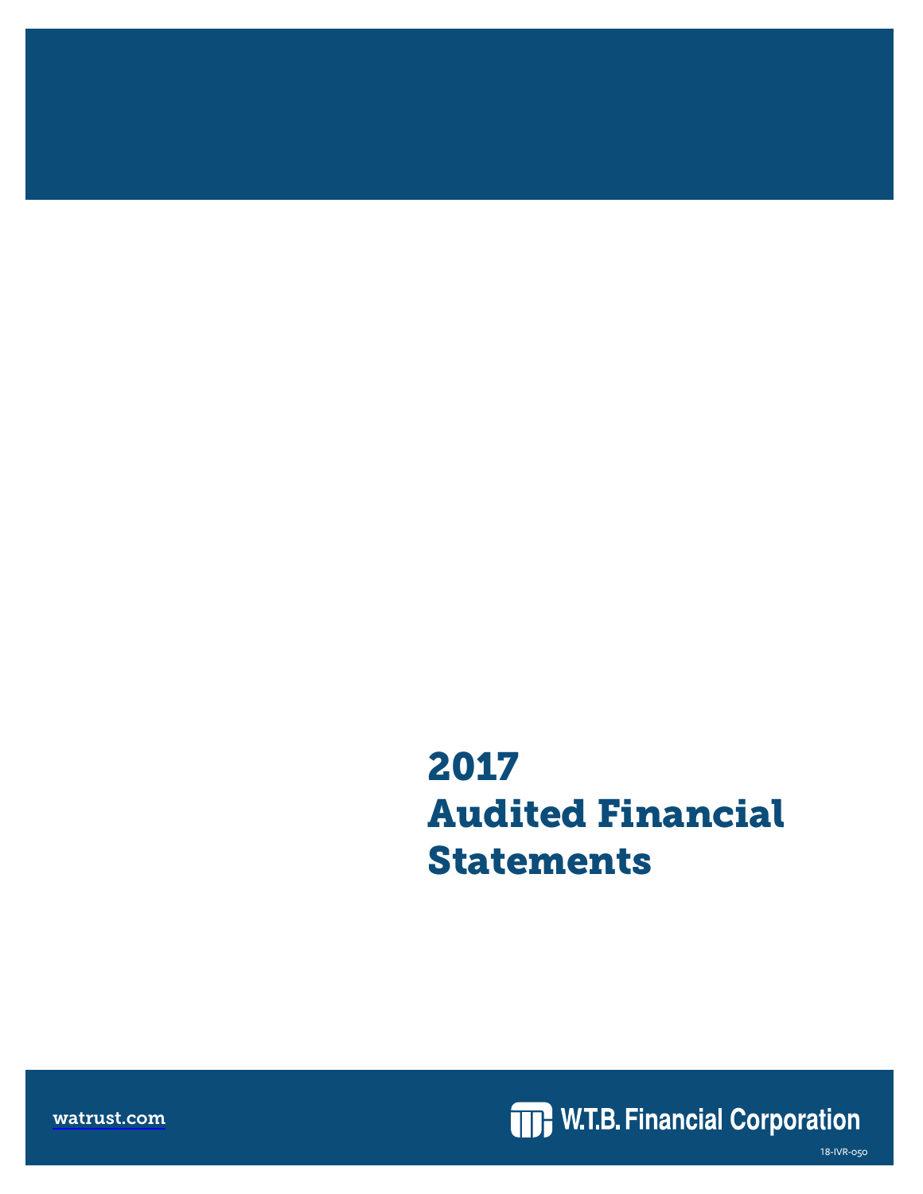# 2017 Audited Financial Statements

watrust.com

W.T.B. Financial Corporation

18-IVR-050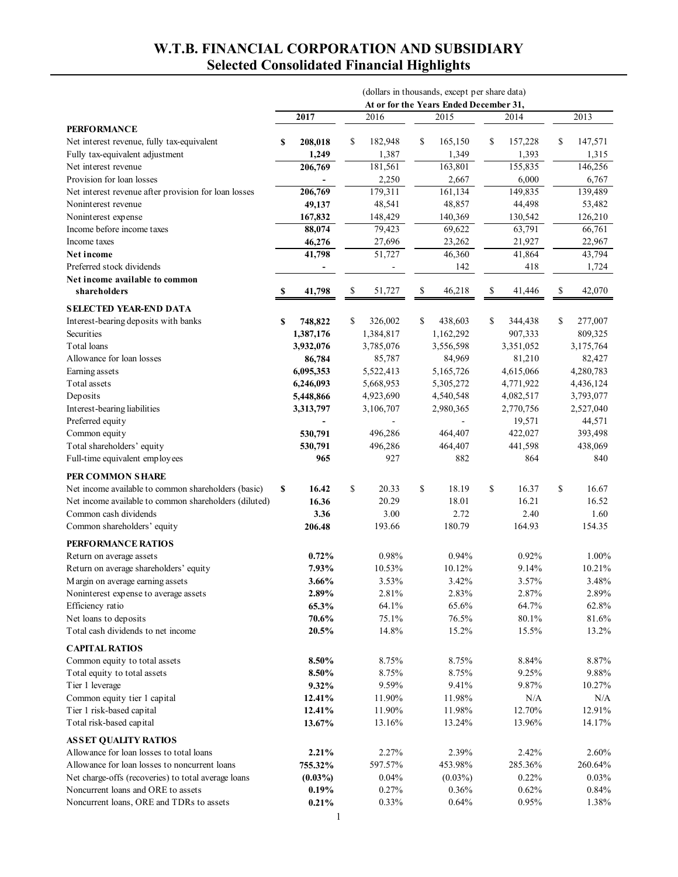# W.T.B. FINANCIAL CORPORATION AND SUBSIDIARY
## Selected Consolidated Financial Highlights

| | (dollars in thousands, except per share data) | | | | |
|---|---|---|---|---|---|
| | At or for the Years Ended December 31, | | | | |
| | **2017** | 2016 | 2015 | 2014 | 2013 |
| **PERFORMANCE** | | | | | |
| Net interest revenue, fully tax-equivalent | **$ 208,018** | $ 182,948 | $ 165,150 | $ 157,228 | $ 147,571 |
| Fully tax-equivalent adjustment | **1,249** | 1,387 | 1,349 | 1,393 | 1,315 |
| Net interest revenue | **206,769** | 181,561 | 163,801 | 155,835 | 146,256 |
| Provision for loan losses | **-** | 2,250 | 2,667 | 6,000 | 6,767 |
| Net interest revenue after provision for loan losses | **206,769** | 179,311 | 161,134 | 149,835 | 139,489 |
| Noninterest revenue | **49,137** | 48,541 | 48,857 | 44,498 | 53,482 |
| Noninterest expense | **167,832** | 148,429 | 140,369 | 130,542 | 126,210 |
| Income before income taxes | **88,074** | 79,423 | 69,622 | 63,791 | 66,761 |
| Income taxes | **46,276** | 27,696 | 23,262 | 21,927 | 22,967 |
| **Net income** | **41,798** | 51,727 | 46,360 | 41,864 | 43,794 |
| Preferred stock dividends | **-** | - | 142 | 418 | 1,724 |
| **Net income available to common shareholders** | **$ 41,798** | $ 51,727 | $ 46,218 | $ 41,446 | $ 42,070 |
| **SELECTED YEAR-END DATA** | | | | | |
| Interest-bearing deposits with banks | **$ 748,822** | $ 326,002 | $ 438,603 | $ 344,438 | $ 277,007 |
| Securities | **1,387,176** | 1,384,817 | 1,162,292 | 907,333 | 809,325 |
| Total loans | **3,932,076** | 3,785,076 | 3,556,598 | 3,351,052 | 3,175,764 |
| Allowance for loan losses | **86,784** | 85,787 | 84,969 | 81,210 | 82,427 |
| Earning assets | **6,095,353** | 5,522,413 | 5,165,726 | 4,615,066 | 4,280,783 |
| Total assets | **6,246,093** | 5,668,953 | 5,305,272 | 4,771,922 | 4,436,124 |
| Deposits | **5,448,866** | 4,923,690 | 4,540,548 | 4,082,517 | 3,793,077 |
| Interest-bearing liabilities | **3,313,797** | 3,106,707 | 2,980,365 | 2,770,756 | 2,527,040 |
| Preferred equity | **-** | - | - | 19,571 | 44,571 |
| Common equity | **530,791** | 496,286 | 464,407 | 422,027 | 393,498 |
| Total shareholders' equity | **530,791** | 496,286 | 464,407 | 441,598 | 438,069 |
| Full-time equivalent employees | **965** | 927 | 882 | 864 | 840 |
| **PER COMMON SHARE** | | | | | |
| Net income available to common shareholders (basic) | **$ 16.42** | $ 20.33 | $ 18.19 | $ 16.37 | $ 16.67 |
| Net income available to common shareholders (diluted) | **16.36** | 20.29 | 18.01 | 16.21 | 16.52 |
| Common cash dividends | **3.36** | 3.00 | 2.72 | 2.40 | 1.60 |
| Common shareholders' equity | **206.48** | 193.66 | 180.79 | 164.93 | 154.35 |
| **PERFORMANCE RATIOS** | | | | | |
| Return on average assets | **0.72%** | 0.98% | 0.94% | 0.92% | 1.00% |
| Return on average shareholders' equity | **7.93%** | 10.53% | 10.12% | 9.14% | 10.21% |
| Margin on average earning assets | **3.66%** | 3.53% | 3.42% | 3.57% | 3.48% |
| Noninterest expense to average assets | **2.89%** | 2.81% | 2.83% | 2.87% | 2.89% |
| Efficiency ratio | **65.3%** | 64.1% | 65.6% | 64.7% | 62.8% |
| Net loans to deposits | **70.6%** | 75.1% | 76.5% | 80.1% | 81.6% |
| Total cash dividends to net income | **20.5%** | 14.8% | 15.2% | 15.5% | 13.2% |
| **CAPITAL RATIOS** | | | | | |
| Common equity to total assets | **8.50%** | 8.75% | 8.75% | 8.84% | 8.87% |
| Total equity to total assets | **8.50%** | 8.75% | 8.75% | 9.25% | 9.88% |
| Tier 1 leverage | **9.32%** | 9.59% | 9.41% | 9.87% | 10.27% |
| Common equity tier 1 capital | **12.41%** | 11.90% | 11.98% | N/A | N/A |
| Tier 1 risk-based capital | **12.41%** | 11.90% | 11.98% | 12.70% | 12.91% |
| Total risk-based capital | **13.67%** | 13.16% | 13.24% | 13.96% | 14.17% |
| **ASSET QUALITY RATIOS** | | | | | |
| Allowance for loan losses to total loans | **2.21%** | 2.27% | 2.39% | 2.42% | 2.60% |
| Allowance for loan losses to noncurrent loans | **755.32%** | 597.57% | 453.98% | 285.36% | 260.64% |
| Net charge-offs (recoveries) to total average loans | **(0.03%)** | 0.04% | (0.03%) | 0.22% | 0.03% |
| Noncurrent loans and ORE to assets | **0.19%** | 0.27% | 0.36% | 0.62% | 0.84% |
| Noncurrent loans, ORE and TDRs to assets | **0.21%** | 0.33% | 0.64% | 0.95% | 1.38% |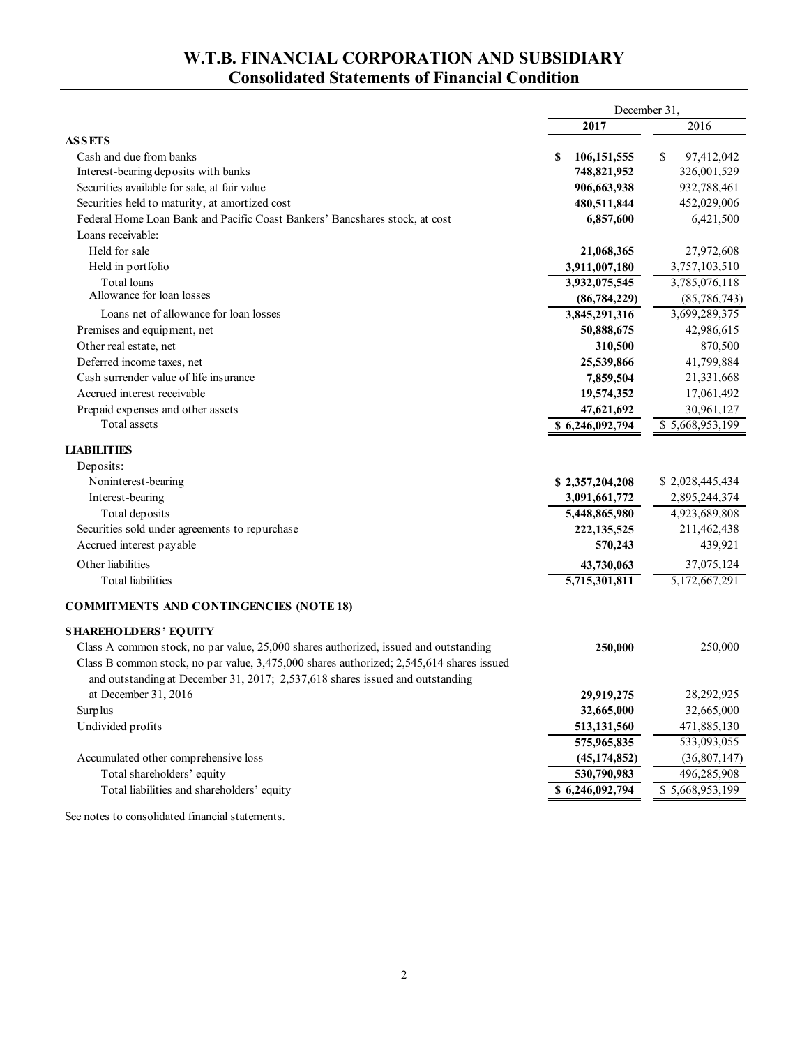# W.T.B. FINANCIAL CORPORATION AND SUBSIDIARY
## Consolidated Statements of Financial Condition

| | December 31, | |
|---|---|---|
| | **2017** | 2016 |
| **ASSETS** | | |
| Cash and due from banks | **$ 106,151,555** | $ 97,412,042 |
| Interest-bearing deposits with banks | **748,821,952** | 326,001,529 |
| Securities available for sale, at fair value | **906,663,938** | 932,788,461 |
| Securities held to maturity, at amortized cost | **480,511,844** | 452,029,006 |
| Federal Home Loan Bank and Pacific Coast Bankers' Bancshares stock, at cost | **6,857,600** | 6,421,500 |
| Loans receivable: | | |
| Held for sale | **21,068,365** | 27,972,608 |
| Held in portfolio | **3,911,007,180** | 3,757,103,510 |
| Total loans | **3,932,075,545** | 3,785,076,118 |
| Allowance for loan losses | **(86,784,229)** | (85,786,743) |
| Loans net of allowance for loan losses | **3,845,291,316** | 3,699,289,375 |
| Premises and equipment, net | **50,888,675** | 42,986,615 |
| Other real estate, net | **310,500** | 870,500 |
| Deferred income taxes, net | **25,539,866** | 41,799,884 |
| Cash surrender value of life insurance | **7,859,504** | 21,331,668 |
| Accrued interest receivable | **19,574,352** | 17,061,492 |
| Prepaid expenses and other assets | **47,621,692** | 30,961,127 |
| Total assets | **$ 6,246,092,794** | $ 5,668,953,199 |
| **LIABILITIES** | | |
| Deposits: | | |
| Noninterest-bearing | **$ 2,357,204,208** | $ 2,028,445,434 |
| Interest-bearing | **3,091,661,772** | 2,895,244,374 |
| Total deposits | **5,448,865,980** | 4,923,689,808 |
| Securities sold under agreements to repurchase | **222,135,525** | 211,462,438 |
| Accrued interest payable | **570,243** | 439,921 |
| Other liabilities | **43,730,063** | 37,075,124 |
| Total liabilities | **5,715,301,811** | 5,172,667,291 |
| **COMMITMENTS AND CONTINGENCIES (NOTE 18)** | | |
| **SHAREHOLDERS' EQUITY** | | |
| Class A common stock, no par value, 25,000 shares authorized, issued and outstanding | **250,000** | 250,000 |
| Class B common stock, no par value, 3,475,000 shares authorized; 2,545,614 shares issued and outstanding at December 31, 2017; 2,537,618 shares issued and outstanding at December 31, 2016 | **29,919,275** | 28,292,925 |
| Surplus | **32,665,000** | 32,665,000 |
| Undivided profits | **513,131,560** | 471,885,130 |
| | **575,965,835** | 533,093,055 |
| Accumulated other comprehensive loss | **(45,174,852)** | (36,807,147) |
| Total shareholders' equity | **530,790,983** | 496,285,908 |
| Total liabilities and shareholders' equity | **$ 6,246,092,794** | $ 5,668,953,199 |

See notes to consolidated financial statements.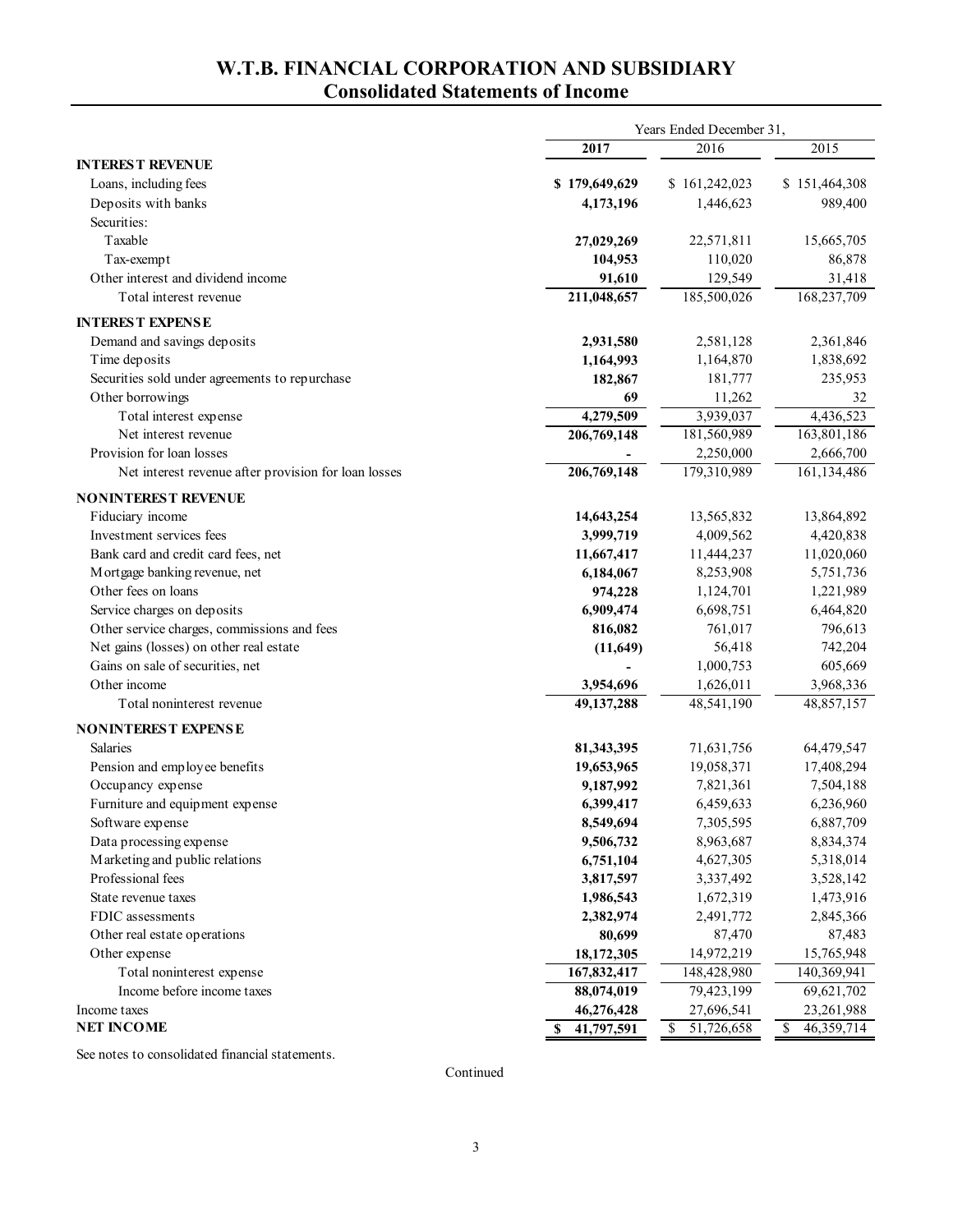# W.T.B. FINANCIAL CORPORATION AND SUBSIDIARY
## Consolidated Statements of Income

| | Years Ended December 31, | | |
|---|---|---|---|
| | **2017** | 2016 | 2015 |
| **INTEREST REVENUE** | | | |
| Loans, including fees | **$ 179,649,629** | $ 161,242,023 | $ 151,464,308 |
| Deposits with banks | **4,173,196** | 1,446,623 | 989,400 |
| Securities: | | | |
| Taxable | **27,029,269** | 22,571,811 | 15,665,705 |
| Tax-exempt | **104,953** | 110,020 | 86,878 |
| Other interest and dividend income | **91,610** | 129,549 | 31,418 |
| Total interest revenue | **211,048,657** | 185,500,026 | 168,237,709 |
| **INTEREST EXPENSE** | | | |
| Demand and savings deposits | **2,931,580** | 2,581,128 | 2,361,846 |
| Time deposits | **1,164,993** | 1,164,870 | 1,838,692 |
| Securities sold under agreements to repurchase | **182,867** | 181,777 | 235,953 |
| Other borrowings | **69** | 11,262 | 32 |
| Total interest expense | **4,279,509** | 3,939,037 | 4,436,523 |
| Net interest revenue | **206,769,148** | 181,560,989 | 163,801,186 |
| Provision for loan losses | **-** | 2,250,000 | 2,666,700 |
| Net interest revenue after provision for loan losses | **206,769,148** | 179,310,989 | 161,134,486 |
| **NONINTEREST REVENUE** | | | |
| Fiduciary income | **14,643,254** | 13,565,832 | 13,864,892 |
| Investment services fees | **3,999,719** | 4,009,562 | 4,420,838 |
| Bank card and credit card fees, net | **11,667,417** | 11,444,237 | 11,020,060 |
| Mortgage banking revenue, net | **6,184,067** | 8,253,908 | 5,751,736 |
| Other fees on loans | **974,228** | 1,124,701 | 1,221,989 |
| Service charges on deposits | **6,909,474** | 6,698,751 | 6,464,820 |
| Other service charges, commissions and fees | **816,082** | 761,017 | 796,613 |
| Net gains (losses) on other real estate | **(11,649)** | 56,418 | 742,204 |
| Gains on sale of securities, net | **-** | 1,000,753 | 605,669 |
| Other income | **3,954,696** | 1,626,011 | 3,968,336 |
| Total noninterest revenue | **49,137,288** | 48,541,190 | 48,857,157 |
| **NONINTEREST EXPENSE** | | | |
| Salaries | **81,343,395** | 71,631,756 | 64,479,547 |
| Pension and employee benefits | **19,653,965** | 19,058,371 | 17,408,294 |
| Occupancy expense | **9,187,992** | 7,821,361 | 7,504,188 |
| Furniture and equipment expense | **6,399,417** | 6,459,633 | 6,236,960 |
| Software expense | **8,549,694** | 7,305,595 | 6,887,709 |
| Data processing expense | **9,506,732** | 8,963,687 | 8,834,374 |
| Marketing and public relations | **6,751,104** | 4,627,305 | 5,318,014 |
| Professional fees | **3,817,597** | 3,337,492 | 3,528,142 |
| State revenue taxes | **1,986,543** | 1,672,319 | 1,473,916 |
| FDIC assessments | **2,382,974** | 2,491,772 | 2,845,366 |
| Other real estate operations | **80,699** | 87,470 | 87,483 |
| Other expense | **18,172,305** | 14,972,219 | 15,765,948 |
| Total noninterest expense | **167,832,417** | 148,428,980 | 140,369,941 |
| Income before income taxes | **88,074,019** | 79,423,199 | 69,621,702 |
| Income taxes | **46,276,428** | 27,696,541 | 23,261,988 |
| **NET INCOME** | **$ 41,797,591** | $ 51,726,658 | $ 46,359,714 |

See notes to consolidated financial statements.

Continued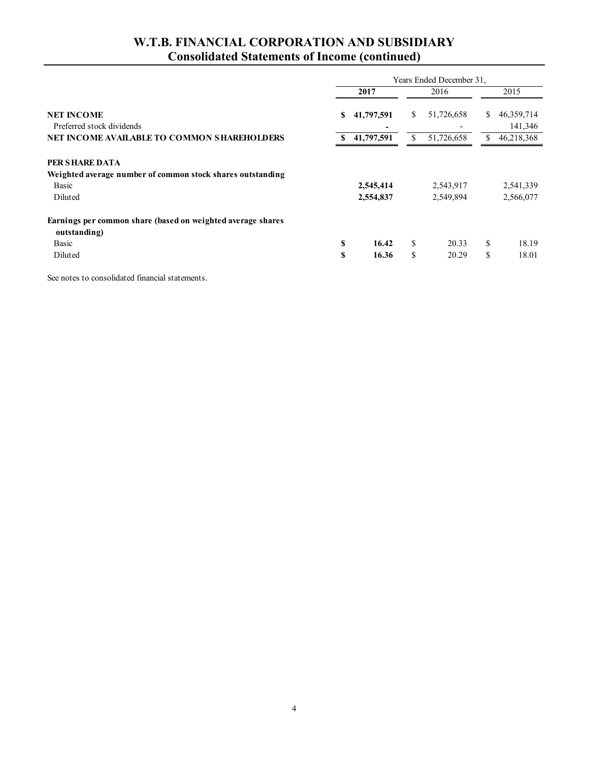# W.T.B. FINANCIAL CORPORATION AND SUBSIDIARY
## Consolidated Statements of Income (continued)

| | Years Ended December 31, | | |
|---|---|---|---|
| | **2017** | 2016 | 2015 |
| **NET INCOME** | **$ 41,797,591** | $ 51,726,658 | $ 46,359,714 |
| Preferred stock dividends | **-** | - | 141,346 |
| **NET INCOME AVAILABLE TO COMMON SHAREHOLDERS** | **$ 41,797,591** | $ 51,726,658 | $ 46,218,368 |
| | | | |
| **PER SHARE DATA** | | | |
| **Weighted average number of common stock shares outstanding** | | | |
| Basic | **2,545,414** | 2,543,917 | 2,541,339 |
| Diluted | **2,554,837** | 2,549,894 | 2,566,077 |
| | | | |
| **Earnings per common share (based on weighted average shares outstanding)** | | | |
| Basic | **$ 16.42** | $ 20.33 | $ 18.19 |
| Diluted | **$ 16.36** | $ 20.29 | $ 18.01 |

See notes to consolidated financial statements.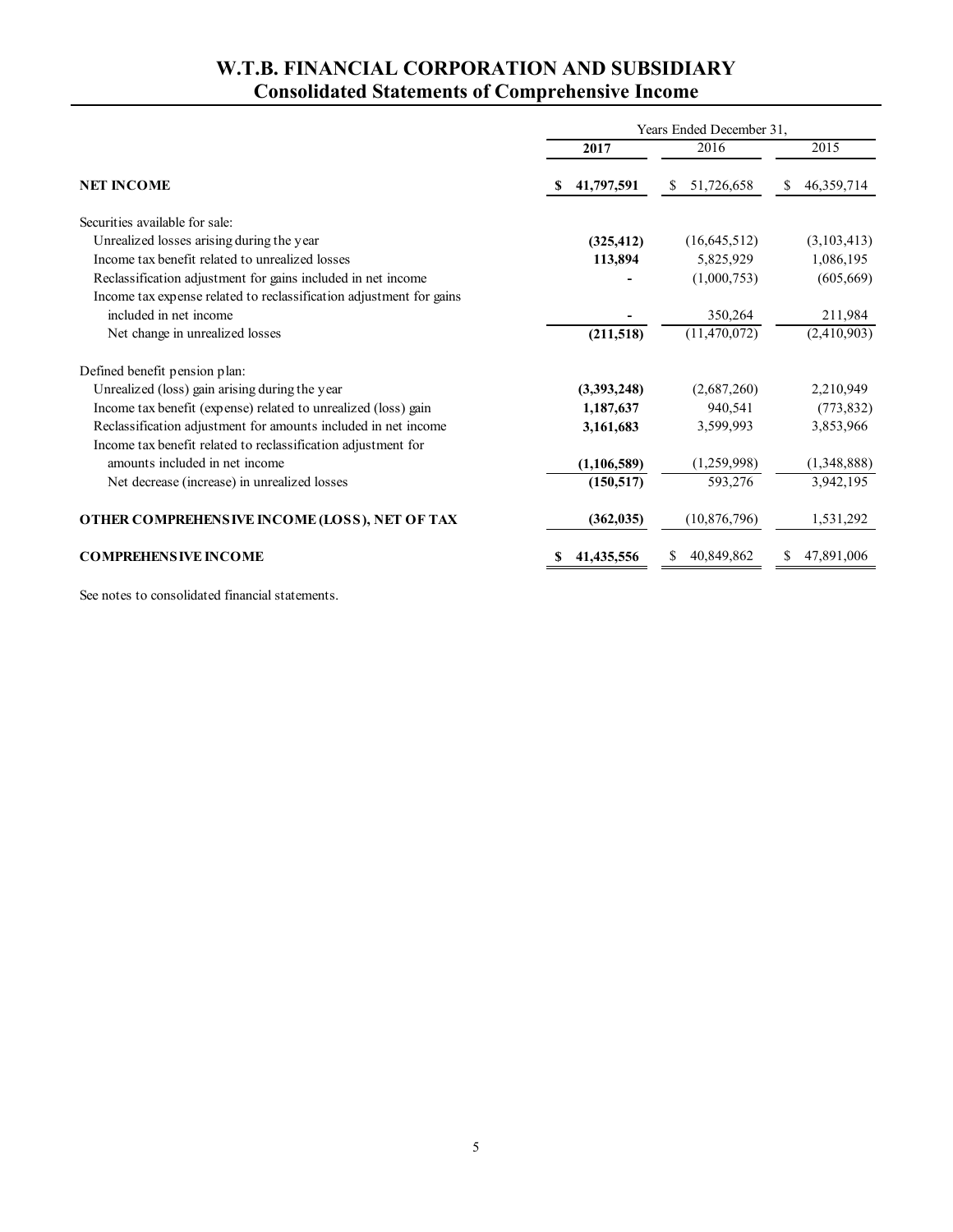# W.T.B. FINANCIAL CORPORATION AND SUBSIDIARY
## Consolidated Statements of Comprehensive Income

| | Years Ended December 31, | | |
|---|---|---|---|
| | **2017** | 2016 | 2015 |
| **NET INCOME** | **$ 41,797,591** | $ 51,726,658 | $ 46,359,714 |
| Securities available for sale: | | | |
| Unrealized losses arising during the year | **(325,412)** | (16,645,512) | (3,103,413) |
| Income tax benefit related to unrealized losses | **113,894** | 5,825,929 | 1,086,195 |
| Reclassification adjustment for gains included in net income | **-** | (1,000,753) | (605,669) |
| Income tax expense related to reclassification adjustment for gains included in net income | **-** | 350,264 | 211,984 |
| Net change in unrealized losses | **(211,518)** | (11,470,072) | (2,410,903) |
| Defined benefit pension plan: | | | |
| Unrealized (loss) gain arising during the year | **(3,393,248)** | (2,687,260) | 2,210,949 |
| Income tax benefit (expense) related to unrealized (loss) gain | **1,187,637** | 940,541 | (773,832) |
| Reclassification adjustment for amounts included in net income | **3,161,683** | 3,599,993 | 3,853,966 |
| Income tax benefit related to reclassification adjustment for amounts included in net income | **(1,106,589)** | (1,259,998) | (1,348,888) |
| Net decrease (increase) in unrealized losses | **(150,517)** | 593,276 | 3,942,195 |
| **OTHER COMPREHENSIVE INCOME (LOSS), NET OF TAX** | **(362,035)** | (10,876,796) | 1,531,292 |
| **COMPREHENSIVE INCOME** | **$ 41,435,556** | $ 40,849,862 | $ 47,891,006 |

See notes to consolidated financial statements.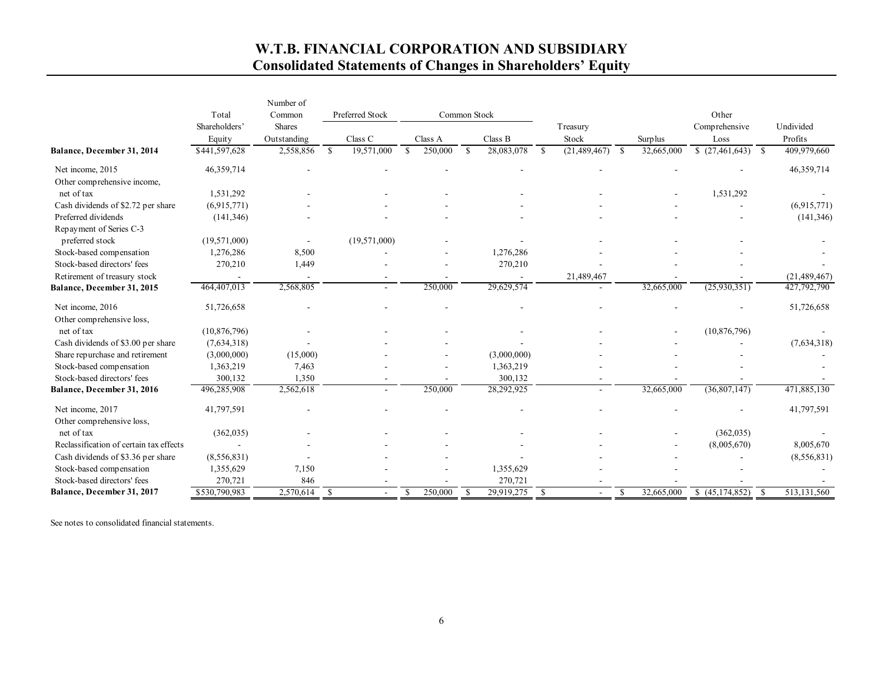# W.T.B. FINANCIAL CORPORATION AND SUBSIDIARY
## Consolidated Statements of Changes in Shareholders' Equity

| | Total Shareholders' Equity | Number of Common Shares Outstanding | Preferred Stock Class C | Common Stock Class A | Common Stock Class B | Treasury Stock | Surplus | Other Comprehensive Loss | Undivided Profits |
|---|---|---|---|---|---|---|---|---|---|
| **Balance, December 31, 2014** | $441,597,628 | 2,558,856 | $ 19,571,000 | $ 250,000 | $ 28,083,078 | $ (21,489,467) | $ 32,665,000 | $ (27,461,643) | $ 409,979,660 |
| Net income, 2015 | 46,359,714 | - | - | - | - | - | - | - | 46,359,714 |
| Other comprehensive income, net of tax | 1,531,292 | - | - | - | - | - | - | 1,531,292 | - |
| Cash dividends of $2.72 per share | (6,915,771) | - | - | - | - | - | - | - | (6,915,771) |
| Preferred dividends | (141,346) | - | - | - | - | - | - | - | (141,346) |
| Repayment of Series C-3 preferred stock | (19,571,000) | - | (19,571,000) | - | - | - | - | - | - |
| Stock-based compensation | 1,276,286 | 8,500 | - | - | 1,276,286 | - | - | - | - |
| Stock-based directors' fees | 270,210 | 1,449 | - | - | 270,210 | - | - | - | - |
| Retirement of treasury stock | - | - | - | - | - | 21,489,467 | - | - | (21,489,467) |
| **Balance, December 31, 2015** | 464,407,013 | 2,568,805 | - | 250,000 | 29,629,574 | - | 32,665,000 | (25,930,351) | 427,792,790 |
| Net income, 2016 | 51,726,658 | - | - | - | - | - | - | - | 51,726,658 |
| Other comprehensive loss, net of tax | (10,876,796) | - | - | - | - | - | - | (10,876,796) | - |
| Cash dividends of $3.00 per share | (7,634,318) | - | - | - | - | - | - | - | (7,634,318) |
| Share repurchase and retirement | (3,000,000) | (15,000) | - | - | (3,000,000) | - | - | - | - |
| Stock-based compensation | 1,363,219 | 7,463 | - | - | 1,363,219 | - | - | - | - |
| Stock-based directors' fees | 300,132 | 1,350 | - | - | 300,132 | - | - | - | - |
| **Balance, December 31, 2016** | 496,285,908 | 2,562,618 | - | 250,000 | 28,292,925 | - | 32,665,000 | (36,807,147) | 471,885,130 |
| Net income, 2017 | 41,797,591 | - | - | - | - | - | - | - | 41,797,591 |
| Other comprehensive loss, net of tax | (362,035) | - | - | - | - | - | - | (362,035) | - |
| Reclassification of certain tax effects | - | - | - | - | - | - | - | (8,005,670) | 8,005,670 |
| Cash dividends of $3.36 per share | (8,556,831) | - | - | - | - | - | - | - | (8,556,831) |
| Stock-based compensation | 1,355,629 | 7,150 | - | - | 1,355,629 | - | - | - | - |
| Stock-based directors' fees | 270,721 | 846 | - | - | 270,721 | - | - | - | - |
| **Balance, December 31, 2017** | $530,790,983 | 2,570,614 | $ - | $ 250,000 | $ 29,919,275 | $ - | $ 32,665,000 | $ (45,174,852) | $ 513,131,560 |

See notes to consolidated financial statements.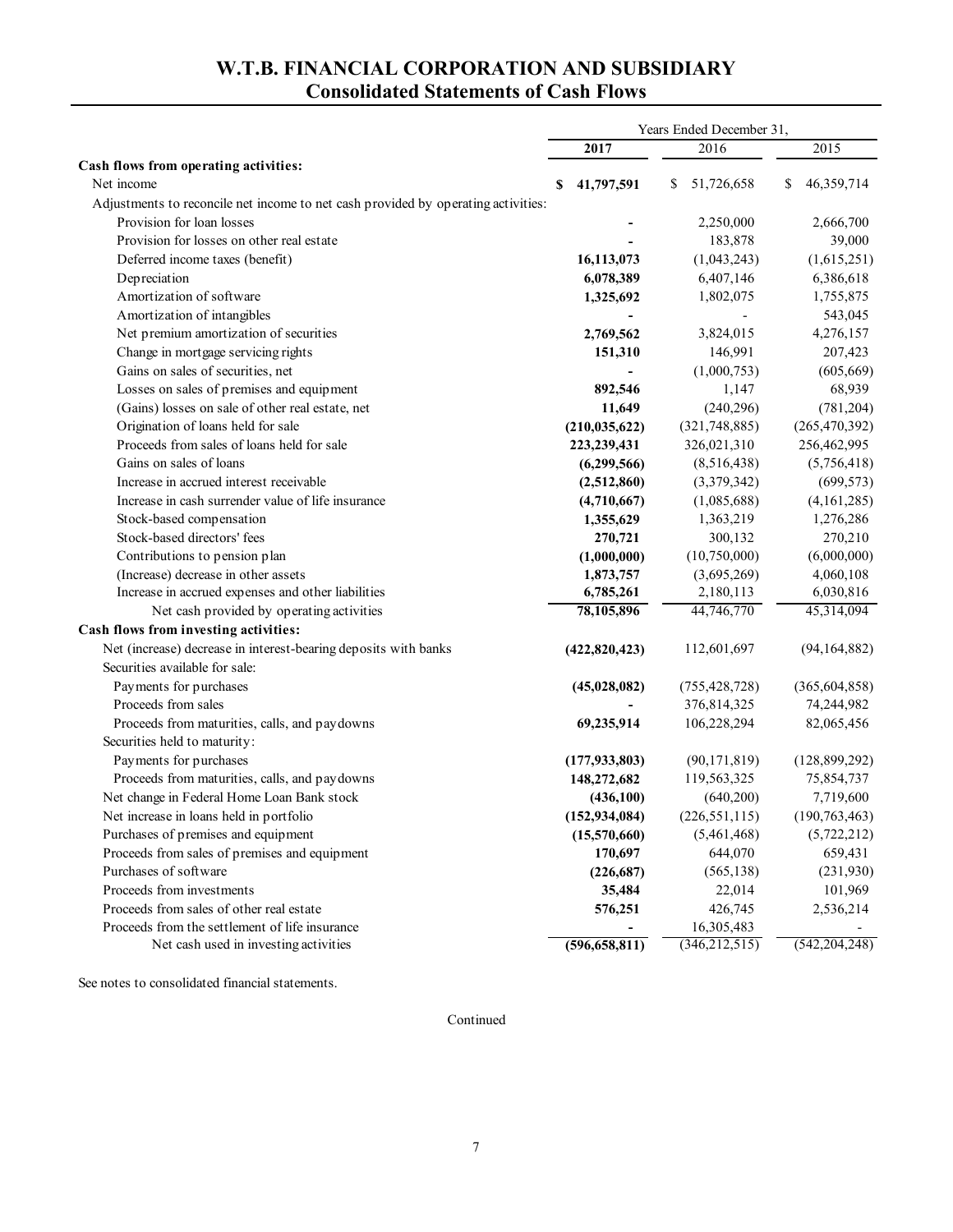# W.T.B. FINANCIAL CORPORATION AND SUBSIDIARY
## Consolidated Statements of Cash Flows

| | Years Ended December 31, | | |
|---|---|---|---|
| | **2017** | 2016 | 2015 |
| **Cash flows from operating activities:** | | | |
| Net income | **$ 41,797,591** | $ 51,726,658 | $ 46,359,714 |
| Adjustments to reconcile net income to net cash provided by operating activities: | | | |
| Provision for loan losses | **-** | 2,250,000 | 2,666,700 |
| Provision for losses on other real estate | **-** | 183,878 | 39,000 |
| Deferred income taxes (benefit) | **16,113,073** | (1,043,243) | (1,615,251) |
| Depreciation | **6,078,389** | 6,407,146 | 6,386,618 |
| Amortization of software | **1,325,692** | 1,802,075 | 1,755,875 |
| Amortization of intangibles | **-** | - | 543,045 |
| Net premium amortization of securities | **2,769,562** | 3,824,015 | 4,276,157 |
| Change in mortgage servicing rights | **151,310** | 146,991 | 207,423 |
| Gains on sales of securities, net | **-** | (1,000,753) | (605,669) |
| Losses on sales of premises and equipment | **892,546** | 1,147 | 68,939 |
| (Gains) losses on sale of other real estate, net | **11,649** | (240,296) | (781,204) |
| Origination of loans held for sale | **(210,035,622)** | (321,748,885) | (265,470,392) |
| Proceeds from sales of loans held for sale | **223,239,431** | 326,021,310 | 256,462,995 |
| Gains on sales of loans | **(6,299,566)** | (8,516,438) | (5,756,418) |
| Increase in accrued interest receivable | **(2,512,860)** | (3,379,342) | (699,573) |
| Increase in cash surrender value of life insurance | **(4,710,667)** | (1,085,688) | (4,161,285) |
| Stock-based compensation | **1,355,629** | 1,363,219 | 1,276,286 |
| Stock-based directors' fees | **270,721** | 300,132 | 270,210 |
| Contributions to pension plan | **(1,000,000)** | (10,750,000) | (6,000,000) |
| (Increase) decrease in other assets | **1,873,757** | (3,695,269) | 4,060,108 |
| Increase in accrued expenses and other liabilities | **6,785,261** | 2,180,113 | 6,030,816 |
| Net cash provided by operating activities | **78,105,896** | 44,746,770 | 45,314,094 |
| **Cash flows from investing activities:** | | | |
| Net (increase) decrease in interest-bearing deposits with banks | **(422,820,423)** | 112,601,697 | (94,164,882) |
| Securities available for sale: | | | |
| Payments for purchases | **(45,028,082)** | (755,428,728) | (365,604,858) |
| Proceeds from sales | **-** | 376,814,325 | 74,244,982 |
| Proceeds from maturities, calls, and paydowns | **69,235,914** | 106,228,294 | 82,065,456 |
| Securities held to maturity: | | | |
| Payments for purchases | **(177,933,803)** | (90,171,819) | (128,899,292) |
| Proceeds from maturities, calls, and paydowns | **148,272,682** | 119,563,325 | 75,854,737 |
| Net change in Federal Home Loan Bank stock | **(436,100)** | (640,200) | 7,719,600 |
| Net increase in loans held in portfolio | **(152,934,084)** | (226,551,115) | (190,763,463) |
| Purchases of premises and equipment | **(15,570,660)** | (5,461,468) | (5,722,212) |
| Proceeds from sales of premises and equipment | **170,697** | 644,070 | 659,431 |
| Purchases of software | **(226,687)** | (565,138) | (231,930) |
| Proceeds from investments | **35,484** | 22,014 | 101,969 |
| Proceeds from sales of other real estate | **576,251** | 426,745 | 2,536,214 |
| Proceeds from the settlement of life insurance | **-** | 16,305,483 | - |
| Net cash used in investing activities | **(596,658,811)** | (346,212,515) | (542,204,248) |

See notes to consolidated financial statements.

Continued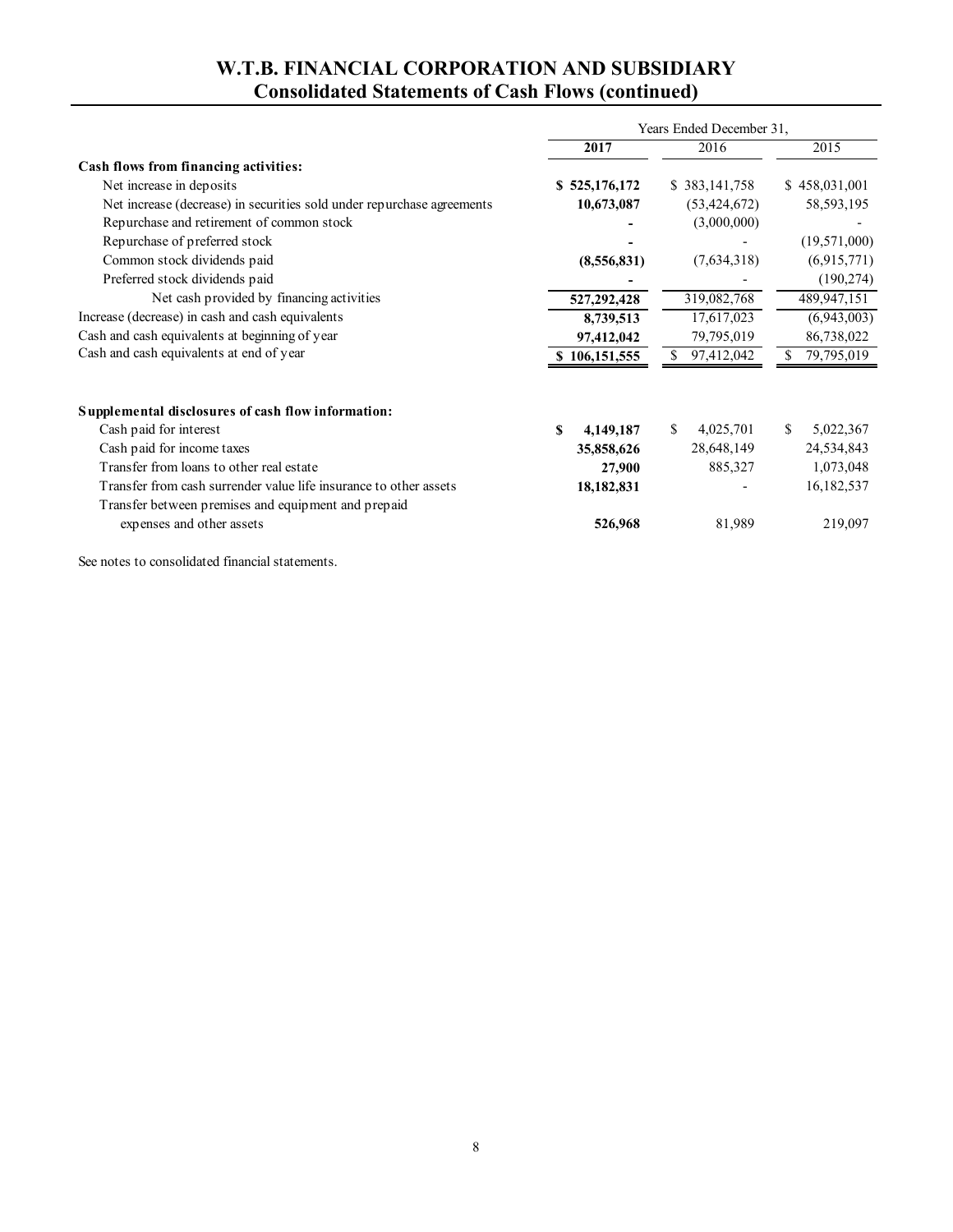# W.T.B. FINANCIAL CORPORATION AND SUBSIDIARY
## Consolidated Statements of Cash Flows (continued)

| | Years Ended December 31, | | |
|---|---|---|---|
| | **2017** | 2016 | 2015 |
| **Cash flows from financing activities:** | | | |
| Net increase in deposits | **$ 525,176,172** | $ 383,141,758 | $ 458,031,001 |
| Net increase (decrease) in securities sold under repurchase agreements | **10,673,087** | (53,424,672) | 58,593,195 |
| Repurchase and retirement of common stock | **-** | (3,000,000) | - |
| Repurchase of preferred stock | **-** | - | (19,571,000) |
| Common stock dividends paid | **(8,556,831)** | (7,634,318) | (6,915,771) |
| Preferred stock dividends paid | **-** | - | (190,274) |
| Net cash provided by financing activities | **527,292,428** | 319,082,768 | 489,947,151 |
| Increase (decrease) in cash and cash equivalents | **8,739,513** | 17,617,023 | (6,943,003) |
| Cash and cash equivalents at beginning of year | **97,412,042** | 79,795,019 | 86,738,022 |
| Cash and cash equivalents at end of year | **$ 106,151,555** | $ 97,412,042 | $ 79,795,019 |
| | | | |
| **Supplemental disclosures of cash flow information:** | | | |
| Cash paid for interest | **$ 4,149,187** | $ 4,025,701 | $ 5,022,367 |
| Cash paid for income taxes | **35,858,626** | 28,648,149 | 24,534,843 |
| Transfer from loans to other real estate | **27,900** | 885,327 | 1,073,048 |
| Transfer from cash surrender value life insurance to other assets | **18,182,831** | - | 16,182,537 |
| Transfer between premises and equipment and prepaid expenses and other assets | **526,968** | 81,989 | 219,097 |

See notes to consolidated financial statements.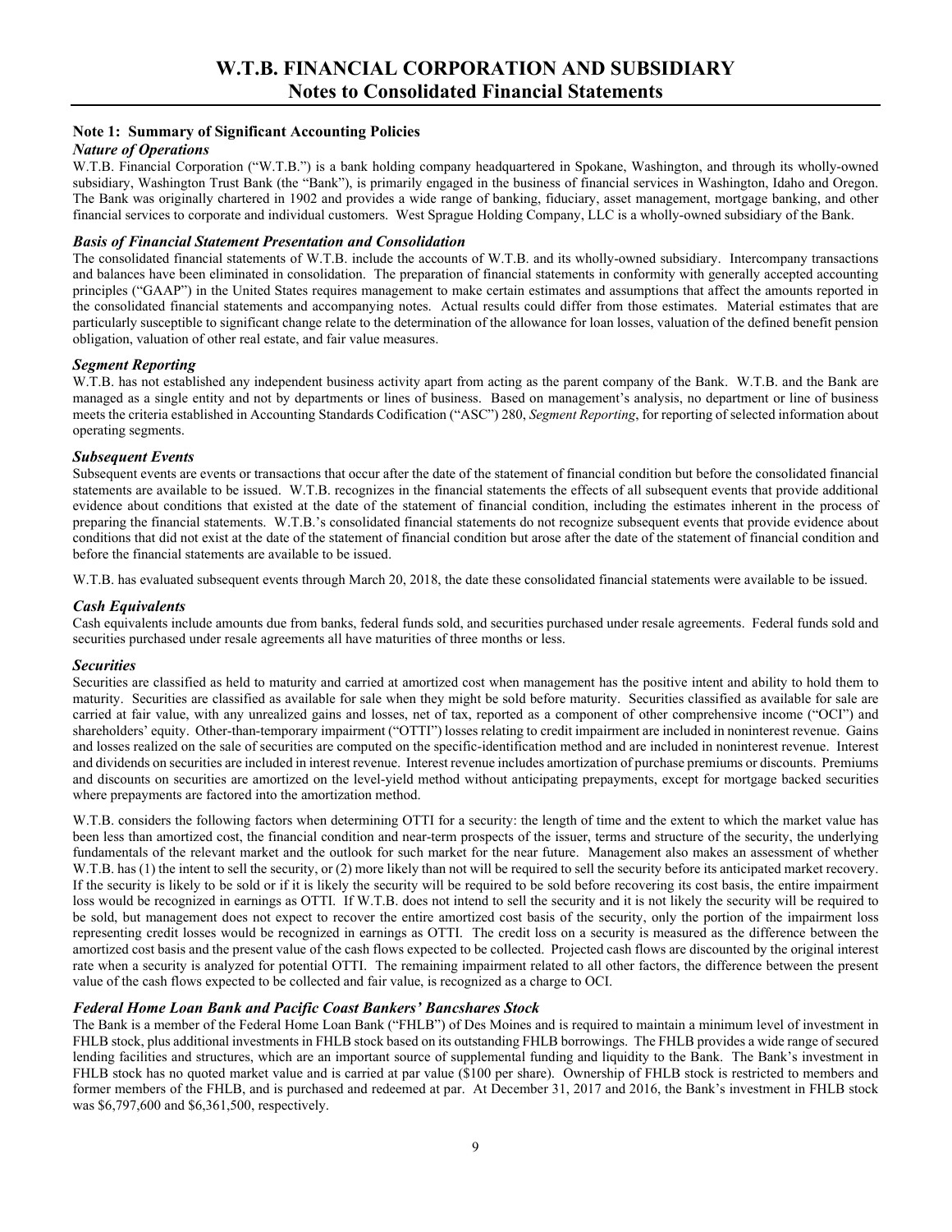# W.T.B. FINANCIAL CORPORATION AND SUBSIDIARY
## Notes to Consolidated Financial Statements

### Note 1: Summary of Significant Accounting Policies

***Nature of Operations***

W.T.B. Financial Corporation ("W.T.B.") is a bank holding company headquartered in Spokane, Washington, and through its wholly-owned subsidiary, Washington Trust Bank (the "Bank"), is primarily engaged in the business of financial services in Washington, Idaho and Oregon. The Bank was originally chartered in 1902 and provides a wide range of banking, fiduciary, asset management, mortgage banking, and other financial services to corporate and individual customers. West Sprague Holding Company, LLC is a wholly-owned subsidiary of the Bank.

***Basis of Financial Statement Presentation and Consolidation***

The consolidated financial statements of W.T.B. include the accounts of W.T.B. and its wholly-owned subsidiary. Intercompany transactions and balances have been eliminated in consolidation. The preparation of financial statements in conformity with generally accepted accounting principles ("GAAP") in the United States requires management to make certain estimates and assumptions that affect the amounts reported in the consolidated financial statements and accompanying notes. Actual results could differ from those estimates. Material estimates that are particularly susceptible to significant change relate to the determination of the allowance for loan losses, valuation of the defined benefit pension obligation, valuation of other real estate, and fair value measures.

***Segment Reporting***

W.T.B. has not established any independent business activity apart from acting as the parent company of the Bank. W.T.B. and the Bank are managed as a single entity and not by departments or lines of business. Based on management's analysis, no department or line of business meets the criteria established in Accounting Standards Codification ("ASC") 280, *Segment Reporting*, for reporting of selected information about operating segments.

***Subsequent Events***

Subsequent events are events or transactions that occur after the date of the statement of financial condition but before the consolidated financial statements are available to be issued. W.T.B. recognizes in the financial statements the effects of all subsequent events that provide additional evidence about conditions that existed at the date of the statement of financial condition, including the estimates inherent in the process of preparing the financial statements. W.T.B.'s consolidated financial statements do not recognize subsequent events that provide evidence about conditions that did not exist at the date of the statement of financial condition but arose after the date of the statement of financial condition and before the financial statements are available to be issued.

W.T.B. has evaluated subsequent events through March 20, 2018, the date these consolidated financial statements were available to be issued.

***Cash Equivalents***

Cash equivalents include amounts due from banks, federal funds sold, and securities purchased under resale agreements. Federal funds sold and securities purchased under resale agreements all have maturities of three months or less.

***Securities***

Securities are classified as held to maturity and carried at amortized cost when management has the positive intent and ability to hold them to maturity. Securities are classified as available for sale when they might be sold before maturity. Securities classified as available for sale are carried at fair value, with any unrealized gains and losses, net of tax, reported as a component of other comprehensive income ("OCI") and shareholders' equity. Other-than-temporary impairment ("OTTI") losses relating to credit impairment are included in noninterest revenue. Gains and losses realized on the sale of securities are computed on the specific-identification method and are included in noninterest revenue. Interest and dividends on securities are included in interest revenue. Interest revenue includes amortization of purchase premiums or discounts. Premiums and discounts on securities are amortized on the level-yield method without anticipating prepayments, except for mortgage backed securities where prepayments are factored into the amortization method.

W.T.B. considers the following factors when determining OTTI for a security: the length of time and the extent to which the market value has been less than amortized cost, the financial condition and near-term prospects of the issuer, terms and structure of the security, the underlying fundamentals of the relevant market and the outlook for such market for the near future. Management also makes an assessment of whether W.T.B. has (1) the intent to sell the security, or (2) more likely than not will be required to sell the security before its anticipated market recovery. If the security is likely to be sold or if it is likely the security will be required to be sold before recovering its cost basis, the entire impairment loss would be recognized in earnings as OTTI. If W.T.B. does not intend to sell the security and it is not likely the security will be required to be sold, but management does not expect to recover the entire amortized cost basis of the security, only the portion of the impairment loss representing credit losses would be recognized in earnings as OTTI. The credit loss on a security is measured as the difference between the amortized cost basis and the present value of the cash flows expected to be collected. Projected cash flows are discounted by the original interest rate when a security is analyzed for potential OTTI. The remaining impairment related to all other factors, the difference between the present value of the cash flows expected to be collected and fair value, is recognized as a charge to OCI.

***Federal Home Loan Bank and Pacific Coast Bankers' Bancshares Stock***

The Bank is a member of the Federal Home Loan Bank ("FHLB") of Des Moines and is required to maintain a minimum level of investment in FHLB stock, plus additional investments in FHLB stock based on its outstanding FHLB borrowings. The FHLB provides a wide range of secured lending facilities and structures, which are an important source of supplemental funding and liquidity to the Bank. The Bank's investment in FHLB stock has no quoted market value and is carried at par value ($100 per share). Ownership of FHLB stock is restricted to members and former members of the FHLB, and is purchased and redeemed at par. At December 31, 2017 and 2016, the Bank's investment in FHLB stock was $6,797,600 and $6,361,500, respectively.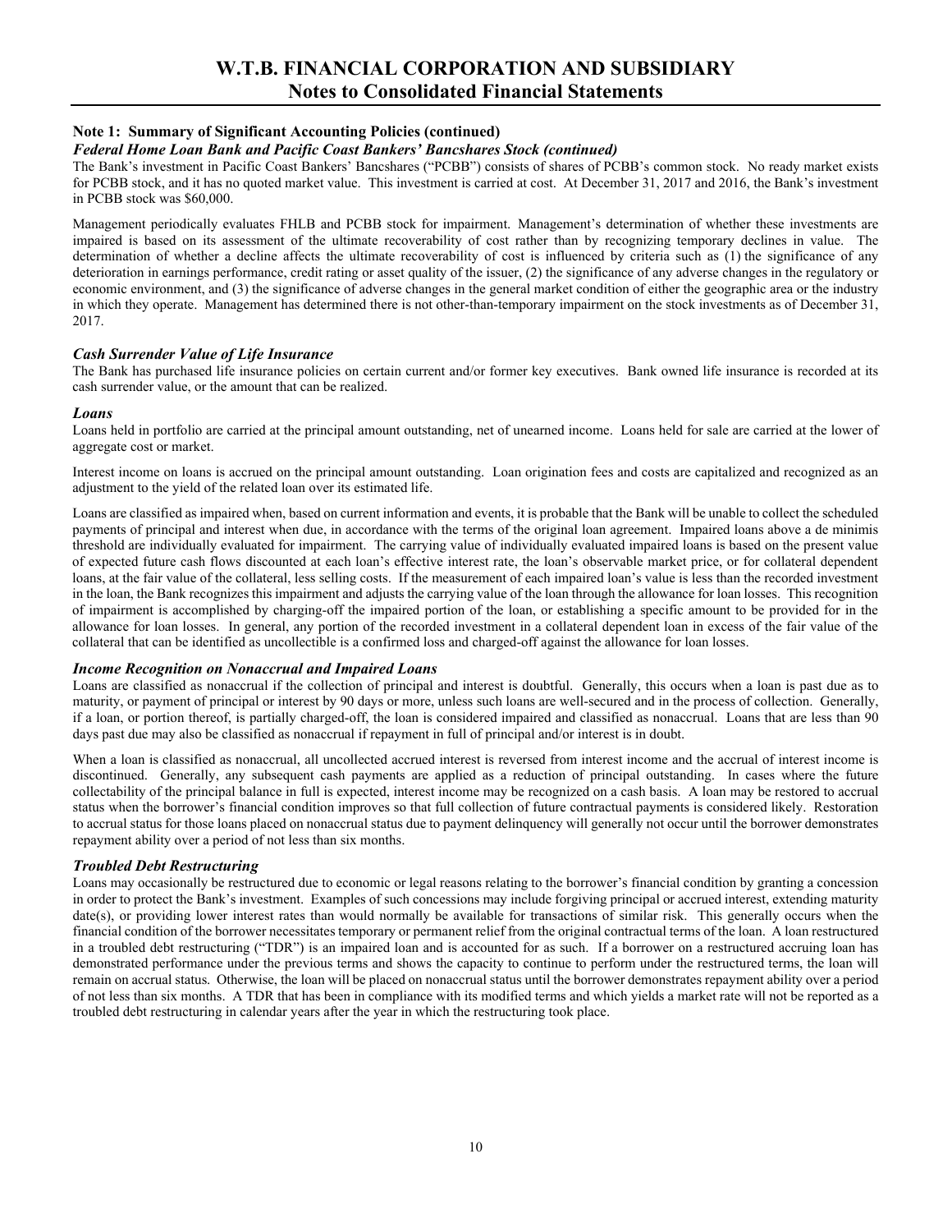# W.T.B. FINANCIAL CORPORATION AND SUBSIDIARY
## Notes to Consolidated Financial Statements

### Note 1: Summary of Significant Accounting Policies (continued)

***Federal Home Loan Bank and Pacific Coast Bankers' Bancshares Stock (continued)***

The Bank's investment in Pacific Coast Bankers' Bancshares ("PCBB") consists of shares of PCBB's common stock. No ready market exists for PCBB stock, and it has no quoted market value. This investment is carried at cost. At December 31, 2017 and 2016, the Bank's investment in PCBB stock was $60,000.

Management periodically evaluates FHLB and PCBB stock for impairment. Management's determination of whether these investments are impaired is based on its assessment of the ultimate recoverability of cost rather than by recognizing temporary declines in value. The determination of whether a decline affects the ultimate recoverability of cost is influenced by criteria such as (1) the significance of any deterioration in earnings performance, credit rating or asset quality of the issuer, (2) the significance of any adverse changes in the regulatory or economic environment, and (3) the significance of adverse changes in the general market condition of either the geographic area or the industry in which they operate. Management has determined there is not other-than-temporary impairment on the stock investments as of December 31, 2017.

***Cash Surrender Value of Life Insurance***

The Bank has purchased life insurance policies on certain current and/or former key executives. Bank owned life insurance is recorded at its cash surrender value, or the amount that can be realized.

***Loans***

Loans held in portfolio are carried at the principal amount outstanding, net of unearned income. Loans held for sale are carried at the lower of aggregate cost or market.

Interest income on loans is accrued on the principal amount outstanding. Loan origination fees and costs are capitalized and recognized as an adjustment to the yield of the related loan over its estimated life.

Loans are classified as impaired when, based on current information and events, it is probable that the Bank will be unable to collect the scheduled payments of principal and interest when due, in accordance with the terms of the original loan agreement. Impaired loans above a de minimis threshold are individually evaluated for impairment. The carrying value of individually evaluated impaired loans is based on the present value of expected future cash flows discounted at each loan's effective interest rate, the loan's observable market price, or for collateral dependent loans, at the fair value of the collateral, less selling costs. If the measurement of each impaired loan's value is less than the recorded investment in the loan, the Bank recognizes this impairment and adjusts the carrying value of the loan through the allowance for loan losses. This recognition of impairment is accomplished by charging-off the impaired portion of the loan, or establishing a specific amount to be provided for in the allowance for loan losses. In general, any portion of the recorded investment in a collateral dependent loan in excess of the fair value of the collateral that can be identified as uncollectible is a confirmed loss and charged-off against the allowance for loan losses.

***Income Recognition on Nonaccrual and Impaired Loans***

Loans are classified as nonaccrual if the collection of principal and interest is doubtful. Generally, this occurs when a loan is past due as to maturity, or payment of principal or interest by 90 days or more, unless such loans are well-secured and in the process of collection. Generally, if a loan, or portion thereof, is partially charged-off, the loan is considered impaired and classified as nonaccrual. Loans that are less than 90 days past due may also be classified as nonaccrual if repayment in full of principal and/or interest is in doubt.

When a loan is classified as nonaccrual, all uncollected accrued interest is reversed from interest income and the accrual of interest income is discontinued. Generally, any subsequent cash payments are applied as a reduction of principal outstanding. In cases where the future collectability of the principal balance in full is expected, interest income may be recognized on a cash basis. A loan may be restored to accrual status when the borrower's financial condition improves so that full collection of future contractual payments is considered likely. Restoration to accrual status for those loans placed on nonaccrual status due to payment delinquency will generally not occur until the borrower demonstrates repayment ability over a period of not less than six months.

***Troubled Debt Restructuring***

Loans may occasionally be restructured due to economic or legal reasons relating to the borrower's financial condition by granting a concession in order to protect the Bank's investment. Examples of such concessions may include forgiving principal or accrued interest, extending maturity date(s), or providing lower interest rates than would normally be available for transactions of similar risk. This generally occurs when the financial condition of the borrower necessitates temporary or permanent relief from the original contractual terms of the loan. A loan restructured in a troubled debt restructuring ("TDR") is an impaired loan and is accounted for as such. If a borrower on a restructured accruing loan has demonstrated performance under the previous terms and shows the capacity to continue to perform under the restructured terms, the loan will remain on accrual status. Otherwise, the loan will be placed on nonaccrual status until the borrower demonstrates repayment ability over a period of not less than six months. A TDR that has been in compliance with its modified terms and which yields a market rate will not be reported as a troubled debt restructuring in calendar years after the year in which the restructuring took place.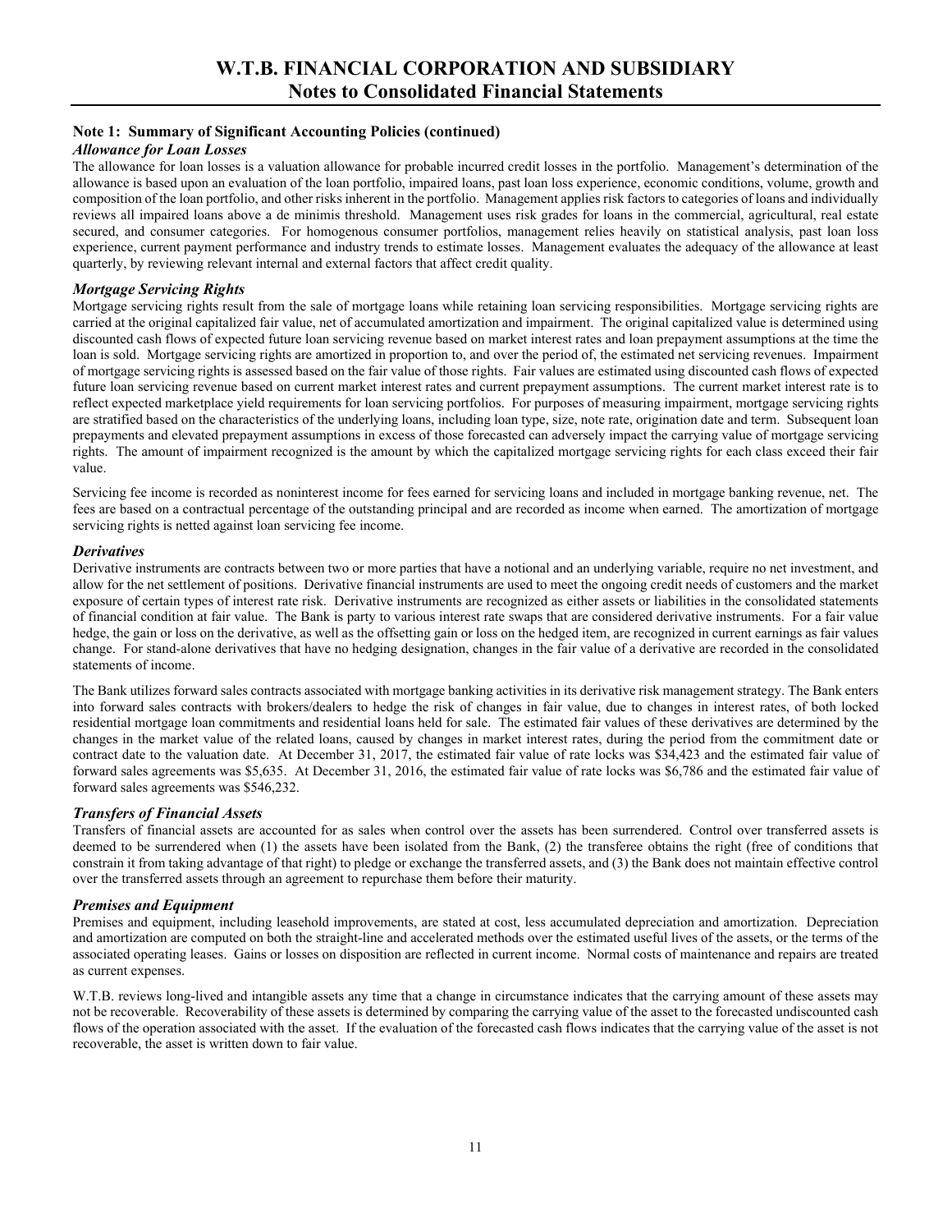## Note 1: Summary of Significant Accounting Policies (continued)

### *Allowance for Loan Losses*

The allowance for loan losses is a valuation allowance for probable incurred credit losses in the portfolio. Management's determination of the allowance is based upon an evaluation of the loan portfolio, impaired loans, past loan loss experience, economic conditions, volume, growth and composition of the loan portfolio, and other risks inherent in the portfolio. Management applies risk factors to categories of loans and individually reviews all impaired loans above a de minimis threshold. Management uses risk grades for loans in the commercial, agricultural, real estate secured, and consumer categories. For homogenous consumer portfolios, management relies heavily on statistical analysis, past loan loss experience, current payment performance and industry trends to estimate losses. Management evaluates the adequacy of the allowance at least quarterly, by reviewing relevant internal and external factors that affect credit quality.

### *Mortgage Servicing Rights*

Mortgage servicing rights result from the sale of mortgage loans while retaining loan servicing responsibilities. Mortgage servicing rights are carried at the original capitalized fair value, net of accumulated amortization and impairment. The original capitalized value is determined using discounted cash flows of expected future loan servicing revenue based on market interest rates and loan prepayment assumptions at the time the loan is sold. Mortgage servicing rights are amortized in proportion to, and over the period of, the estimated net servicing revenues. Impairment of mortgage servicing rights is assessed based on the fair value of those rights. Fair values are estimated using discounted cash flows of expected future loan servicing revenue based on current market interest rates and current prepayment assumptions. The current market interest rate is to reflect expected marketplace yield requirements for loan servicing portfolios. For purposes of measuring impairment, mortgage servicing rights are stratified based on the characteristics of the underlying loans, including loan type, size, note rate, origination date and term. Subsequent loan prepayments and elevated prepayment assumptions in excess of those forecasted can adversely impact the carrying value of mortgage servicing rights. The amount of impairment recognized is the amount by which the capitalized mortgage servicing rights for each class exceed their fair value.

Servicing fee income is recorded as noninterest income for fees earned for servicing loans and included in mortgage banking revenue, net. The fees are based on a contractual percentage of the outstanding principal and are recorded as income when earned. The amortization of mortgage servicing rights is netted against loan servicing fee income.

### *Derivatives*

Derivative instruments are contracts between two or more parties that have a notional and an underlying variable, require no net investment, and allow for the net settlement of positions. Derivative financial instruments are used to meet the ongoing credit needs of customers and the market exposure of certain types of interest rate risk. Derivative instruments are recognized as either assets or liabilities in the consolidated statements of financial condition at fair value. The Bank is party to various interest rate swaps that are considered derivative instruments. For a fair value hedge, the gain or loss on the derivative, as well as the offsetting gain or loss on the hedged item, are recognized in current earnings as fair values change. For stand-alone derivatives that have no hedging designation, changes in the fair value of a derivative are recorded in the consolidated statements of income.

The Bank utilizes forward sales contracts associated with mortgage banking activities in its derivative risk management strategy. The Bank enters into forward sales contracts with brokers/dealers to hedge the risk of changes in fair value, due to changes in interest rates, of both locked residential mortgage loan commitments and residential loans held for sale. The estimated fair values of these derivatives are determined by the changes in the market value of the related loans, caused by changes in market interest rates, during the period from the commitment date or contract date to the valuation date. At December 31, 2017, the estimated fair value of rate locks was $34,423 and the estimated fair value of forward sales agreements was $5,635. At December 31, 2016, the estimated fair value of rate locks was $6,786 and the estimated fair value of forward sales agreements was $546,232.

### *Transfers of Financial Assets*

Transfers of financial assets are accounted for as sales when control over the assets has been surrendered. Control over transferred assets is deemed to be surrendered when (1) the assets have been isolated from the Bank, (2) the transferee obtains the right (free of conditions that constrain it from taking advantage of that right) to pledge or exchange the transferred assets, and (3) the Bank does not maintain effective control over the transferred assets through an agreement to repurchase them before their maturity.

### *Premises and Equipment*

Premises and equipment, including leasehold improvements, are stated at cost, less accumulated depreciation and amortization. Depreciation and amortization are computed on both the straight-line and accelerated methods over the estimated useful lives of the assets, or the terms of the associated operating leases. Gains or losses on disposition are reflected in current income. Normal costs of maintenance and repairs are treated as current expenses.

W.T.B. reviews long-lived and intangible assets any time that a change in circumstance indicates that the carrying amount of these assets may not be recoverable. Recoverability of these assets is determined by comparing the carrying value of the asset to the forecasted undiscounted cash flows of the operation associated with the asset. If the evaluation of the forecasted cash flows indicates that the carrying value of the asset is not recoverable, the asset is written down to fair value.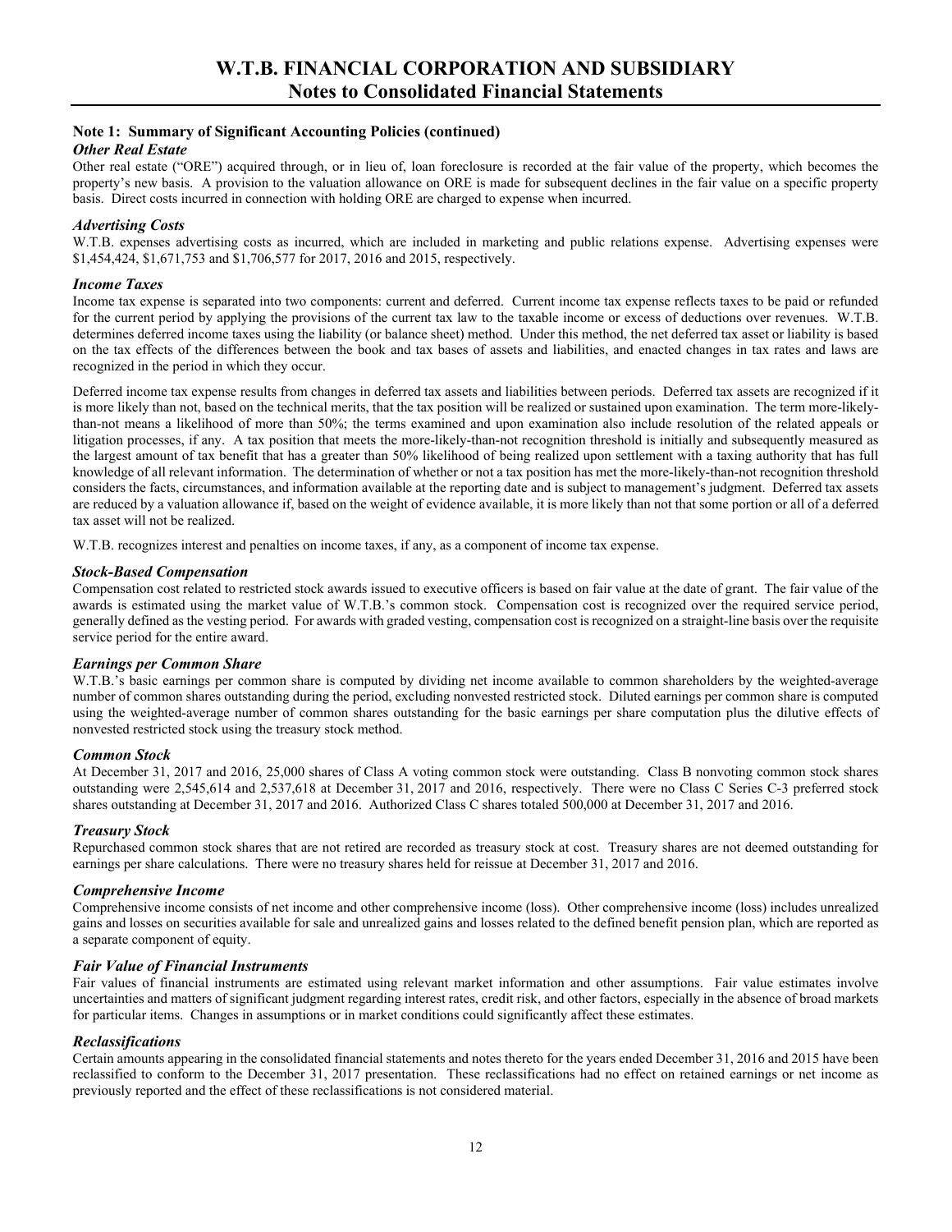### Note 1: Summary of Significant Accounting Policies (continued)

***Other Real Estate***

Other real estate ("ORE") acquired through, or in lieu of, loan foreclosure is recorded at the fair value of the property, which becomes the property's new basis. A provision to the valuation allowance on ORE is made for subsequent declines in the fair value on a specific property basis. Direct costs incurred in connection with holding ORE are charged to expense when incurred.

***Advertising Costs***

W.T.B. expenses advertising costs as incurred, which are included in marketing and public relations expense. Advertising expenses were $1,454,424, $1,671,753 and $1,706,577 for 2017, 2016 and 2015, respectively.

***Income Taxes***

Income tax expense is separated into two components: current and deferred. Current income tax expense reflects taxes to be paid or refunded for the current period by applying the provisions of the current tax law to the taxable income or excess of deductions over revenues. W.T.B. determines deferred income taxes using the liability (or balance sheet) method. Under this method, the net deferred tax asset or liability is based on the tax effects of the differences between the book and tax bases of assets and liabilities, and enacted changes in tax rates and laws are recognized in the period in which they occur.

Deferred income tax expense results from changes in deferred tax assets and liabilities between periods. Deferred tax assets are recognized if it is more likely than not, based on the technical merits, that the tax position will be realized or sustained upon examination. The term more-likely-than-not means a likelihood of more than 50%; the terms examined and upon examination also include resolution of the related appeals or litigation processes, if any. A tax position that meets the more-likely-than-not recognition threshold is initially and subsequently measured as the largest amount of tax benefit that has a greater than 50% likelihood of being realized upon settlement with a taxing authority that has full knowledge of all relevant information. The determination of whether or not a tax position has met the more-likely-than-not recognition threshold considers the facts, circumstances, and information available at the reporting date and is subject to management's judgment. Deferred tax assets are reduced by a valuation allowance if, based on the weight of evidence available, it is more likely than not that some portion or all of a deferred tax asset will not be realized.

W.T.B. recognizes interest and penalties on income taxes, if any, as a component of income tax expense.

***Stock-Based Compensation***

Compensation cost related to restricted stock awards issued to executive officers is based on fair value at the date of grant. The fair value of the awards is estimated using the market value of W.T.B.'s common stock. Compensation cost is recognized over the required service period, generally defined as the vesting period. For awards with graded vesting, compensation cost is recognized on a straight-line basis over the requisite service period for the entire award.

***Earnings per Common Share***

W.T.B.'s basic earnings per common share is computed by dividing net income available to common shareholders by the weighted-average number of common shares outstanding during the period, excluding nonvested restricted stock. Diluted earnings per common share is computed using the weighted-average number of common shares outstanding for the basic earnings per share computation plus the dilutive effects of nonvested restricted stock using the treasury stock method.

***Common Stock***

At December 31, 2017 and 2016, 25,000 shares of Class A voting common stock were outstanding. Class B nonvoting common stock shares outstanding were 2,545,614 and 2,537,618 at December 31, 2017 and 2016, respectively. There were no Class C Series C-3 preferred stock shares outstanding at December 31, 2017 and 2016. Authorized Class C shares totaled 500,000 at December 31, 2017 and 2016.

***Treasury Stock***

Repurchased common stock shares that are not retired are recorded as treasury stock at cost. Treasury shares are not deemed outstanding for earnings per share calculations. There were no treasury shares held for reissue at December 31, 2017 and 2016.

***Comprehensive Income***

Comprehensive income consists of net income and other comprehensive income (loss). Other comprehensive income (loss) includes unrealized gains and losses on securities available for sale and unrealized gains and losses related to the defined benefit pension plan, which are reported as a separate component of equity.

***Fair Value of Financial Instruments***

Fair values of financial instruments are estimated using relevant market information and other assumptions. Fair value estimates involve uncertainties and matters of significant judgment regarding interest rates, credit risk, and other factors, especially in the absence of broad markets for particular items. Changes in assumptions or in market conditions could significantly affect these estimates.

***Reclassifications***

Certain amounts appearing in the consolidated financial statements and notes thereto for the years ended December 31, 2016 and 2015 have been reclassified to conform to the December 31, 2017 presentation. These reclassifications had no effect on retained earnings or net income as previously reported and the effect of these reclassifications is not considered material.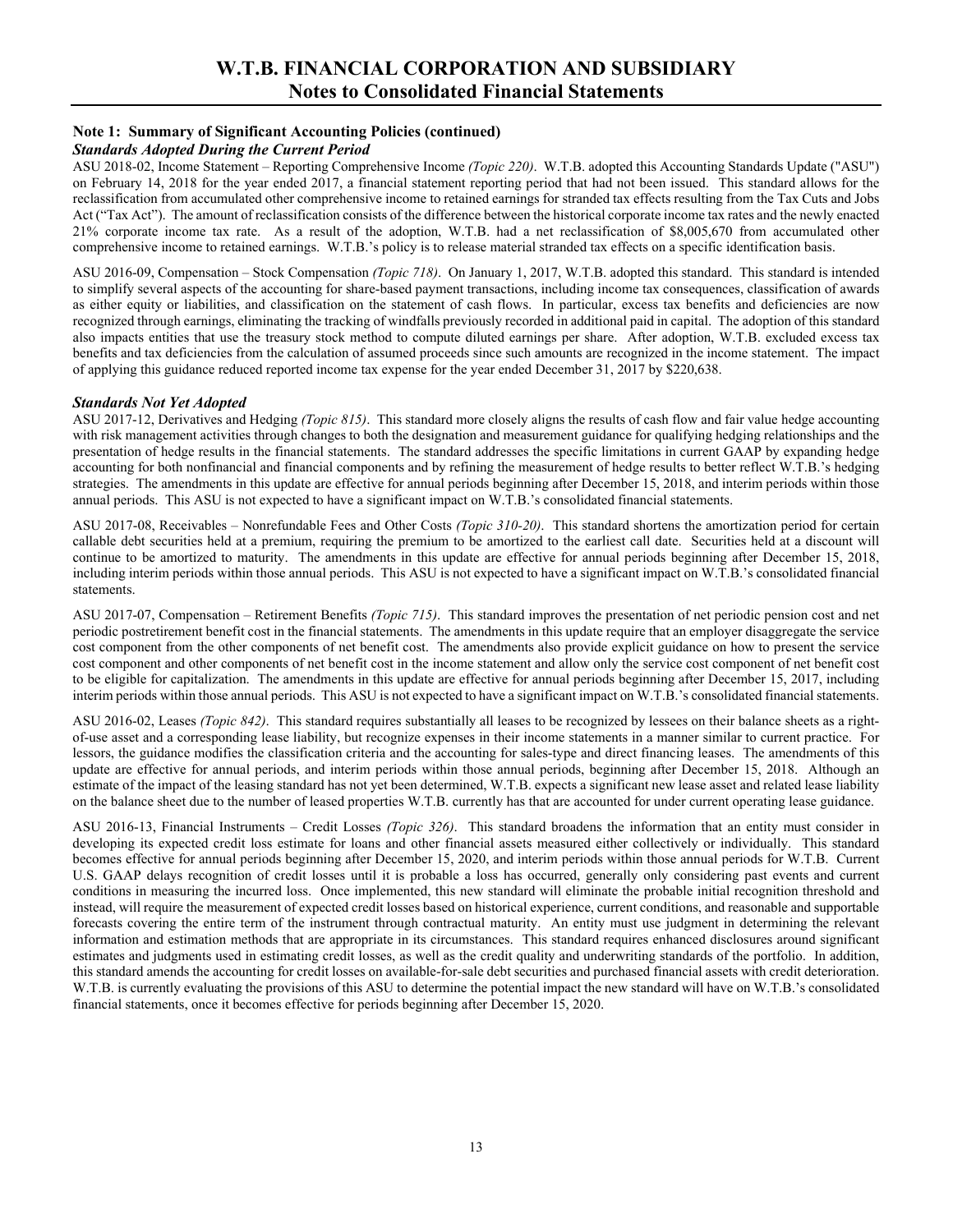### Note 1: Summary of Significant Accounting Policies (continued)

***Standards Adopted During the Current Period***

ASU 2018-02, Income Statement – Reporting Comprehensive Income *(Topic 220)*. W.T.B. adopted this Accounting Standards Update ("ASU") on February 14, 2018 for the year ended 2017, a financial statement reporting period that had not been issued. This standard allows for the reclassification from accumulated other comprehensive income to retained earnings for stranded tax effects resulting from the Tax Cuts and Jobs Act ("Tax Act"). The amount of reclassification consists of the difference between the historical corporate income tax rates and the newly enacted 21% corporate income tax rate. As a result of the adoption, W.T.B. had a net reclassification of $8,005,670 from accumulated other comprehensive income to retained earnings. W.T.B.'s policy is to release material stranded tax effects on a specific identification basis.

ASU 2016-09, Compensation – Stock Compensation *(Topic 718)*. On January 1, 2017, W.T.B. adopted this standard. This standard is intended to simplify several aspects of the accounting for share-based payment transactions, including income tax consequences, classification of awards as either equity or liabilities, and classification on the statement of cash flows. In particular, excess tax benefits and deficiencies are now recognized through earnings, eliminating the tracking of windfalls previously recorded in additional paid in capital. The adoption of this standard also impacts entities that use the treasury stock method to compute diluted earnings per share. After adoption, W.T.B. excluded excess tax benefits and tax deficiencies from the calculation of assumed proceeds since such amounts are recognized in the income statement. The impact of applying this guidance reduced reported income tax expense for the year ended December 31, 2017 by $220,638.

***Standards Not Yet Adopted***

ASU 2017-12, Derivatives and Hedging *(Topic 815)*. This standard more closely aligns the results of cash flow and fair value hedge accounting with risk management activities through changes to both the designation and measurement guidance for qualifying hedging relationships and the presentation of hedge results in the financial statements. The standard addresses the specific limitations in current GAAP by expanding hedge accounting for both nonfinancial and financial components and by refining the measurement of hedge results to better reflect W.T.B.'s hedging strategies. The amendments in this update are effective for annual periods beginning after December 15, 2018, and interim periods within those annual periods. This ASU is not expected to have a significant impact on W.T.B.'s consolidated financial statements.

ASU 2017-08, Receivables – Nonrefundable Fees and Other Costs *(Topic 310-20)*. This standard shortens the amortization period for certain callable debt securities held at a premium, requiring the premium to be amortized to the earliest call date. Securities held at a discount will continue to be amortized to maturity. The amendments in this update are effective for annual periods beginning after December 15, 2018, including interim periods within those annual periods. This ASU is not expected to have a significant impact on W.T.B.'s consolidated financial statements.

ASU 2017-07, Compensation – Retirement Benefits *(Topic 715)*. This standard improves the presentation of net periodic pension cost and net periodic postretirement benefit cost in the financial statements. The amendments in this update require that an employer disaggregate the service cost component from the other components of net benefit cost. The amendments also provide explicit guidance on how to present the service cost component and other components of net benefit cost in the income statement and allow only the service cost component of net benefit cost to be eligible for capitalization. The amendments in this update are effective for annual periods beginning after December 15, 2017, including interim periods within those annual periods. This ASU is not expected to have a significant impact on W.T.B.'s consolidated financial statements.

ASU 2016-02, Leases *(Topic 842)*. This standard requires substantially all leases to be recognized by lessees on their balance sheets as a right-of-use asset and a corresponding lease liability, but recognize expenses in their income statements in a manner similar to current practice. For lessors, the guidance modifies the classification criteria and the accounting for sales-type and direct financing leases. The amendments of this update are effective for annual periods, and interim periods within those annual periods, beginning after December 15, 2018. Although an estimate of the impact of the leasing standard has not yet been determined, W.T.B. expects a significant new lease asset and related lease liability on the balance sheet due to the number of leased properties W.T.B. currently has that are accounted for under current operating lease guidance.

ASU 2016-13, Financial Instruments – Credit Losses *(Topic 326)*. This standard broadens the information that an entity must consider in developing its expected credit loss estimate for loans and other financial assets measured either collectively or individually. This standard becomes effective for annual periods beginning after December 15, 2020, and interim periods within those annual periods for W.T.B. Current U.S. GAAP delays recognition of credit losses until it is probable a loss has occurred, generally only considering past events and current conditions in measuring the incurred loss. Once implemented, this new standard will eliminate the probable initial recognition threshold and instead, will require the measurement of expected credit losses based on historical experience, current conditions, and reasonable and supportable forecasts covering the entire term of the instrument through contractual maturity. An entity must use judgment in determining the relevant information and estimation methods that are appropriate in its circumstances. This standard requires enhanced disclosures around significant estimates and judgments used in estimating credit losses, as well as the credit quality and underwriting standards of the portfolio. In addition, this standard amends the accounting for credit losses on available-for-sale debt securities and purchased financial assets with credit deterioration. W.T.B. is currently evaluating the provisions of this ASU to determine the potential impact the new standard will have on W.T.B.'s consolidated financial statements, once it becomes effective for periods beginning after December 15, 2020.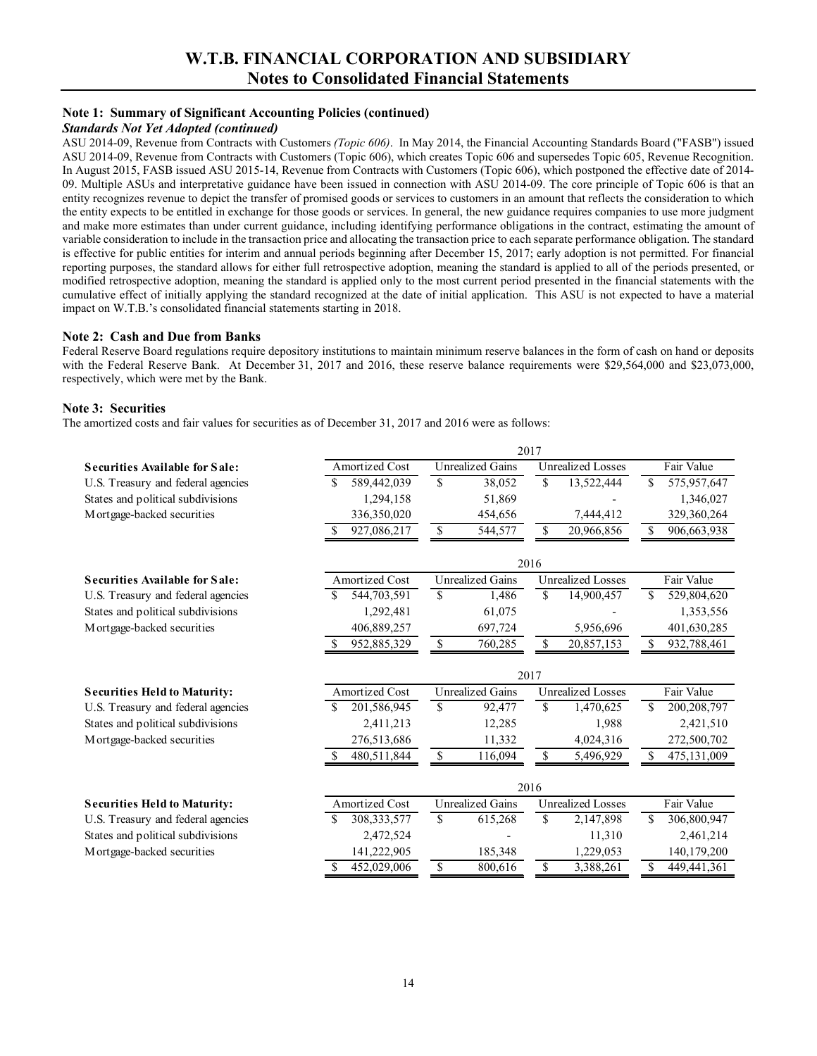## Note 1: Summary of Significant Accounting Policies (continued)

### *Standards Not Yet Adopted (continued)*

ASU 2014-09, Revenue from Contracts with Customers *(Topic 606)*. In May 2014, the Financial Accounting Standards Board ("FASB") issued ASU 2014-09, Revenue from Contracts with Customers (Topic 606), which creates Topic 606 and supersedes Topic 605, Revenue Recognition. In August 2015, FASB issued ASU 2015-14, Revenue from Contracts with Customers (Topic 606), which postponed the effective date of 2014-09. Multiple ASUs and interpretative guidance have been issued in connection with ASU 2014-09. The core principle of Topic 606 is that an entity recognizes revenue to depict the transfer of promised goods or services to customers in an amount that reflects the consideration to which the entity expects to be entitled in exchange for those goods or services. In general, the new guidance requires companies to use more judgment and make more estimates than under current guidance, including identifying performance obligations in the contract, estimating the amount of variable consideration to include in the transaction price and allocating the transaction price to each separate performance obligation. The standard is effective for public entities for interim and annual periods beginning after December 15, 2017; early adoption is not permitted. For financial reporting purposes, the standard allows for either full retrospective adoption, meaning the standard is applied to all of the periods presented, or modified retrospective adoption, meaning the standard is applied only to the most current period presented in the financial statements with the cumulative effect of initially applying the standard recognized at the date of initial application. This ASU is not expected to have a material impact on W.T.B.'s consolidated financial statements starting in 2018.

## Note 2: Cash and Due from Banks

Federal Reserve Board regulations require depository institutions to maintain minimum reserve balances in the form of cash on hand or deposits with the Federal Reserve Bank. At December 31, 2017 and 2016, these reserve balance requirements were $29,564,000 and $23,073,000, respectively, which were met by the Bank.

## Note 3: Securities

The amortized costs and fair values for securities as of December 31, 2017 and 2016 were as follows:

| | 2017 | | | |
|---|---|---|---|---|
| **Securities Available for Sale:** | Amortized Cost | Unrealized Gains | Unrealized Losses | Fair Value |
| U.S. Treasury and federal agencies | $ 589,442,039 | $ 38,052 | $ 13,522,444 | $ 575,957,647 |
| States and political subdivisions | 1,294,158 | 51,869 | - | 1,346,027 |
| Mortgage-backed securities | 336,350,020 | 454,656 | 7,444,412 | 329,360,264 |
| | $ 927,086,217 | $ 544,577 | $ 20,966,856 | $ 906,663,938 |

| | 2016 | | | |
|---|---|---|---|---|
| **Securities Available for Sale:** | Amortized Cost | Unrealized Gains | Unrealized Losses | Fair Value |
| U.S. Treasury and federal agencies | $ 544,703,591 | $ 1,486 | $ 14,900,457 | $ 529,804,620 |
| States and political subdivisions | 1,292,481 | 61,075 | - | 1,353,556 |
| Mortgage-backed securities | 406,889,257 | 697,724 | 5,956,696 | 401,630,285 |
| | $ 952,885,329 | $ 760,285 | $ 20,857,153 | $ 932,788,461 |

| | 2017 | | | |
|---|---|---|---|---|
| **Securities Held to Maturity:** | Amortized Cost | Unrealized Gains | Unrealized Losses | Fair Value |
| U.S. Treasury and federal agencies | $ 201,586,945 | $ 92,477 | $ 1,470,625 | $ 200,208,797 |
| States and political subdivisions | 2,411,213 | 12,285 | 1,988 | 2,421,510 |
| Mortgage-backed securities | 276,513,686 | 11,332 | 4,024,316 | 272,500,702 |
| | $ 480,511,844 | $ 116,094 | $ 5,496,929 | $ 475,131,009 |

| | 2016 | | | |
|---|---|---|---|---|
| **Securities Held to Maturity:** | Amortized Cost | Unrealized Gains | Unrealized Losses | Fair Value |
| U.S. Treasury and federal agencies | $ 308,333,577 | $ 615,268 | $ 2,147,898 | $ 306,800,947 |
| States and political subdivisions | 2,472,524 | - | 11,310 | 2,461,214 |
| Mortgage-backed securities | 141,222,905 | 185,348 | 1,229,053 | 140,179,200 |
| | $ 452,029,006 | $ 800,616 | $ 3,388,261 | $ 449,441,361 |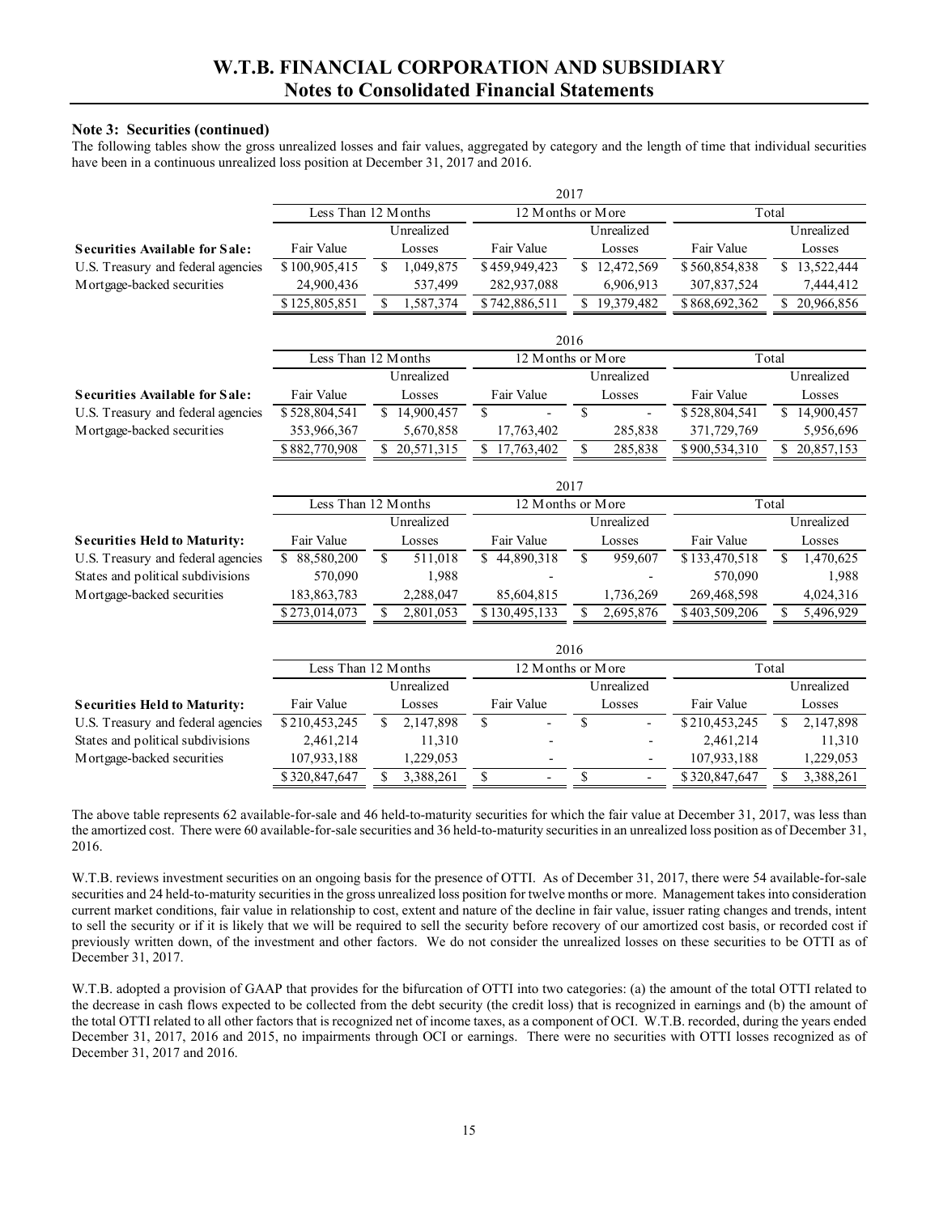### Note 3: Securities (continued)

The following tables show the gross unrealized losses and fair values, aggregated by category and the length of time that individual securities have been in a continuous unrealized loss position at December 31, 2017 and 2016.

| | 2017 | | | | | |
|---|---|---|---|---|---|---|
| | Less Than 12 Months | | 12 Months or More | | Total | |
| **Securities Available for Sale:** | Fair Value | Unrealized Losses | Fair Value | Unrealized Losses | Fair Value | Unrealized Losses |
| U.S. Treasury and federal agencies | $ 100,905,415 | $ 1,049,875 | $ 459,949,423 | $ 12,472,569 | $ 560,854,838 | $ 13,522,444 |
| Mortgage-backed securities | 24,900,436 | 537,499 | 282,937,088 | 6,906,913 | 307,837,524 | 7,444,412 |
| | $ 125,805,851 | $ 1,587,374 | $ 742,886,511 | $ 19,379,482 | $ 868,692,362 | $ 20,966,856 |

| | 2016 | | | | | |
|---|---|---|---|---|---|---|
| | Less Than 12 Months | | 12 Months or More | | Total | |
| **Securities Available for Sale:** | Fair Value | Unrealized Losses | Fair Value | Unrealized Losses | Fair Value | Unrealized Losses |
| U.S. Treasury and federal agencies | $ 528,804,541 | $ 14,900,457 | $ - | $ - | $ 528,804,541 | $ 14,900,457 |
| Mortgage-backed securities | 353,966,367 | 5,670,858 | 17,763,402 | 285,838 | 371,729,769 | 5,956,696 |
| | $ 882,770,908 | $ 20,571,315 | $ 17,763,402 | $ 285,838 | $ 900,534,310 | $ 20,857,153 |

| | 2017 | | | | | |
|---|---|---|---|---|---|---|
| | Less Than 12 Months | | 12 Months or More | | Total | |
| **Securities Held to Maturity:** | Fair Value | Unrealized Losses | Fair Value | Unrealized Losses | Fair Value | Unrealized Losses |
| U.S. Treasury and federal agencies | $ 88,580,200 | $ 511,018 | $ 44,890,318 | $ 959,607 | $ 133,470,518 | $ 1,470,625 |
| States and political subdivisions | 570,090 | 1,988 | - | - | 570,090 | 1,988 |
| Mortgage-backed securities | 183,863,783 | 2,288,047 | 85,604,815 | 1,736,269 | 269,468,598 | 4,024,316 |
| | $ 273,014,073 | $ 2,801,053 | $ 130,495,133 | $ 2,695,876 | $ 403,509,206 | $ 5,496,929 |

| | 2016 | | | | | |
|---|---|---|---|---|---|---|
| | Less Than 12 Months | | 12 Months or More | | Total | |
| **Securities Held to Maturity:** | Fair Value | Unrealized Losses | Fair Value | Unrealized Losses | Fair Value | Unrealized Losses |
| U.S. Treasury and federal agencies | $ 210,453,245 | $ 2,147,898 | $ - | $ - | $ 210,453,245 | $ 2,147,898 |
| States and political subdivisions | 2,461,214 | 11,310 | - | - | 2,461,214 | 11,310 |
| Mortgage-backed securities | 107,933,188 | 1,229,053 | - | - | 107,933,188 | 1,229,053 |
| | $ 320,847,647 | $ 3,388,261 | $ - | $ - | $ 320,847,647 | $ 3,388,261 |

The above table represents 62 available-for-sale and 46 held-to-maturity securities for which the fair value at December 31, 2017, was less than the amortized cost. There were 60 available-for-sale securities and 36 held-to-maturity securities in an unrealized loss position as of December 31, 2016.

W.T.B. reviews investment securities on an ongoing basis for the presence of OTTI. As of December 31, 2017, there were 54 available-for-sale securities and 24 held-to-maturity securities in the gross unrealized loss position for twelve months or more. Management takes into consideration current market conditions, fair value in relationship to cost, extent and nature of the decline in fair value, issuer rating changes and trends, intent to sell the security or if it is likely that we will be required to sell the security before recovery of our amortized cost basis, or recorded cost if previously written down, of the investment and other factors. We do not consider the unrealized losses on these securities to be OTTI as of December 31, 2017.

W.T.B. adopted a provision of GAAP that provides for the bifurcation of OTTI into two categories: (a) the amount of the total OTTI related to the decrease in cash flows expected to be collected from the debt security (the credit loss) that is recognized in earnings and (b) the amount of the total OTTI related to all other factors that is recognized net of income taxes, as a component of OCI. W.T.B. recorded, during the years ended December 31, 2017, 2016 and 2015, no impairments through OCI or earnings. There were no securities with OTTI losses recognized as of December 31, 2017 and 2016.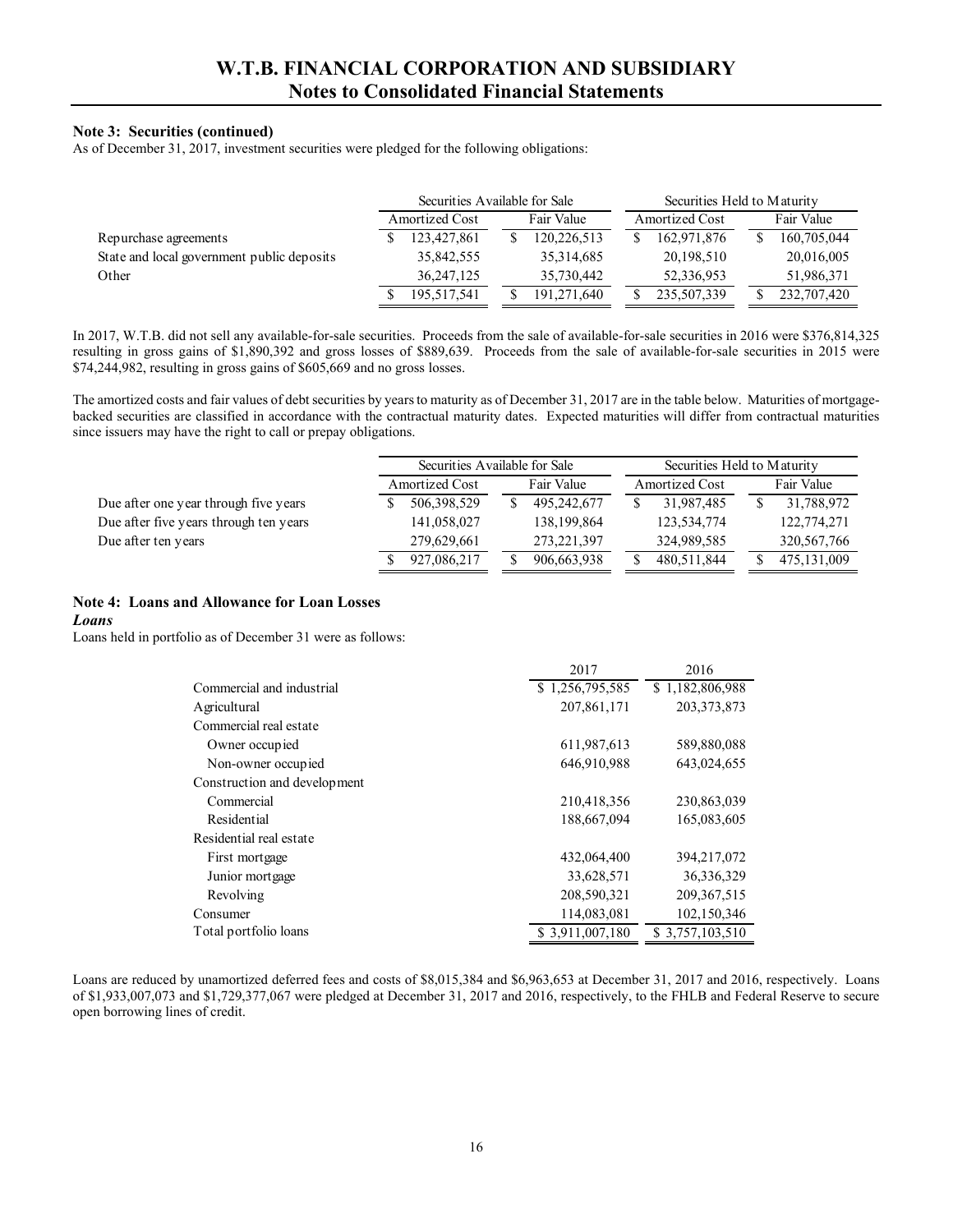### Note 3: Securities (continued)

As of December 31, 2017, investment securities were pledged for the following obligations:

| | Securities Available for Sale | | Securities Held to Maturity | |
|---|---|---|---|---|
| | Amortized Cost | Fair Value | Amortized Cost | Fair Value |
| Repurchase agreements | $ 123,427,861 | $ 120,226,513 | $ 162,971,876 | $ 160,705,044 |
| State and local government public deposits | 35,842,555 | 35,314,685 | 20,198,510 | 20,016,005 |
| Other | 36,247,125 | 35,730,442 | 52,336,953 | 51,986,371 |
| | $ 195,517,541 | $ 191,271,640 | $ 235,507,339 | $ 232,707,420 |

In 2017, W.T.B. did not sell any available-for-sale securities. Proceeds from the sale of available-for-sale securities in 2016 were $376,814,325 resulting in gross gains of $1,890,392 and gross losses of $889,639. Proceeds from the sale of available-for-sale securities in 2015 were $74,244,982, resulting in gross gains of $605,669 and no gross losses.

The amortized costs and fair values of debt securities by years to maturity as of December 31, 2017 are in the table below. Maturities of mortgage-backed securities are classified in accordance with the contractual maturity dates. Expected maturities will differ from contractual maturities since issuers may have the right to call or prepay obligations.

| | Securities Available for Sale | | Securities Held to Maturity | |
|---|---|---|---|---|
| | Amortized Cost | Fair Value | Amortized Cost | Fair Value |
| Due after one year through five years | $ 506,398,529 | $ 495,242,677 | $ 31,987,485 | $ 31,788,972 |
| Due after five years through ten years | 141,058,027 | 138,199,864 | 123,534,774 | 122,774,271 |
| Due after ten years | 279,629,661 | 273,221,397 | 324,989,585 | 320,567,766 |
| | $ 927,086,217 | $ 906,663,938 | $ 480,511,844 | $ 475,131,009 |

### Note 4: Loans and Allowance for Loan Losses

***Loans***

Loans held in portfolio as of December 31 were as follows:

| | 2017 | 2016 |
|---|---|---|
| Commercial and industrial | $ 1,256,795,585 | $ 1,182,806,988 |
| Agricultural | 207,861,171 | 203,373,873 |
| Commercial real estate | | |
| Owner occupied | 611,987,613 | 589,880,088 |
| Non-owner occupied | 646,910,988 | 643,024,655 |
| Construction and development | | |
| Commercial | 210,418,356 | 230,863,039 |
| Residential | 188,667,094 | 165,083,605 |
| Residential real estate | | |
| First mortgage | 432,064,400 | 394,217,072 |
| Junior mortgage | 33,628,571 | 36,336,329 |
| Revolving | 208,590,321 | 209,367,515 |
| Consumer | 114,083,081 | 102,150,346 |
| Total portfolio loans | $ 3,911,007,180 | $ 3,757,103,510 |

Loans are reduced by unamortized deferred fees and costs of $8,015,384 and $6,963,653 at December 31, 2017 and 2016, respectively. Loans of $1,933,007,073 and $1,729,377,067 were pledged at December 31, 2017 and 2016, respectively, to the FHLB and Federal Reserve to secure open borrowing lines of credit.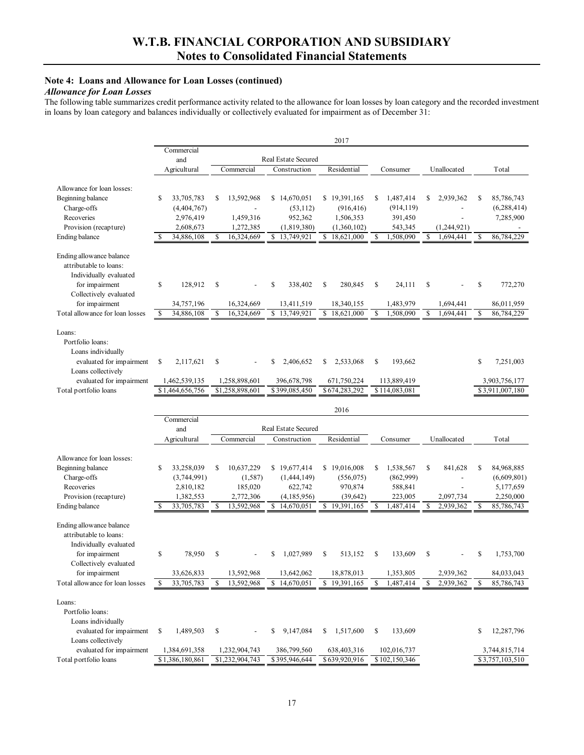## Note 4: Loans and Allowance for Loan Losses (continued)

### *Allowance for Loan Losses*

The following table summarizes credit performance activity related to the allowance for loan losses by loan category and the recorded investment in loans by loan category and balances individually or collectively evaluated for impairment as of December 31:

| 2017 | Commercial and Agricultural | Real Estate Secured – Commercial | Real Estate Secured – Construction | Real Estate Secured – Residential | Consumer | Unallocated | Total |
|---|---|---|---|---|---|---|---|
| **Allowance for loan losses:** | | | | | | | |
| Beginning balance | $ 33,705,783 | $ 13,592,968 | $ 14,670,051 | $ 19,391,165 | $ 1,487,414 | $ 2,939,362 | $ 85,786,743 |
| Charge-offs | (4,404,767) | - | (53,112) | (916,416) | (914,119) | - | (6,288,414) |
| Recoveries | 2,976,419 | 1,459,316 | 952,362 | 1,506,353 | 391,450 | - | 7,285,900 |
| Provision (recapture) | 2,608,673 | 1,272,385 | (1,819,380) | (1,360,102) | 543,345 | (1,244,921) | - |
| Ending balance | $ 34,886,108 | $ 16,324,669 | $ 13,749,921 | $ 18,621,000 | $ 1,508,090 | $ 1,694,441 | $ 86,784,229 |
| **Ending allowance balance attributable to loans:** | | | | | | | |
| Individually evaluated for impairment | $ 128,912 | $ - | $ 338,402 | $ 280,845 | $ 24,111 | $ - | $ 772,270 |
| Collectively evaluated for impairment | 34,757,196 | 16,324,669 | 13,411,519 | 18,340,155 | 1,483,979 | 1,694,441 | 86,011,959 |
| Total allowance for loan losses | $ 34,886,108 | $ 16,324,669 | $ 13,749,921 | $ 18,621,000 | $ 1,508,090 | $ 1,694,441 | $ 86,784,229 |
| **Loans:** | | | | | | | |
| Portfolio loans: | | | | | | | |
| Loans individually evaluated for impairment | $ 2,117,621 | $ - | $ 2,406,652 | $ 2,533,068 | $ 193,662 | | $ 7,251,003 |
| Loans collectively evaluated for impairment | 1,462,539,135 | 1,258,898,601 | 396,678,798 | 671,750,224 | 113,889,419 | | 3,903,756,177 |
| Total portfolio loans | $1,464,656,756 | $1,258,898,601 | $399,085,450 | $674,283,292 | $114,083,081 | | $3,911,007,180 |

| 2016 | Commercial and Agricultural | Real Estate Secured – Commercial | Real Estate Secured – Construction | Real Estate Secured – Residential | Consumer | Unallocated | Total |
|---|---|---|---|---|---|---|---|
| **Allowance for loan losses:** | | | | | | | |
| Beginning balance | $ 33,258,039 | $ 10,637,229 | $ 19,677,414 | $ 19,016,008 | $ 1,538,567 | $ 841,628 | $ 84,968,885 |
| Charge-offs | (3,744,991) | (1,587) | (1,444,149) | (556,075) | (862,999) | - | (6,609,801) |
| Recoveries | 2,810,182 | 185,020 | 622,742 | 970,874 | 588,841 | - | 5,177,659 |
| Provision (recapture) | 1,382,553 | 2,772,306 | (4,185,956) | (39,642) | 223,005 | 2,097,734 | 2,250,000 |
| Ending balance | $ 33,705,783 | $ 13,592,968 | $ 14,670,051 | $ 19,391,165 | $ 1,487,414 | $ 2,939,362 | $ 85,786,743 |
| **Ending allowance balance attributable to loans:** | | | | | | | |
| Individually evaluated for impairment | $ 78,950 | $ - | $ 1,027,989 | $ 513,152 | $ 133,609 | $ - | $ 1,753,700 |
| Collectively evaluated for impairment | 33,626,833 | 13,592,968 | 13,642,062 | 18,878,013 | 1,353,805 | 2,939,362 | 84,033,043 |
| Total allowance for loan losses | $ 33,705,783 | $ 13,592,968 | $ 14,670,051 | $ 19,391,165 | $ 1,487,414 | $ 2,939,362 | $ 85,786,743 |
| **Loans:** | | | | | | | |
| Portfolio loans: | | | | | | | |
| Loans individually evaluated for impairment | $ 1,489,503 | $ - | $ 9,147,084 | $ 1,517,600 | $ 133,609 | | $ 12,287,796 |
| Loans collectively evaluated for impairment | 1,384,691,358 | 1,232,904,743 | 386,799,560 | 638,403,316 | 102,016,737 | | 3,744,815,714 |
| Total portfolio loans | $1,386,180,861 | $1,232,904,743 | $395,946,644 | $639,920,916 | $102,150,346 | | $3,757,103,510 |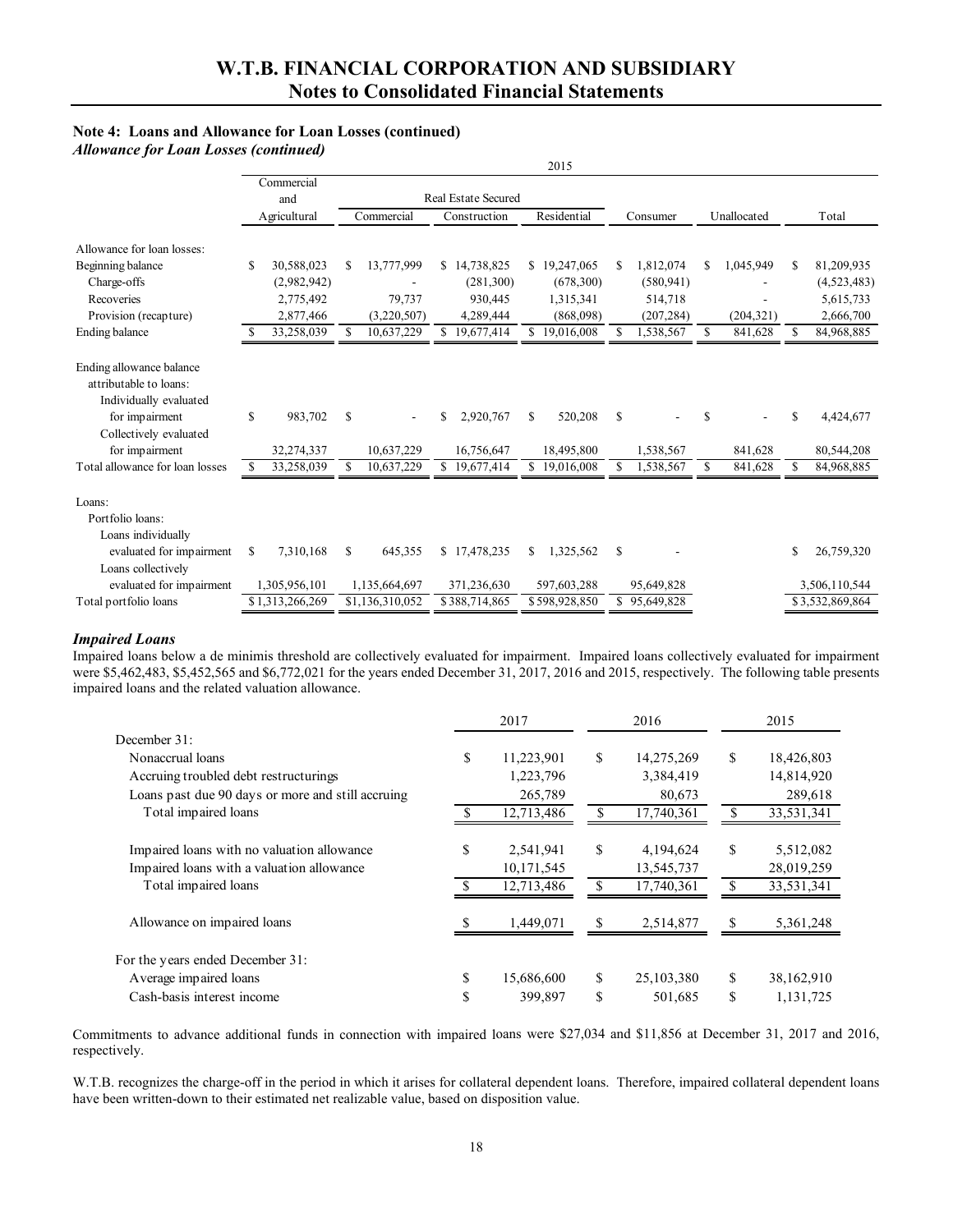### Note 4: Loans and Allowance for Loan Losses (continued)

***Allowance for Loan Losses (continued)***

| | 2015 | | | | | | |
|---|---|---|---|---|---|---|---|
| | Commercial and Agricultural | Real Estate Secured | | | Consumer | Unallocated | Total |
| | | Commercial | Construction | Residential | | | |
| Allowance for loan losses: | | | | | | | |
| Beginning balance | $ 30,588,023 | $ 13,777,999 | $ 14,738,825 | $ 19,247,065 | $ 1,812,074 | $ 1,045,949 | $ 81,209,935 |
| Charge-offs | (2,982,942) | - | (281,300) | (678,300) | (580,941) | - | (4,523,483) |
| Recoveries | 2,775,492 | 79,737 | 930,445 | 1,315,341 | 514,718 | - | 5,615,733 |
| Provision (recapture) | 2,877,466 | (3,220,507) | 4,289,444 | (868,098) | (207,284) | (204,321) | 2,666,700 |
| Ending balance | $ 33,258,039 | $ 10,637,229 | $ 19,677,414 | $ 19,016,008 | $ 1,538,567 | $ 841,628 | $ 84,968,885 |
| Ending allowance balance attributable to loans: | | | | | | | |
| Individually evaluated for impairment | $ 983,702 | $ - | $ 2,920,767 | $ 520,208 | $ - | $ - | $ 4,424,677 |
| Collectively evaluated for impairment | 32,274,337 | 10,637,229 | 16,756,647 | 18,495,800 | 1,538,567 | 841,628 | 80,544,208 |
| Total allowance for loan losses | $ 33,258,039 | $ 10,637,229 | $ 19,677,414 | $ 19,016,008 | $ 1,538,567 | $ 841,628 | $ 84,968,885 |
| Loans: | | | | | | | |
| Portfolio loans: | | | | | | | |
| Loans individually evaluated for impairment | $ 7,310,168 | $ 645,355 | $ 17,478,235 | $ 1,325,562 | $ - | | $ 26,759,320 |
| Loans collectively evaluated for impairment | 1,305,956,101 | 1,135,664,697 | 371,236,630 | 597,603,288 | 95,649,828 | | 3,506,110,544 |
| Total portfolio loans | $ 1,313,266,269 | $ 1,136,310,052 | $ 388,714,865 | $ 598,928,850 | $ 95,649,828 | | $ 3,532,869,864 |

***Impaired Loans***

Impaired loans below a de minimis threshold are collectively evaluated for impairment. Impaired loans collectively evaluated for impairment were $5,462,483, $5,452,565 and $6,772,021 for the years ended December 31, 2017, 2016 and 2015, respectively. The following table presents impaired loans and the related valuation allowance.

| | 2017 | 2016 | 2015 |
|---|---|---|---|
| December 31: | | | |
| Nonaccrual loans | $ 11,223,901 | $ 14,275,269 | $ 18,426,803 |
| Accruing troubled debt restructurings | 1,223,796 | 3,384,419 | 14,814,920 |
| Loans past due 90 days or more and still accruing | 265,789 | 80,673 | 289,618 |
| Total impaired loans | $ 12,713,486 | $ 17,740,361 | $ 33,531,341 |
| Impaired loans with no valuation allowance | $ 2,541,941 | $ 4,194,624 | $ 5,512,082 |
| Impaired loans with a valuation allowance | 10,171,545 | 13,545,737 | 28,019,259 |
| Total impaired loans | $ 12,713,486 | $ 17,740,361 | $ 33,531,341 |
| Allowance on impaired loans | $ 1,449,071 | $ 2,514,877 | $ 5,361,248 |
| For the years ended December 31: | | | |
| Average impaired loans | $ 15,686,600 | $ 25,103,380 | $ 38,162,910 |
| Cash-basis interest income | $ 399,897 | $ 501,685 | $ 1,131,725 |

Commitments to advance additional funds in connection with impaired loans were $27,034 and $11,856 at December 31, 2017 and 2016, respectively.

W.T.B. recognizes the charge-off in the period in which it arises for collateral dependent loans. Therefore, impaired collateral dependent loans have been written-down to their estimated net realizable value, based on disposition value.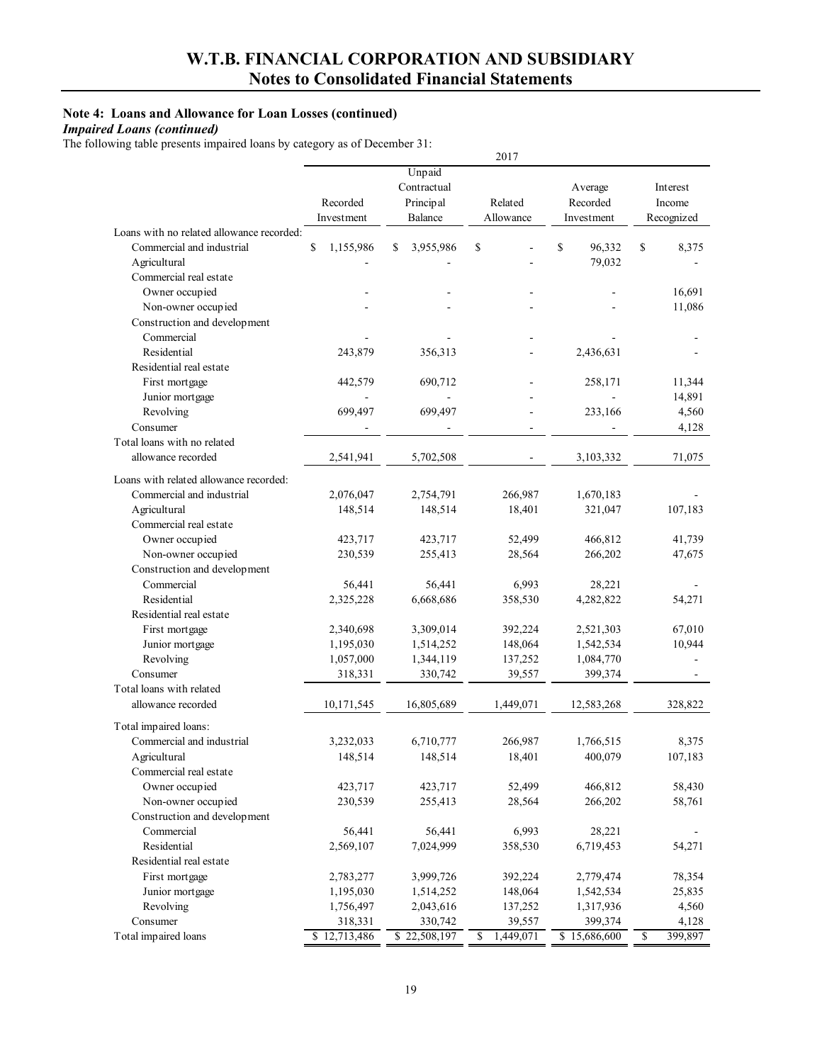### Note 4: Loans and Allowance for Loan Losses (continued)

***Impaired Loans (continued)***

The following table presents impaired loans by category as of December 31:

| | 2017 | | | | |
|---|---|---|---|---|---|
| | Recorded Investment | Unpaid Contractual Principal Balance | Related Allowance | Average Recorded Investment | Interest Income Recognized |
| Loans with no related allowance recorded: | | | | | |
| Commercial and industrial | $ 1,155,986 | $ 3,955,986 | $ - | $ 96,332 | $ 8,375 |
| Agricultural | - | - | - | 79,032 | - |
| Commercial real estate | | | | | |
| Owner occupied | - | - | - | - | 16,691 |
| Non-owner occupied | - | - | - | - | 11,086 |
| Construction and development | | | | | |
| Commercial | - | - | - | - | - |
| Residential | 243,879 | 356,313 | - | 2,436,631 | - |
| Residential real estate | | | | | |
| First mortgage | 442,579 | 690,712 | - | 258,171 | 11,344 |
| Junior mortgage | - | - | - | - | 14,891 |
| Revolving | 699,497 | 699,497 | - | 233,166 | 4,560 |
| Consumer | - | - | - | - | 4,128 |
| Total loans with no related allowance recorded | 2,541,941 | 5,702,508 | - | 3,103,332 | 71,075 |
| Loans with related allowance recorded: | | | | | |
| Commercial and industrial | 2,076,047 | 2,754,791 | 266,987 | 1,670,183 | - |
| Agricultural | 148,514 | 148,514 | 18,401 | 321,047 | 107,183 |
| Commercial real estate | | | | | |
| Owner occupied | 423,717 | 423,717 | 52,499 | 466,812 | 41,739 |
| Non-owner occupied | 230,539 | 255,413 | 28,564 | 266,202 | 47,675 |
| Construction and development | | | | | |
| Commercial | 56,441 | 56,441 | 6,993 | 28,221 | - |
| Residential | 2,325,228 | 6,668,686 | 358,530 | 4,282,822 | 54,271 |
| Residential real estate | | | | | |
| First mortgage | 2,340,698 | 3,309,014 | 392,224 | 2,521,303 | 67,010 |
| Junior mortgage | 1,195,030 | 1,514,252 | 148,064 | 1,542,534 | 10,944 |
| Revolving | 1,057,000 | 1,344,119 | 137,252 | 1,084,770 | - |
| Consumer | 318,331 | 330,742 | 39,557 | 399,374 | - |
| Total loans with related allowance recorded | 10,171,545 | 16,805,689 | 1,449,071 | 12,583,268 | 328,822 |
| Total impaired loans: | | | | | |
| Commercial and industrial | 3,232,033 | 6,710,777 | 266,987 | 1,766,515 | 8,375 |
| Agricultural | 148,514 | 148,514 | 18,401 | 400,079 | 107,183 |
| Commercial real estate | | | | | |
| Owner occupied | 423,717 | 423,717 | 52,499 | 466,812 | 58,430 |
| Non-owner occupied | 230,539 | 255,413 | 28,564 | 266,202 | 58,761 |
| Construction and development | | | | | |
| Commercial | 56,441 | 56,441 | 6,993 | 28,221 | - |
| Residential | 2,569,107 | 7,024,999 | 358,530 | 6,719,453 | 54,271 |
| Residential real estate | | | | | |
| First mortgage | 2,783,277 | 3,999,726 | 392,224 | 2,779,474 | 78,354 |
| Junior mortgage | 1,195,030 | 1,514,252 | 148,064 | 1,542,534 | 25,835 |
| Revolving | 1,756,497 | 2,043,616 | 137,252 | 1,317,936 | 4,560 |
| Consumer | 318,331 | 330,742 | 39,557 | 399,374 | 4,128 |
| Total impaired loans | $ 12,713,486 | $ 22,508,197 | $ 1,449,071 | $ 15,686,600 | $ 399,897 |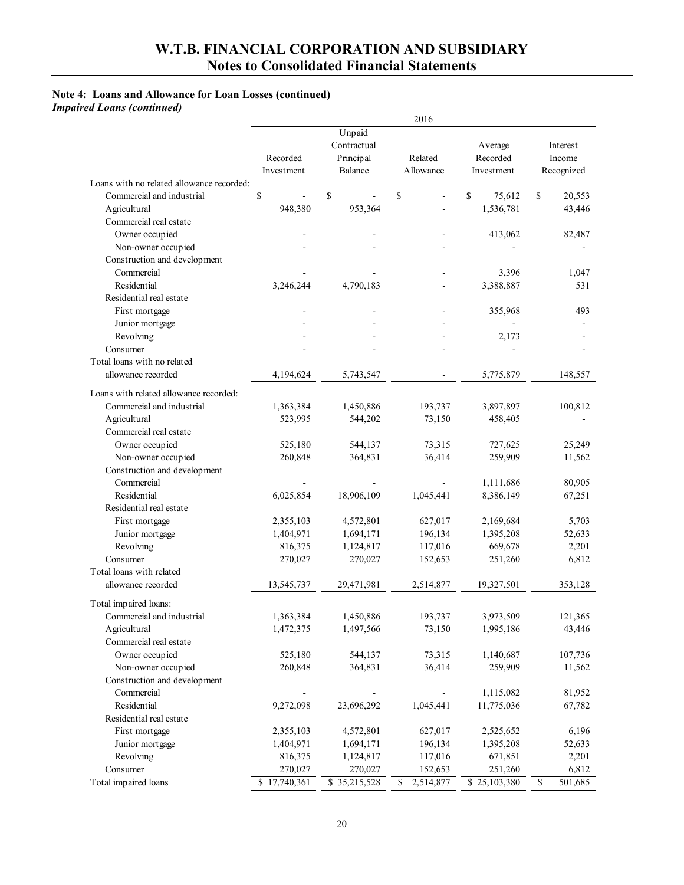# W.T.B. FINANCIAL CORPORATION AND SUBSIDIARY
## Notes to Consolidated Financial Statements

**Note 4: Loans and Allowance for Loan Losses (continued)**
***Impaired Loans (continued)***

| | 2016 | | | | |
|---|---|---|---|---|---|
| | Recorded Investment | Unpaid Contractual Principal Balance | Related Allowance | Average Recorded Investment | Interest Income Recognized |
| Loans with no related allowance recorded: | | | | | |
| Commercial and industrial | $ - | $ - | $ - | $ 75,612 | $ 20,553 |
| Agricultural | 948,380 | 953,364 | - | 1,536,781 | 43,446 |
| Commercial real estate | | | | | |
| Owner occupied | - | - | - | 413,062 | 82,487 |
| Non-owner occupied | - | - | - | - | - |
| Construction and development | | | | | |
| Commercial | - | - | - | 3,396 | 1,047 |
| Residential | 3,246,244 | 4,790,183 | - | 3,388,887 | 531 |
| Residential real estate | | | | | |
| First mortgage | - | - | - | 355,968 | 493 |
| Junior mortgage | - | - | - | - | - |
| Revolving | - | - | - | 2,173 | - |
| Consumer | - | - | - | - | - |
| Total loans with no related allowance recorded | 4,194,624 | 5,743,547 | - | 5,775,879 | 148,557 |
| Loans with related allowance recorded: | | | | | |
| Commercial and industrial | 1,363,384 | 1,450,886 | 193,737 | 3,897,897 | 100,812 |
| Agricultural | 523,995 | 544,202 | 73,150 | 458,405 | - |
| Commercial real estate | | | | | |
| Owner occupied | 525,180 | 544,137 | 73,315 | 727,625 | 25,249 |
| Non-owner occupied | 260,848 | 364,831 | 36,414 | 259,909 | 11,562 |
| Construction and development | | | | | |
| Commercial | - | - | - | 1,111,686 | 80,905 |
| Residential | 6,025,854 | 18,906,109 | 1,045,441 | 8,386,149 | 67,251 |
| Residential real estate | | | | | |
| First mortgage | 2,355,103 | 4,572,801 | 627,017 | 2,169,684 | 5,703 |
| Junior mortgage | 1,404,971 | 1,694,171 | 196,134 | 1,395,208 | 52,633 |
| Revolving | 816,375 | 1,124,817 | 117,016 | 669,678 | 2,201 |
| Consumer | 270,027 | 270,027 | 152,653 | 251,260 | 6,812 |
| Total loans with related allowance recorded | 13,545,737 | 29,471,981 | 2,514,877 | 19,327,501 | 353,128 |
| Total impaired loans: | | | | | |
| Commercial and industrial | 1,363,384 | 1,450,886 | 193,737 | 3,973,509 | 121,365 |
| Agricultural | 1,472,375 | 1,497,566 | 73,150 | 1,995,186 | 43,446 |
| Commercial real estate | | | | | |
| Owner occupied | 525,180 | 544,137 | 73,315 | 1,140,687 | 107,736 |
| Non-owner occupied | 260,848 | 364,831 | 36,414 | 259,909 | 11,562 |
| Construction and development | | | | | |
| Commercial | - | - | - | 1,115,082 | 81,952 |
| Residential | 9,272,098 | 23,696,292 | 1,045,441 | 11,775,036 | 67,782 |
| Residential real estate | | | | | |
| First mortgage | 2,355,103 | 4,572,801 | 627,017 | 2,525,652 | 6,196 |
| Junior mortgage | 1,404,971 | 1,694,171 | 196,134 | 1,395,208 | 52,633 |
| Revolving | 816,375 | 1,124,817 | 117,016 | 671,851 | 2,201 |
| Consumer | 270,027 | 270,027 | 152,653 | 251,260 | 6,812 |
| Total impaired loans | $ 17,740,361 | $ 35,215,528 | $ 2,514,877 | $ 25,103,380 | $ 501,685 |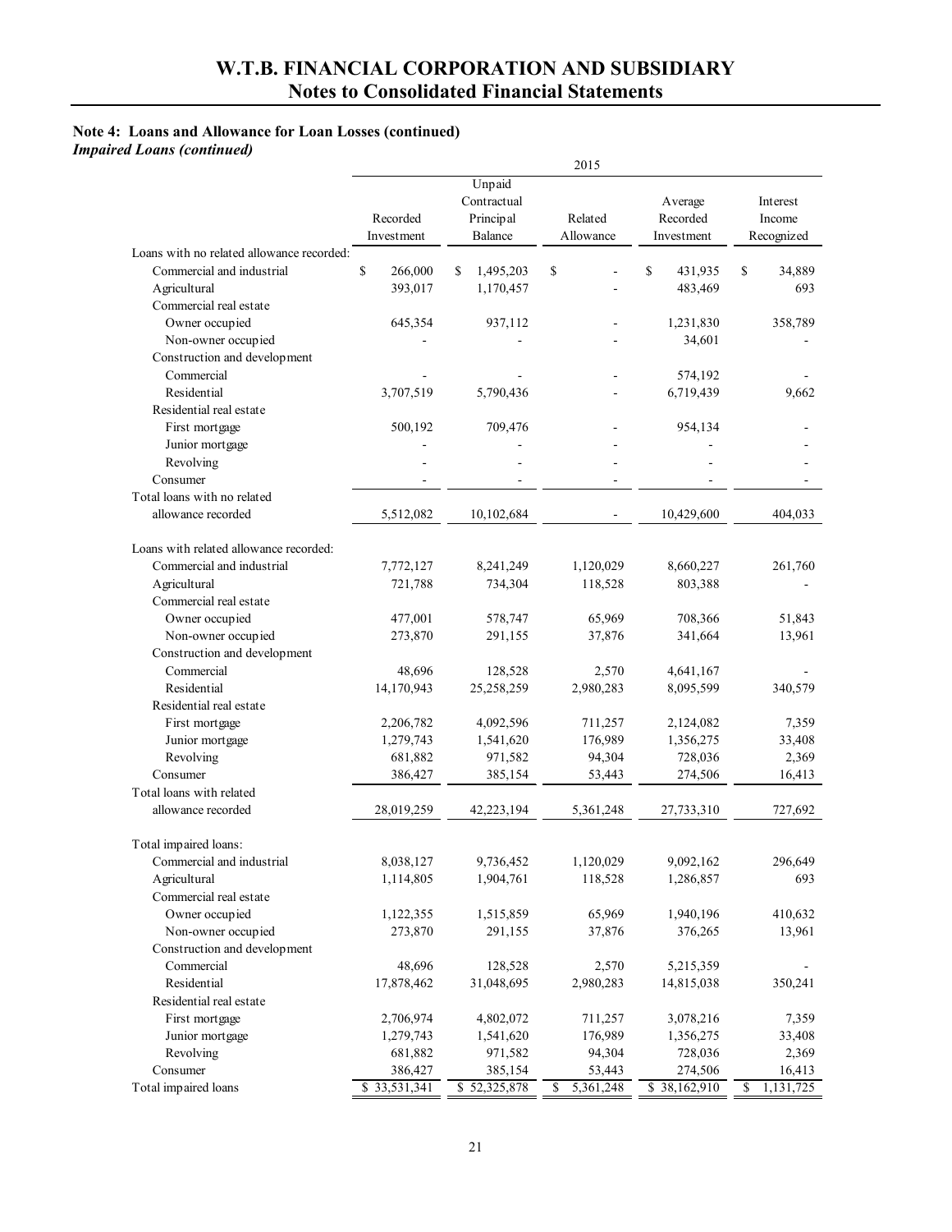## Note 4: Loans and Allowance for Loan Losses (continued)

***Impaired Loans (continued)***

| | 2015 | | | | |
|---|---|---|---|---|---|
| | Recorded Investment | Unpaid Contractual Principal Balance | Related Allowance | Average Recorded Investment | Interest Income Recognized |
| Loans with no related allowance recorded: | | | | | |
| Commercial and industrial | $ 266,000 | $ 1,495,203 | $ - | $ 431,935 | $ 34,889 |
| Agricultural | 393,017 | 1,170,457 | - | 483,469 | 693 |
| Commercial real estate | | | | | |
| Owner occupied | 645,354 | 937,112 | - | 1,231,830 | 358,789 |
| Non-owner occupied | - | - | - | 34,601 | - |
| Construction and development | | | | | |
| Commercial | - | - | - | 574,192 | - |
| Residential | 3,707,519 | 5,790,436 | - | 6,719,439 | 9,662 |
| Residential real estate | | | | | |
| First mortgage | 500,192 | 709,476 | - | 954,134 | - |
| Junior mortgage | - | - | - | - | - |
| Revolving | - | - | - | - | - |
| Consumer | - | - | - | - | - |
| Total loans with no related allowance recorded | 5,512,082 | 10,102,684 | - | 10,429,600 | 404,033 |
| Loans with related allowance recorded: | | | | | |
| Commercial and industrial | 7,772,127 | 8,241,249 | 1,120,029 | 8,660,227 | 261,760 |
| Agricultural | 721,788 | 734,304 | 118,528 | 803,388 | - |
| Commercial real estate | | | | | |
| Owner occupied | 477,001 | 578,747 | 65,969 | 708,366 | 51,843 |
| Non-owner occupied | 273,870 | 291,155 | 37,876 | 341,664 | 13,961 |
| Construction and development | | | | | |
| Commercial | 48,696 | 128,528 | 2,570 | 4,641,167 | - |
| Residential | 14,170,943 | 25,258,259 | 2,980,283 | 8,095,599 | 340,579 |
| Residential real estate | | | | | |
| First mortgage | 2,206,782 | 4,092,596 | 711,257 | 2,124,082 | 7,359 |
| Junior mortgage | 1,279,743 | 1,541,620 | 176,989 | 1,356,275 | 33,408 |
| Revolving | 681,882 | 971,582 | 94,304 | 728,036 | 2,369 |
| Consumer | 386,427 | 385,154 | 53,443 | 274,506 | 16,413 |
| Total loans with related allowance recorded | 28,019,259 | 42,223,194 | 5,361,248 | 27,733,310 | 727,692 |
| Total impaired loans: | | | | | |
| Commercial and industrial | 8,038,127 | 9,736,452 | 1,120,029 | 9,092,162 | 296,649 |
| Agricultural | 1,114,805 | 1,904,761 | 118,528 | 1,286,857 | 693 |
| Commercial real estate | | | | | |
| Owner occupied | 1,122,355 | 1,515,859 | 65,969 | 1,940,196 | 410,632 |
| Non-owner occupied | 273,870 | 291,155 | 37,876 | 376,265 | 13,961 |
| Construction and development | | | | | |
| Commercial | 48,696 | 128,528 | 2,570 | 5,215,359 | - |
| Residential | 17,878,462 | 31,048,695 | 2,980,283 | 14,815,038 | 350,241 |
| Residential real estate | | | | | |
| First mortgage | 2,706,974 | 4,802,072 | 711,257 | 3,078,216 | 7,359 |
| Junior mortgage | 1,279,743 | 1,541,620 | 176,989 | 1,356,275 | 33,408 |
| Revolving | 681,882 | 971,582 | 94,304 | 728,036 | 2,369 |
| Consumer | 386,427 | 385,154 | 53,443 | 274,506 | 16,413 |
| Total impaired loans | $ 33,531,341 | $ 52,325,878 | $ 5,361,248 | $ 38,162,910 | $ 1,131,725 |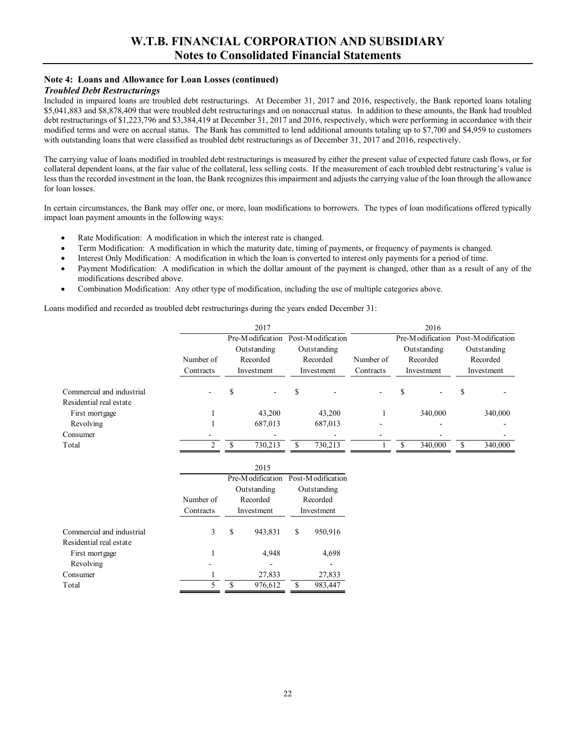## Note 4: Loans and Allowance for Loan Losses (continued)

### *Troubled Debt Restructurings*

Included in impaired loans are troubled debt restructurings. At December 31, 2017 and 2016, respectively, the Bank reported loans totaling $5,041,883 and $8,878,409 that were troubled debt restructurings and on nonaccrual status. In addition to these amounts, the Bank had troubled debt restructurings of $1,223,796 and $3,384,419 at December 31, 2017 and 2016, respectively, which were performing in accordance with their modified terms and were on accrual status. The Bank has committed to lend additional amounts totaling up to $7,700 and $4,959 to customers with outstanding loans that were classified as troubled debt restructurings as of December 31, 2017 and 2016, respectively.

The carrying value of loans modified in troubled debt restructurings is measured by either the present value of expected future cash flows, or for collateral dependent loans, at the fair value of the collateral, less selling costs. If the measurement of each troubled debt restructuring's value is less than the recorded investment in the loan, the Bank recognizes this impairment and adjusts the carrying value of the loan through the allowance for loan losses.

In certain circumstances, the Bank may offer one, or more, loan modifications to borrowers. The types of loan modifications offered typically impact loan payment amounts in the following ways:

- Rate Modification: A modification in which the interest rate is changed.
- Term Modification: A modification in which the maturity date, timing of payments, or frequency of payments is changed.
- Interest Only Modification: A modification in which the loan is converted to interest only payments for a period of time.
- Payment Modification: A modification in which the dollar amount of the payment is changed, other than as a result of any of the modifications described above.
- Combination Modification: Any other type of modification, including the use of multiple categories above.

Loans modified and recorded as troubled debt restructurings during the years ended December 31:

| | 2017 | | | 2016 | | |
|---|---|---|---|---|---|---|
| | Number of Contracts | Pre-Modification Outstanding Recorded Investment | Post-Modification Outstanding Recorded Investment | Number of Contracts | Pre-Modification Outstanding Recorded Investment | Post-Modification Outstanding Recorded Investment |
| Commercial and industrial | - | $ - | $ - | - | $ - | $ - |
| Residential real estate | | | | | | |
| First mortgage | 1 | 43,200 | 43,200 | 1 | 340,000 | 340,000 |
| Revolving | 1 | 687,013 | 687,013 | - | - | - |
| Consumer | - | - | - | - | - | - |
| Total | 2 | $ 730,213 | $ 730,213 | 1 | $ 340,000 | $ 340,000 |

| | 2015 | | |
|---|---|---|---|
| | Number of Contracts | Pre-Modification Outstanding Recorded Investment | Post-Modification Outstanding Recorded Investment |
| Commercial and industrial | 3 | $ 943,831 | $ 950,916 |
| Residential real estate | | | |
| First mortgage | 1 | 4,948 | 4,698 |
| Revolving | - | - | - |
| Consumer | 1 | 27,833 | 27,833 |
| Total | 5 | $ 976,612 | $ 983,447 |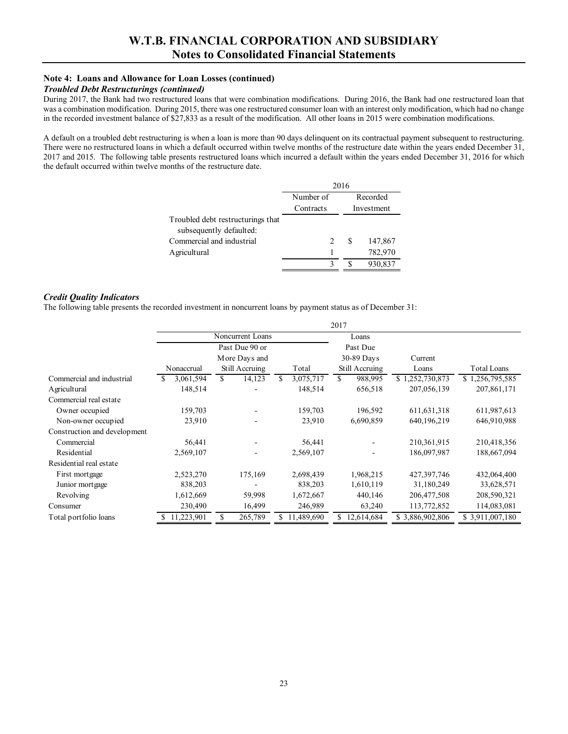### Note 4: Loans and Allowance for Loan Losses (continued)

***Troubled Debt Restructurings (continued)***

During 2017, the Bank had two restructured loans that were combination modifications. During 2016, the Bank had one restructured loan that was a combination modification. During 2015, there was one restructured consumer loan with an interest only modification, which had no change in the recorded investment balance of $27,833 as a result of the modification. All other loans in 2015 were combination modifications.

A default on a troubled debt restructuring is when a loan is more than 90 days delinquent on its contractual payment subsequent to restructuring. There were no restructured loans in which a default occurred within twelve months of the restructure date within the years ended December 31, 2017 and 2015. The following table presents restructured loans which incurred a default within the years ended December 31, 2016 for which the default occurred within twelve months of the restructure date.

| | 2016 | |
|---|---|---|
| | Number of Contracts | Recorded Investment |
| Troubled debt restructurings that subsequently defaulted: | | |
| Commercial and industrial | 2 | $ 147,867 |
| Agricultural | 1 | 782,970 |
| | 3 | $ 930,837 |

***Credit Quality Indicators***

The following table presents the recorded investment in noncurrent loans by payment status as of December 31:

| | 2017 | | | | | |
|---|---|---|---|---|---|---|
| | Noncurrent Loans | | | Loans Past Due 30-89 Days Still Accruing | Current Loans | Total Loans |
| | Nonaccrual | Past Due 90 or More Days and Still Accruing | Total | | | |
| Commercial and industrial | $ 3,061,594 | $ 14,123 | $ 3,075,717 | $ 988,995 | $ 1,252,730,873 | $ 1,256,795,585 |
| Agricultural | 148,514 | - | 148,514 | 656,518 | 207,056,139 | 207,861,171 |
| Commercial real estate | | | | | | |
| Owner occupied | 159,703 | - | 159,703 | 196,592 | 611,631,318 | 611,987,613 |
| Non-owner occupied | 23,910 | - | 23,910 | 6,690,859 | 640,196,219 | 646,910,988 |
| Construction and development | | | | | | |
| Commercial | 56,441 | - | 56,441 | - | 210,361,915 | 210,418,356 |
| Residential | 2,569,107 | - | 2,569,107 | - | 186,097,987 | 188,667,094 |
| Residential real estate | | | | | | |
| First mortgage | 2,523,270 | 175,169 | 2,698,439 | 1,968,215 | 427,397,746 | 432,064,400 |
| Junior mortgage | 838,203 | - | 838,203 | 1,610,119 | 31,180,249 | 33,628,571 |
| Revolving | 1,612,669 | 59,998 | 1,672,667 | 440,146 | 206,477,508 | 208,590,321 |
| Consumer | 230,490 | 16,499 | 246,989 | 63,240 | 113,772,852 | 114,083,081 |
| Total portfolio loans | $ 11,223,901 | $ 265,789 | $ 11,489,690 | $ 12,614,684 | $ 3,886,902,806 | $ 3,911,007,180 |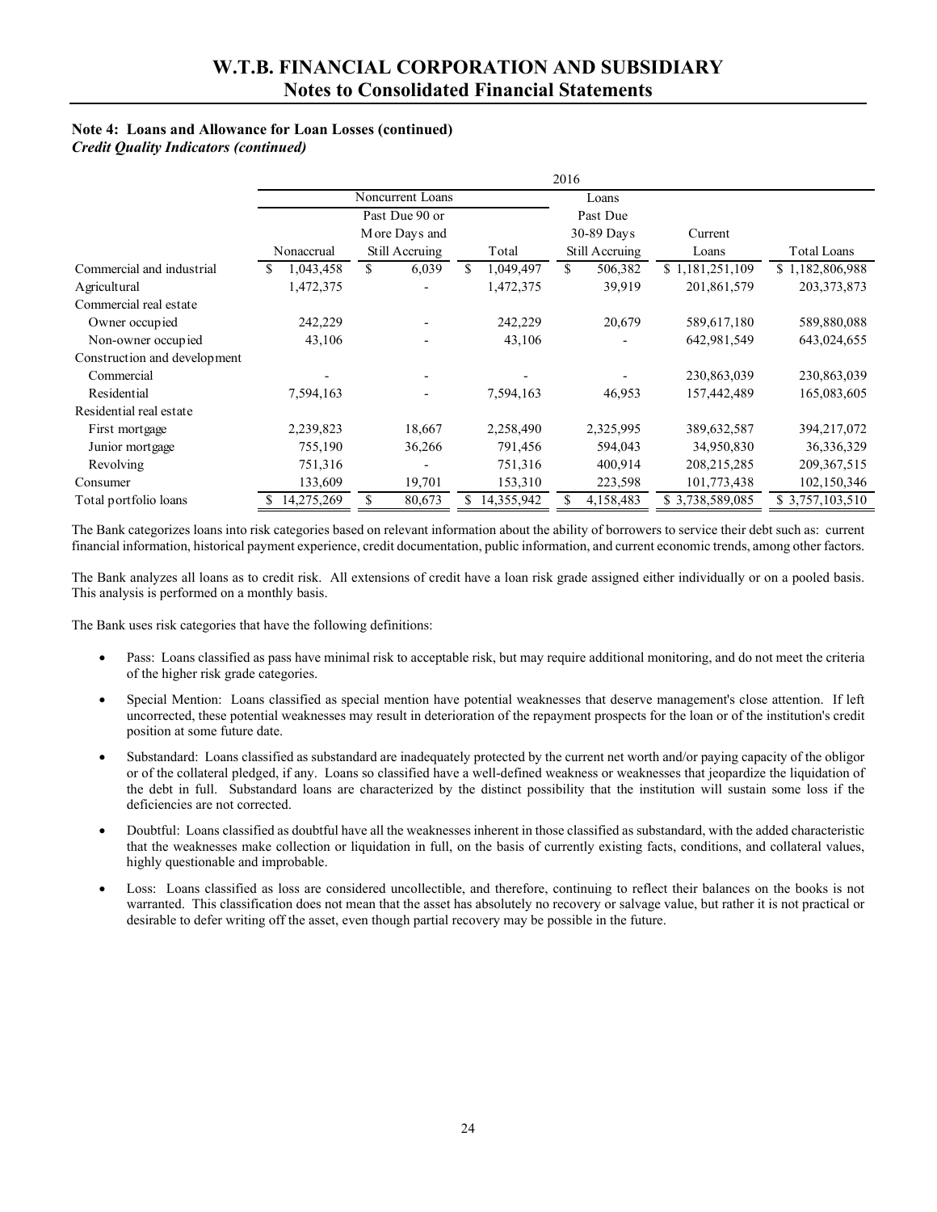### Note 4: Loans and Allowance for Loan Losses (continued)

***Credit Quality Indicators (continued)***

| | 2016 | | | | | |
|---|---|---|---|---|---|---|
| | Noncurrent Loans | | | Loans Past Due 30-89 Days Still Accruing | Current Loans | Total Loans |
| | Nonaccrual | Past Due 90 or More Days and Still Accruing | Total | | | |
| Commercial and industrial | $ 1,043,458 | $ 6,039 | $ 1,049,497 | $ 506,382 | $ 1,181,251,109 | $ 1,182,806,988 |
| Agricultural | 1,472,375 | - | 1,472,375 | 39,919 | 201,861,579 | 203,373,873 |
| Commercial real estate | | | | | | |
| Owner occupied | 242,229 | - | 242,229 | 20,679 | 589,617,180 | 589,880,088 |
| Non-owner occupied | 43,106 | - | 43,106 | - | 642,981,549 | 643,024,655 |
| Construction and development | | | | | | |
| Commercial | - | - | - | - | 230,863,039 | 230,863,039 |
| Residential | 7,594,163 | - | 7,594,163 | 46,953 | 157,442,489 | 165,083,605 |
| Residential real estate | | | | | | |
| First mortgage | 2,239,823 | 18,667 | 2,258,490 | 2,325,995 | 389,632,587 | 394,217,072 |
| Junior mortgage | 755,190 | 36,266 | 791,456 | 594,043 | 34,950,830 | 36,336,329 |
| Revolving | 751,316 | - | 751,316 | 400,914 | 208,215,285 | 209,367,515 |
| Consumer | 133,609 | 19,701 | 153,310 | 223,598 | 101,773,438 | 102,150,346 |
| Total portfolio loans | $ 14,275,269 | $ 80,673 | $ 14,355,942 | $ 4,158,483 | $ 3,738,589,085 | $ 3,757,103,510 |

The Bank categorizes loans into risk categories based on relevant information about the ability of borrowers to service their debt such as: current financial information, historical payment experience, credit documentation, public information, and current economic trends, among other factors.

The Bank analyzes all loans as to credit risk. All extensions of credit have a loan risk grade assigned either individually or on a pooled basis. This analysis is performed on a monthly basis.

The Bank uses risk categories that have the following definitions:

- Pass: Loans classified as pass have minimal risk to acceptable risk, but may require additional monitoring, and do not meet the criteria of the higher risk grade categories.
- Special Mention: Loans classified as special mention have potential weaknesses that deserve management's close attention. If left uncorrected, these potential weaknesses may result in deterioration of the repayment prospects for the loan or of the institution's credit position at some future date.
- Substandard: Loans classified as substandard are inadequately protected by the current net worth and/or paying capacity of the obligor or of the collateral pledged, if any. Loans so classified have a well-defined weakness or weaknesses that jeopardize the liquidation of the debt in full. Substandard loans are characterized by the distinct possibility that the institution will sustain some loss if the deficiencies are not corrected.
- Doubtful: Loans classified as doubtful have all the weaknesses inherent in those classified as substandard, with the added characteristic that the weaknesses make collection or liquidation in full, on the basis of currently existing facts, conditions, and collateral values, highly questionable and improbable.
- Loss: Loans classified as loss are considered uncollectible, and therefore, continuing to reflect their balances on the books is not warranted. This classification does not mean that the asset has absolutely no recovery or salvage value, but rather it is not practical or desirable to defer writing off the asset, even though partial recovery may be possible in the future.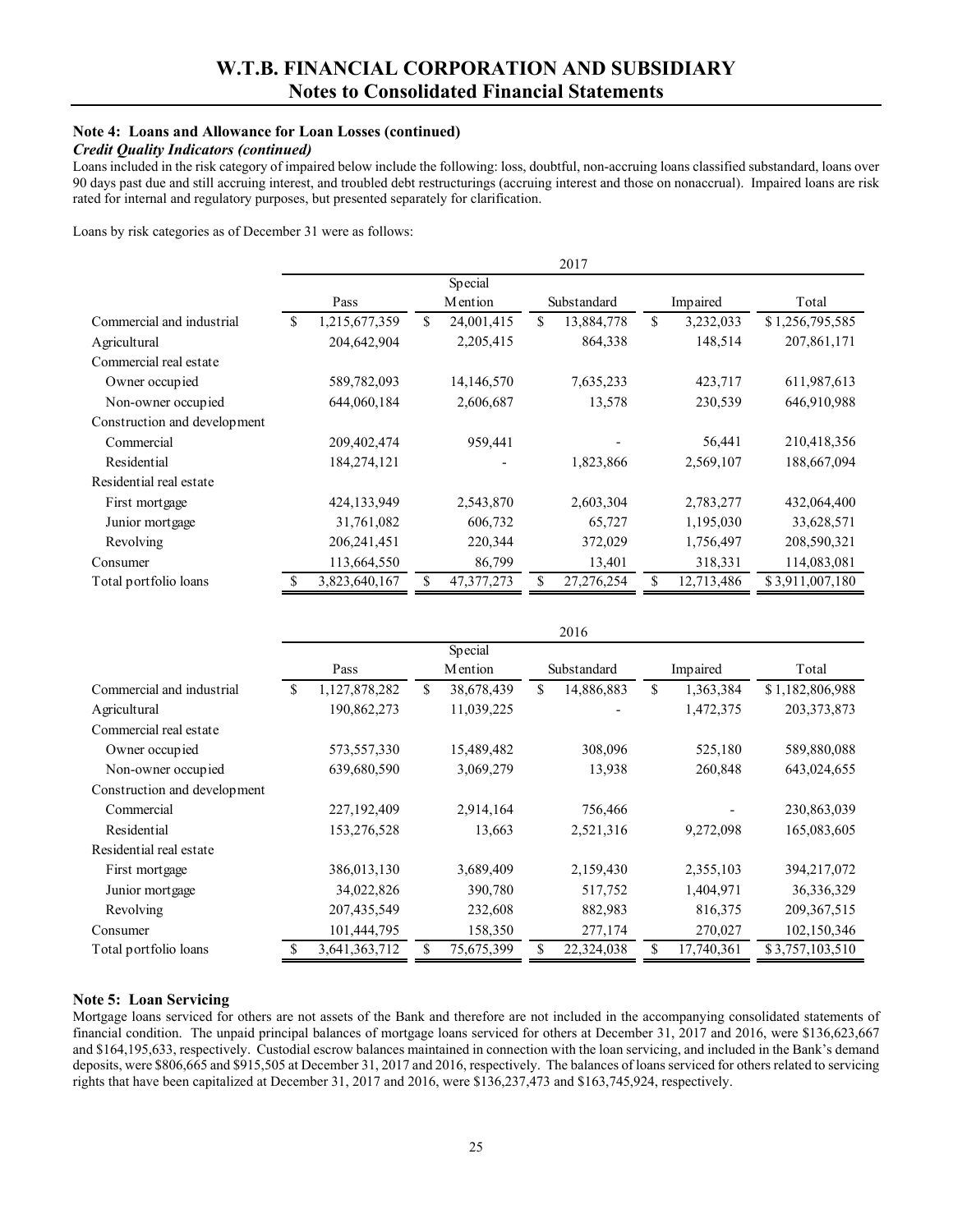# W.T.B. FINANCIAL CORPORATION AND SUBSIDIARY
## Notes to Consolidated Financial Statements

### Note 4: Loans and Allowance for Loan Losses (continued)

***Credit Quality Indicators (continued)***

Loans included in the risk category of impaired below include the following: loss, doubtful, non-accruing loans classified substandard, loans over 90 days past due and still accruing interest, and troubled debt restructurings (accruing interest and those on nonaccrual). Impaired loans are risk rated for internal and regulatory purposes, but presented separately for clarification.

Loans by risk categories as of December 31 were as follows:

| | 2017 | | | | |
|---|---|---|---|---|---|
| | Pass | Special Mention | Substandard | Impaired | Total |
| Commercial and industrial | $ 1,215,677,359 | $ 24,001,415 | $ 13,884,778 | $ 3,232,033 | $ 1,256,795,585 |
| Agricultural | 204,642,904 | 2,205,415 | 864,338 | 148,514 | 207,861,171 |
| Commercial real estate | | | | | |
| Owner occupied | 589,782,093 | 14,146,570 | 7,635,233 | 423,717 | 611,987,613 |
| Non-owner occupied | 644,060,184 | 2,606,687 | 13,578 | 230,539 | 646,910,988 |
| Construction and development | | | | | |
| Commercial | 209,402,474 | 959,441 | - | 56,441 | 210,418,356 |
| Residential | 184,274,121 | - | 1,823,866 | 2,569,107 | 188,667,094 |
| Residential real estate | | | | | |
| First mortgage | 424,133,949 | 2,543,870 | 2,603,304 | 2,783,277 | 432,064,400 |
| Junior mortgage | 31,761,082 | 606,732 | 65,727 | 1,195,030 | 33,628,571 |
| Revolving | 206,241,451 | 220,344 | 372,029 | 1,756,497 | 208,590,321 |
| Consumer | 113,664,550 | 86,799 | 13,401 | 318,331 | 114,083,081 |
| Total portfolio loans | $ 3,823,640,167 | $ 47,377,273 | $ 27,276,254 | $ 12,713,486 | $ 3,911,007,180 |

| | 2016 | | | | |
|---|---|---|---|---|---|
| | Pass | Special Mention | Substandard | Impaired | Total |
| Commercial and industrial | $ 1,127,878,282 | $ 38,678,439 | $ 14,886,883 | $ 1,363,384 | $ 1,182,806,988 |
| Agricultural | 190,862,273 | 11,039,225 | - | 1,472,375 | 203,373,873 |
| Commercial real estate | | | | | |
| Owner occupied | 573,557,330 | 15,489,482 | 308,096 | 525,180 | 589,880,088 |
| Non-owner occupied | 639,680,590 | 3,069,279 | 13,938 | 260,848 | 643,024,655 |
| Construction and development | | | | | |
| Commercial | 227,192,409 | 2,914,164 | 756,466 | - | 230,863,039 |
| Residential | 153,276,528 | 13,663 | 2,521,316 | 9,272,098 | 165,083,605 |
| Residential real estate | | | | | |
| First mortgage | 386,013,130 | 3,689,409 | 2,159,430 | 2,355,103 | 394,217,072 |
| Junior mortgage | 34,022,826 | 390,780 | 517,752 | 1,404,971 | 36,336,329 |
| Revolving | 207,435,549 | 232,608 | 882,983 | 816,375 | 209,367,515 |
| Consumer | 101,444,795 | 158,350 | 277,174 | 270,027 | 102,150,346 |
| Total portfolio loans | $ 3,641,363,712 | $ 75,675,399 | $ 22,324,038 | $ 17,740,361 | $ 3,757,103,510 |

### Note 5: Loan Servicing

Mortgage loans serviced for others are not assets of the Bank and therefore are not included in the accompanying consolidated statements of financial condition. The unpaid principal balances of mortgage loans serviced for others at December 31, 2017 and 2016, were $136,623,667 and $164,195,633, respectively. Custodial escrow balances maintained in connection with the loan servicing, and included in the Bank's demand deposits, were $806,665 and $915,505 at December 31, 2017 and 2016, respectively. The balances of loans serviced for others related to servicing rights that have been capitalized at December 31, 2017 and 2016, were $136,237,473 and $163,745,924, respectively.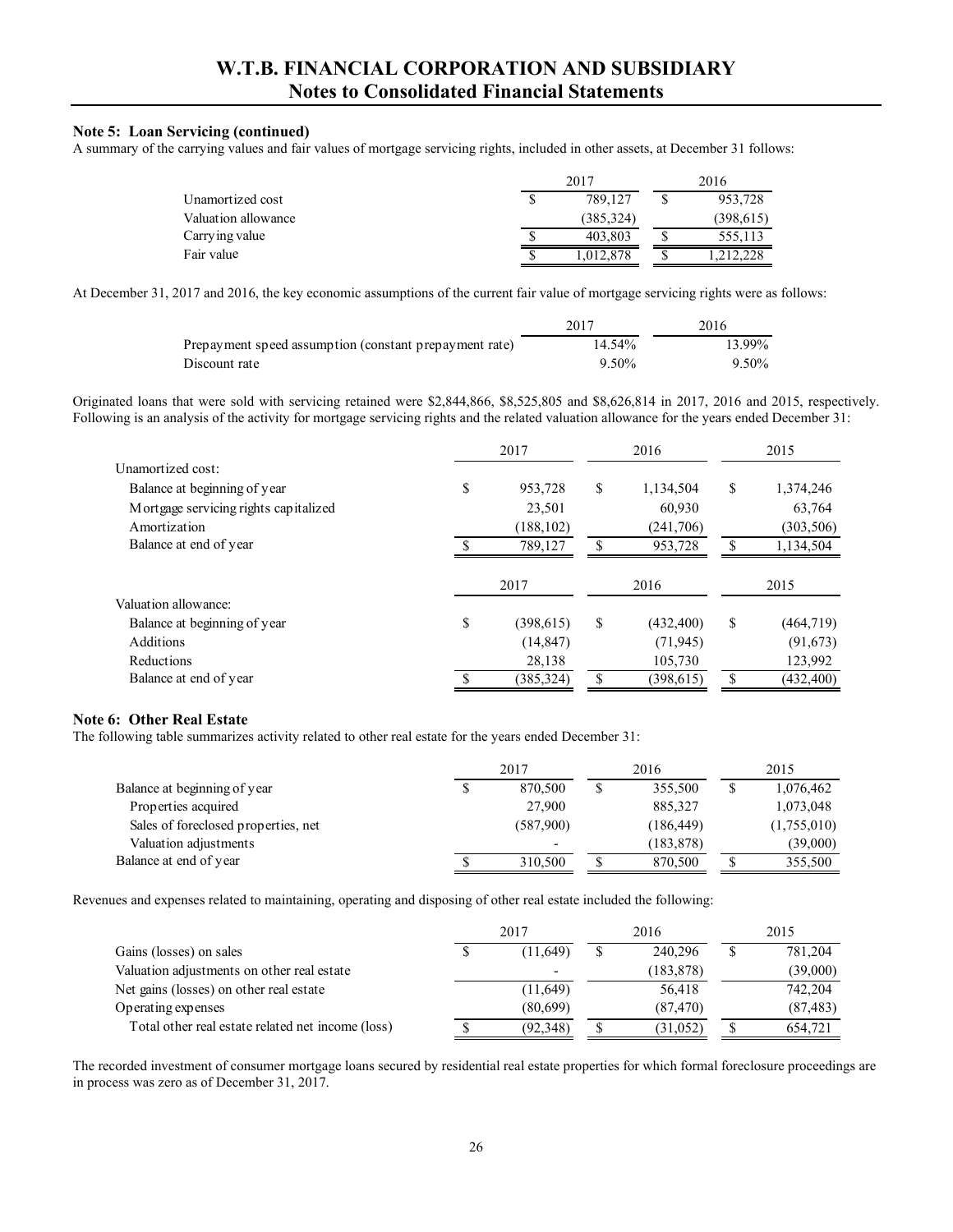### Note 5: Loan Servicing (continued)

A summary of the carrying values and fair values of mortgage servicing rights, included in other assets, at December 31 follows:

| | 2017 | 2016 |
|---|---|---|
| Unamortized cost | $ 789,127 | $ 953,728 |
| Valuation allowance | (385,324) | (398,615) |
| Carrying value | $ 403,803 | $ 555,113 |
| Fair value | $ 1,012,878 | $ 1,212,228 |

At December 31, 2017 and 2016, the key economic assumptions of the current fair value of mortgage servicing rights were as follows:

| | 2017 | 2016 |
|---|---|---|
| Prepayment speed assumption (constant prepayment rate) | 14.54% | 13.99% |
| Discount rate | 9.50% | 9.50% |

Originated loans that were sold with servicing retained were $2,844,866, $8,525,805 and $8,626,814 in 2017, 2016 and 2015, respectively. Following is an analysis of the activity for mortgage servicing rights and the related valuation allowance for the years ended December 31:

| | 2017 | 2016 | 2015 |
|---|---|---|---|
| Unamortized cost: | | | |
| Balance at beginning of year | $ 953,728 | $ 1,134,504 | $ 1,374,246 |
| Mortgage servicing rights capitalized | 23,501 | 60,930 | 63,764 |
| Amortization | (188,102) | (241,706) | (303,506) |
| Balance at end of year | $ 789,127 | $ 953,728 | $ 1,134,504 |

| | 2017 | 2016 | 2015 |
|---|---|---|---|
| Valuation allowance: | | | |
| Balance at beginning of year | $ (398,615) | $ (432,400) | $ (464,719) |
| Additions | (14,847) | (71,945) | (91,673) |
| Reductions | 28,138 | 105,730 | 123,992 |
| Balance at end of year | $ (385,324) | $ (398,615) | $ (432,400) |

### Note 6: Other Real Estate

The following table summarizes activity related to other real estate for the years ended December 31:

| | 2017 | 2016 | 2015 |
|---|---|---|---|
| Balance at beginning of year | $ 870,500 | $ 355,500 | $ 1,076,462 |
| Properties acquired | 27,900 | 885,327 | 1,073,048 |
| Sales of foreclosed properties, net | (587,900) | (186,449) | (1,755,010) |
| Valuation adjustments | - | (183,878) | (39,000) |
| Balance at end of year | $ 310,500 | $ 870,500 | $ 355,500 |

Revenues and expenses related to maintaining, operating and disposing of other real estate included the following:

| | 2017 | 2016 | 2015 |
|---|---|---|---|
| Gains (losses) on sales | $ (11,649) | $ 240,296 | $ 781,204 |
| Valuation adjustments on other real estate | - | (183,878) | (39,000) |
| Net gains (losses) on other real estate | (11,649) | 56,418 | 742,204 |
| Operating expenses | (80,699) | (87,470) | (87,483) |
| Total other real estate related net income (loss) | $ (92,348) | $ (31,052) | $ 654,721 |

The recorded investment of consumer mortgage loans secured by residential real estate properties for which formal foreclosure proceedings are in process was zero as of December 31, 2017.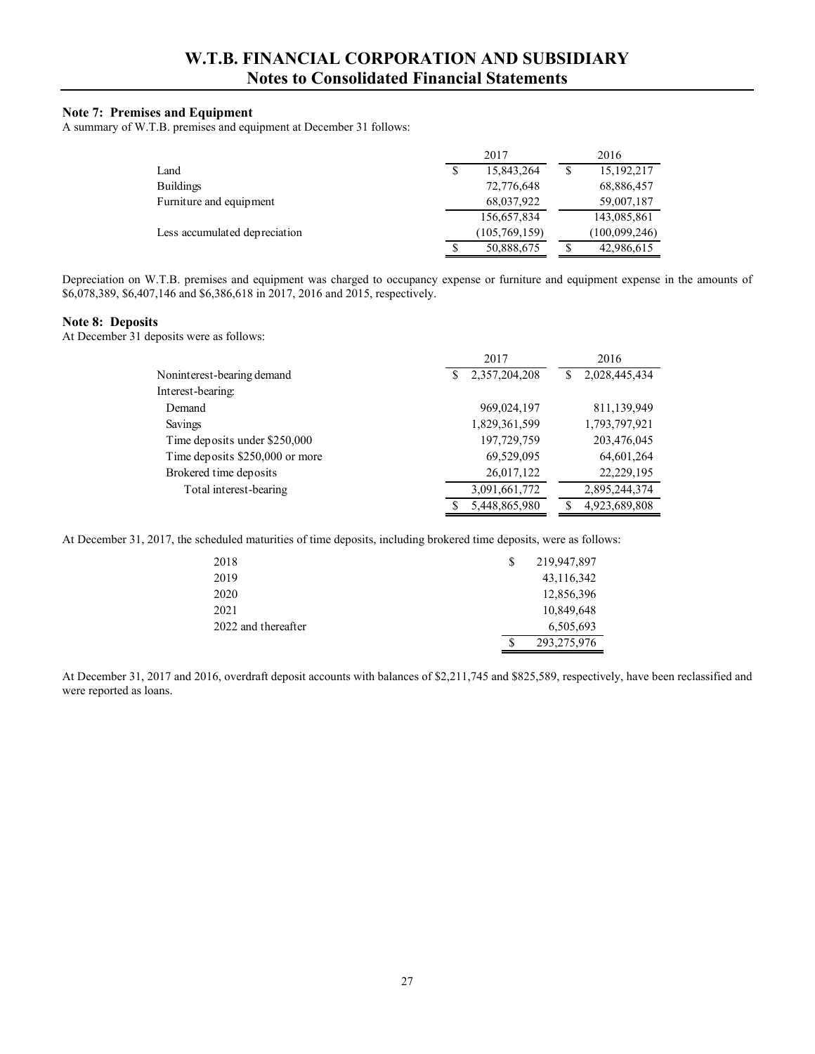## W.T.B. FINANCIAL CORPORATION AND SUBSIDIARY
## Notes to Consolidated Financial Statements

### Note 7: Premises and Equipment

A summary of W.T.B. premises and equipment at December 31 follows:

| | 2017 | 2016 |
|---|---|---|
| Land | $ 15,843,264 | $ 15,192,217 |
| Buildings | 72,776,648 | 68,886,457 |
| Furniture and equipment | 68,037,922 | 59,007,187 |
| | 156,657,834 | 143,085,861 |
| Less accumulated depreciation | (105,769,159) | (100,099,246) |
| | $ 50,888,675 | $ 42,986,615 |

Depreciation on W.T.B. premises and equipment was charged to occupancy expense or furniture and equipment expense in the amounts of $6,078,389, $6,407,146 and $6,386,618 in 2017, 2016 and 2015, respectively.

### Note 8: Deposits

At December 31 deposits were as follows:

| | 2017 | 2016 |
|---|---|---|
| Noninterest-bearing demand | $ 2,357,204,208 | $ 2,028,445,434 |
| Interest-bearing: | | |
| Demand | 969,024,197 | 811,139,949 |
| Savings | 1,829,361,599 | 1,793,797,921 |
| Time deposits under $250,000 | 197,729,759 | 203,476,045 |
| Time deposits $250,000 or more | 69,529,095 | 64,601,264 |
| Brokered time deposits | 26,017,122 | 22,229,195 |
| Total interest-bearing | 3,091,661,772 | 2,895,244,374 |
| | $ 5,448,865,980 | $ 4,923,689,808 |

At December 31, 2017, the scheduled maturities of time deposits, including brokered time deposits, were as follows:

| | |
|---|---|
| 2018 | $ 219,947,897 |
| 2019 | 43,116,342 |
| 2020 | 12,856,396 |
| 2021 | 10,849,648 |
| 2022 and thereafter | 6,505,693 |
| | $ 293,275,976 |

At December 31, 2017 and 2016, overdraft deposit accounts with balances of $2,211,745 and $825,589, respectively, have been reclassified and were reported as loans.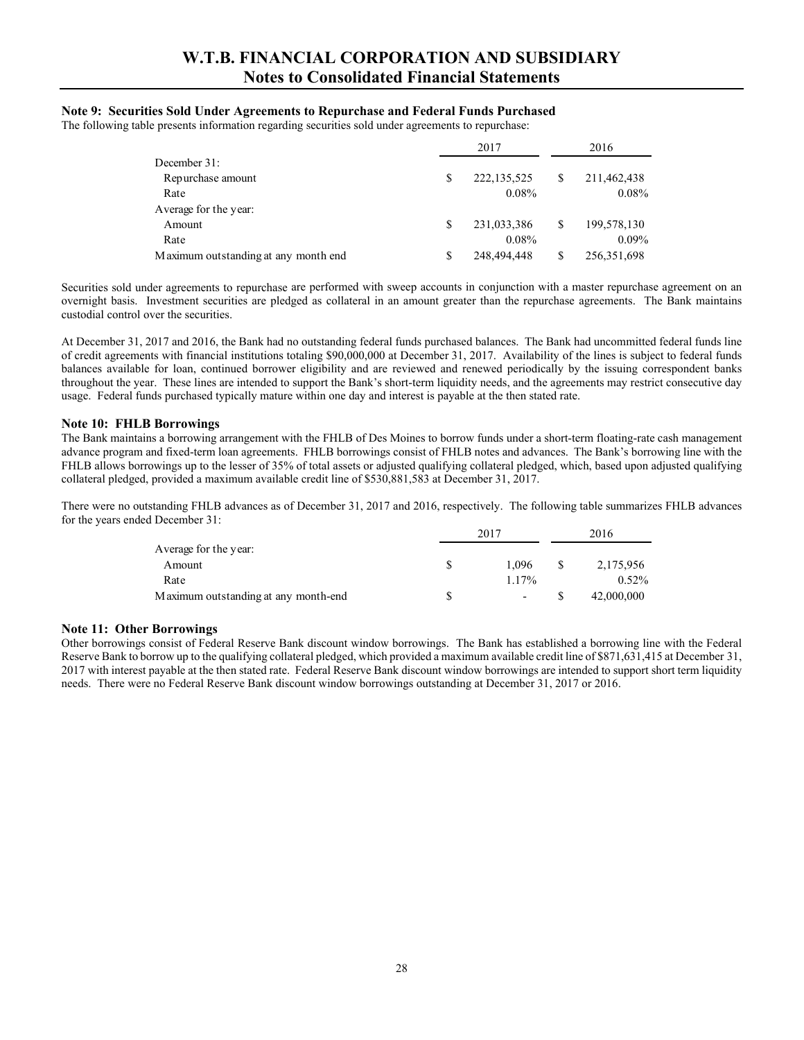**Note 9: Securities Sold Under Agreements to Repurchase and Federal Funds Purchased**

The following table presents information regarding securities sold under agreements to repurchase:

| | 2017 | 2016 |
|---|---|---|
| December 31: | | |
| Repurchase amount | $ 222,135,525 | $ 211,462,438 |
| Rate | 0.08% | 0.08% |
| Average for the year: | | |
| Amount | $ 231,033,386 | $ 199,578,130 |
| Rate | 0.08% | 0.09% |
| Maximum outstanding at any month end | $ 248,494,448 | $ 256,351,698 |

Securities sold under agreements to repurchase are performed with sweep accounts in conjunction with a master repurchase agreement on an overnight basis. Investment securities are pledged as collateral in an amount greater than the repurchase agreements. The Bank maintains custodial control over the securities.

At December 31, 2017 and 2016, the Bank had no outstanding federal funds purchased balances. The Bank had uncommitted federal funds line of credit agreements with financial institutions totaling $90,000,000 at December 31, 2017. Availability of the lines is subject to federal funds balances available for loan, continued borrower eligibility and are reviewed and renewed periodically by the issuing correspondent banks throughout the year. These lines are intended to support the Bank's short-term liquidity needs, and the agreements may restrict consecutive day usage. Federal funds purchased typically mature within one day and interest is payable at the then stated rate.

**Note 10: FHLB Borrowings**

The Bank maintains a borrowing arrangement with the FHLB of Des Moines to borrow funds under a short-term floating-rate cash management advance program and fixed-term loan agreements. FHLB borrowings consist of FHLB notes and advances. The Bank's borrowing line with the FHLB allows borrowings up to the lesser of 35% of total assets or adjusted qualifying collateral pledged, which, based upon adjusted qualifying collateral pledged, provided a maximum available credit line of $530,881,583 at December 31, 2017.

There were no outstanding FHLB advances as of December 31, 2017 and 2016, respectively. The following table summarizes FHLB advances for the years ended December 31:

| | 2017 | 2016 |
|---|---|---|
| Average for the year: | | |
| Amount | $ 1,096 | $ 2,175,956 |
| Rate | 1.17% | 0.52% |
| Maximum outstanding at any month-end | $ - | $ 42,000,000 |

**Note 11: Other Borrowings**

Other borrowings consist of Federal Reserve Bank discount window borrowings. The Bank has established a borrowing line with the Federal Reserve Bank to borrow up to the qualifying collateral pledged, which provided a maximum available credit line of $871,631,415 at December 31, 2017 with interest payable at the then stated rate. Federal Reserve Bank discount window borrowings are intended to support short term liquidity needs. There were no Federal Reserve Bank discount window borrowings outstanding at December 31, 2017 or 2016.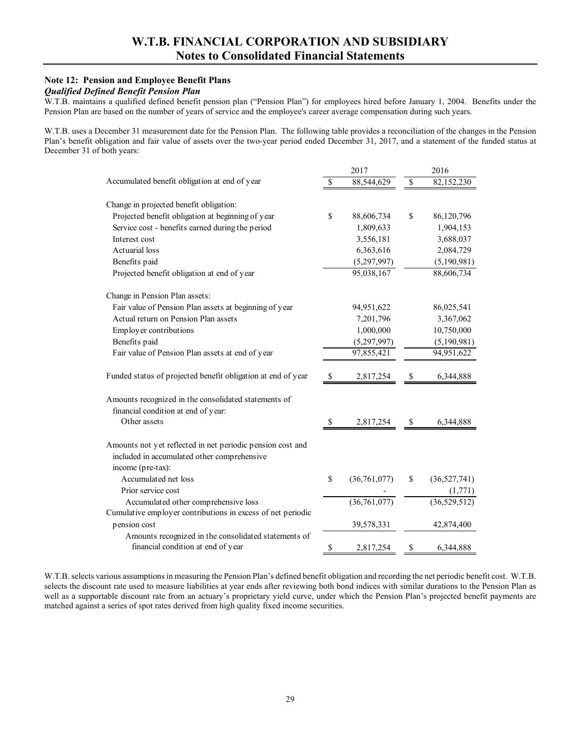## Note 12: Pension and Employee Benefit Plans

### *Qualified Defined Benefit Pension Plan*

W.T.B. maintains a qualified defined benefit pension plan ("Pension Plan") for employees hired before January 1, 2004. Benefits under the Pension Plan are based on the number of years of service and the employee's career average compensation during such years.

W.T.B. uses a December 31 measurement date for the Pension Plan. The following table provides a reconciliation of the changes in the Pension Plan's benefit obligation and fair value of assets over the two-year period ended December 31, 2017, and a statement of the funded status at December 31 of both years:

| | 2017 | 2016 |
|---|---|---|
| Accumulated benefit obligation at end of year | $ 88,544,629 | $ 82,152,230 |
| | | |
| Change in projected benefit obligation: | | |
| Projected benefit obligation at beginning of year | $ 88,606,734 | $ 86,120,796 |
| Service cost - benefits earned during the period | 1,809,633 | 1,904,153 |
| Interest cost | 3,556,181 | 3,688,037 |
| Actuarial loss | 6,363,616 | 2,084,729 |
| Benefits paid | (5,297,997) | (5,190,981) |
| Projected benefit obligation at end of year | 95,038,167 | 88,606,734 |
| | | |
| Change in Pension Plan assets: | | |
| Fair value of Pension Plan assets at beginning of year | 94,951,622 | 86,025,541 |
| Actual return on Pension Plan assets | 7,201,796 | 3,367,062 |
| Employer contributions | 1,000,000 | 10,750,000 |
| Benefits paid | (5,297,997) | (5,190,981) |
| Fair value of Pension Plan assets at end of year | 97,855,421 | 94,951,622 |
| | | |
| Funded status of projected benefit obligation at end of year | $ 2,817,254 | $ 6,344,888 |
| | | |
| Amounts recognized in the consolidated statements of financial condition at end of year: | | |
| Other assets | $ 2,817,254 | $ 6,344,888 |
| | | |
| Amounts not yet reflected in net periodic pension cost and included in accumulated other comprehensive income (pre-tax): | | |
| Accumulated net loss | $ (36,761,077) | $ (36,527,741) |
| Prior service cost | - | (1,771) |
| Accumulated other comprehensive loss | (36,761,077) | (36,529,512) |
| Cumulative employer contributions in excess of net periodic pension cost | 39,578,331 | 42,874,400 |
| Amounts recognized in the consolidated statements of financial condition at end of year | $ 2,817,254 | $ 6,344,888 |

W.T.B. selects various assumptions in measuring the Pension Plan's defined benefit obligation and recording the net periodic benefit cost. W.T.B. selects the discount rate used to measure liabilities at year ends after reviewing both bond indices with similar durations to the Pension Plan as well as a supportable discount rate from an actuary's proprietary yield curve, under which the Pension Plan's projected benefit payments are matched against a series of spot rates derived from high quality fixed income securities.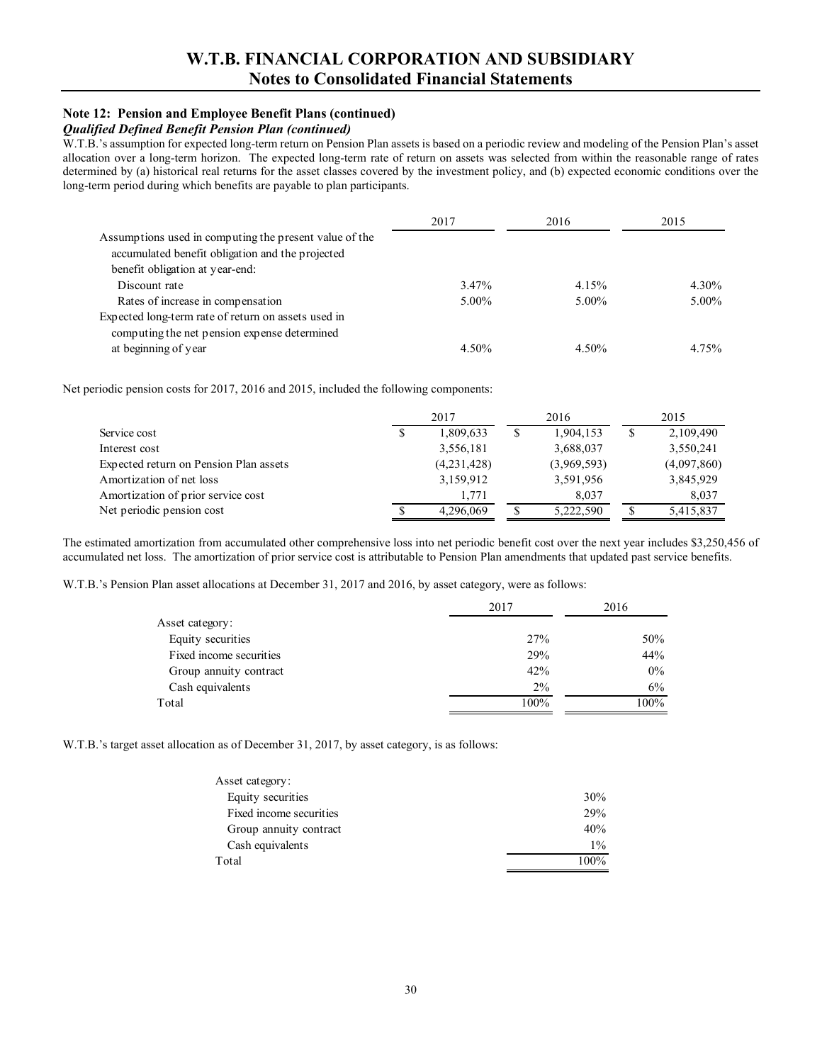## Note 12: Pension and Employee Benefit Plans (continued)

### *Qualified Defined Benefit Pension Plan (continued)*

W.T.B.'s assumption for expected long-term return on Pension Plan assets is based on a periodic review and modeling of the Pension Plan's asset allocation over a long-term horizon. The expected long-term rate of return on assets was selected from within the reasonable range of rates determined by (a) historical real returns for the asset classes covered by the investment policy, and (b) expected economic conditions over the long-term period during which benefits are payable to plan participants.

| | 2017 | 2016 | 2015 |
|---|---|---|---|
| Assumptions used in computing the present value of the accumulated benefit obligation and the projected benefit obligation at year-end: | | | |
| Discount rate | 3.47% | 4.15% | 4.30% |
| Rates of increase in compensation | 5.00% | 5.00% | 5.00% |
| Expected long-term rate of return on assets used in computing the net pension expense determined at beginning of year | 4.50% | 4.50% | 4.75% |

Net periodic pension costs for 2017, 2016 and 2015, included the following components:

| | 2017 | 2016 | 2015 |
|---|---|---|---|
| Service cost | $ 1,809,633 | $ 1,904,153 | $ 2,109,490 |
| Interest cost | 3,556,181 | 3,688,037 | 3,550,241 |
| Expected return on Pension Plan assets | (4,231,428) | (3,969,593) | (4,097,860) |
| Amortization of net loss | 3,159,912 | 3,591,956 | 3,845,929 |
| Amortization of prior service cost | 1,771 | 8,037 | 8,037 |
| Net periodic pension cost | $ 4,296,069 | $ 5,222,590 | $ 5,415,837 |

The estimated amortization from accumulated other comprehensive loss into net periodic benefit cost over the next year includes $3,250,456 of accumulated net loss. The amortization of prior service cost is attributable to Pension Plan amendments that updated past service benefits.

W.T.B.'s Pension Plan asset allocations at December 31, 2017 and 2016, by asset category, were as follows:

| | 2017 | 2016 |
|---|---|---|
| Asset category: | | |
| Equity securities | 27% | 50% |
| Fixed income securities | 29% | 44% |
| Group annuity contract | 42% | 0% |
| Cash equivalents | 2% | 6% |
| Total | 100% | 100% |

W.T.B.'s target asset allocation as of December 31, 2017, by asset category, is as follows:

| | |
|---|---|
| Asset category: | |
| Equity securities | 30% |
| Fixed income securities | 29% |
| Group annuity contract | 40% |
| Cash equivalents | 1% |
| Total | 100% |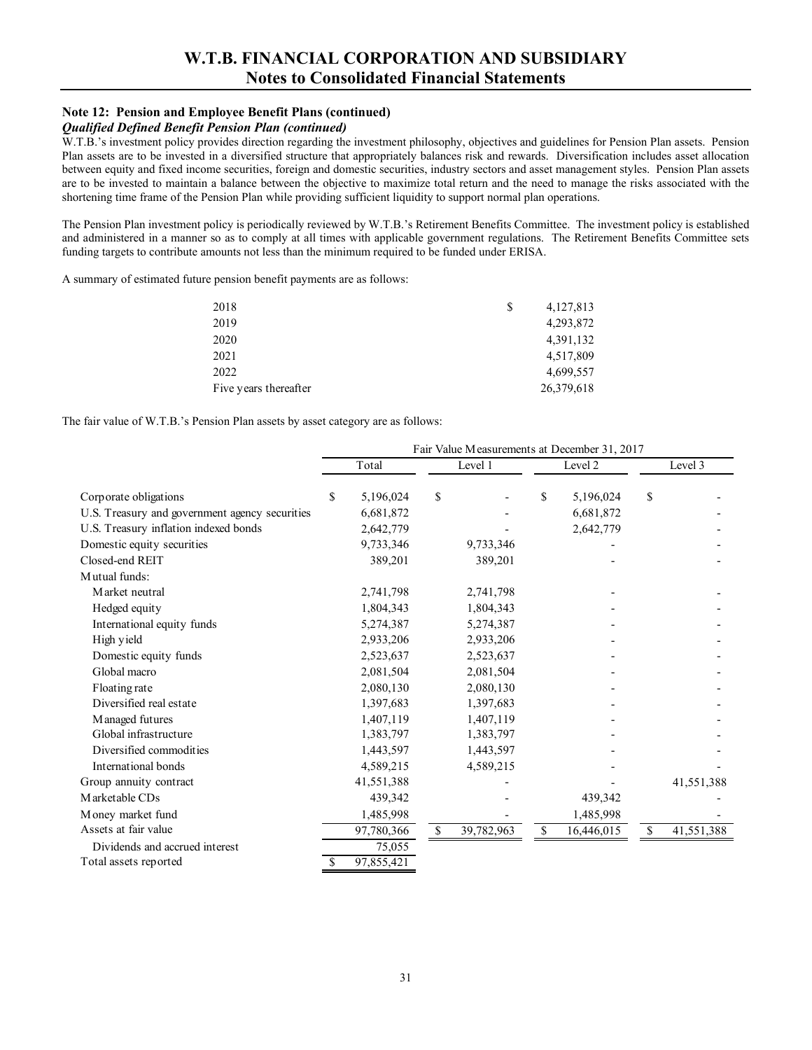# W.T.B. FINANCIAL CORPORATION AND SUBSIDIARY
## Notes to Consolidated Financial Statements

### Note 12: Pension and Employee Benefit Plans (continued)
***Qualified Defined Benefit Pension Plan (continued)***

W.T.B.'s investment policy provides direction regarding the investment philosophy, objectives and guidelines for Pension Plan assets. Pension Plan assets are to be invested in a diversified structure that appropriately balances risk and rewards. Diversification includes asset allocation between equity and fixed income securities, foreign and domestic securities, industry sectors and asset management styles. Pension Plan assets are to be invested to maintain a balance between the objective to maximize total return and the need to manage the risks associated with the shortening time frame of the Pension Plan while providing sufficient liquidity to support normal plan operations.

The Pension Plan investment policy is periodically reviewed by W.T.B.'s Retirement Benefits Committee. The investment policy is established and administered in a manner so as to comply at all times with applicable government regulations. The Retirement Benefits Committee sets funding targets to contribute amounts not less than the minimum required to be funded under ERISA.

A summary of estimated future pension benefit payments are as follows:

| | |
|---|---|
| 2018 | $ 4,127,813 |
| 2019 | 4,293,872 |
| 2020 | 4,391,132 |
| 2021 | 4,517,809 |
| 2022 | 4,699,557 |
| Five years thereafter | 26,379,618 |

The fair value of W.T.B.'s Pension Plan assets by asset category are as follows:

| | Fair Value Measurements at December 31, 2017 | | | |
|---|---|---|---|---|
| | Total | Level 1 | Level 2 | Level 3 |
| Corporate obligations | $ 5,196,024 | $ - | $ 5,196,024 | $ - |
| U.S. Treasury and government agency securities | 6,681,872 | - | 6,681,872 | - |
| U.S. Treasury inflation indexed bonds | 2,642,779 | - | 2,642,779 | - |
| Domestic equity securities | 9,733,346 | 9,733,346 | - | - |
| Closed-end REIT | 389,201 | 389,201 | - | - |
| Mutual funds: | | | | |
| Market neutral | 2,741,798 | 2,741,798 | - | - |
| Hedged equity | 1,804,343 | 1,804,343 | - | - |
| International equity funds | 5,274,387 | 5,274,387 | - | - |
| High yield | 2,933,206 | 2,933,206 | - | - |
| Domestic equity funds | 2,523,637 | 2,523,637 | - | - |
| Global macro | 2,081,504 | 2,081,504 | - | - |
| Floating rate | 2,080,130 | 2,080,130 | - | - |
| Diversified real estate | 1,397,683 | 1,397,683 | - | - |
| Managed futures | 1,407,119 | 1,407,119 | - | - |
| Global infrastructure | 1,383,797 | 1,383,797 | - | - |
| Diversified commodities | 1,443,597 | 1,443,597 | - | - |
| International bonds | 4,589,215 | 4,589,215 | - | - |
| Group annuity contract | 41,551,388 | - | - | 41,551,388 |
| Marketable CDs | 439,342 | - | 439,342 | - |
| Money market fund | 1,485,998 | - | 1,485,998 | - |
| Assets at fair value | 97,780,366 | $ 39,782,963 | $ 16,446,015 | $ 41,551,388 |
| Dividends and accrued interest | 75,055 | | | |
| Total assets reported | $ 97,855,421 | | | |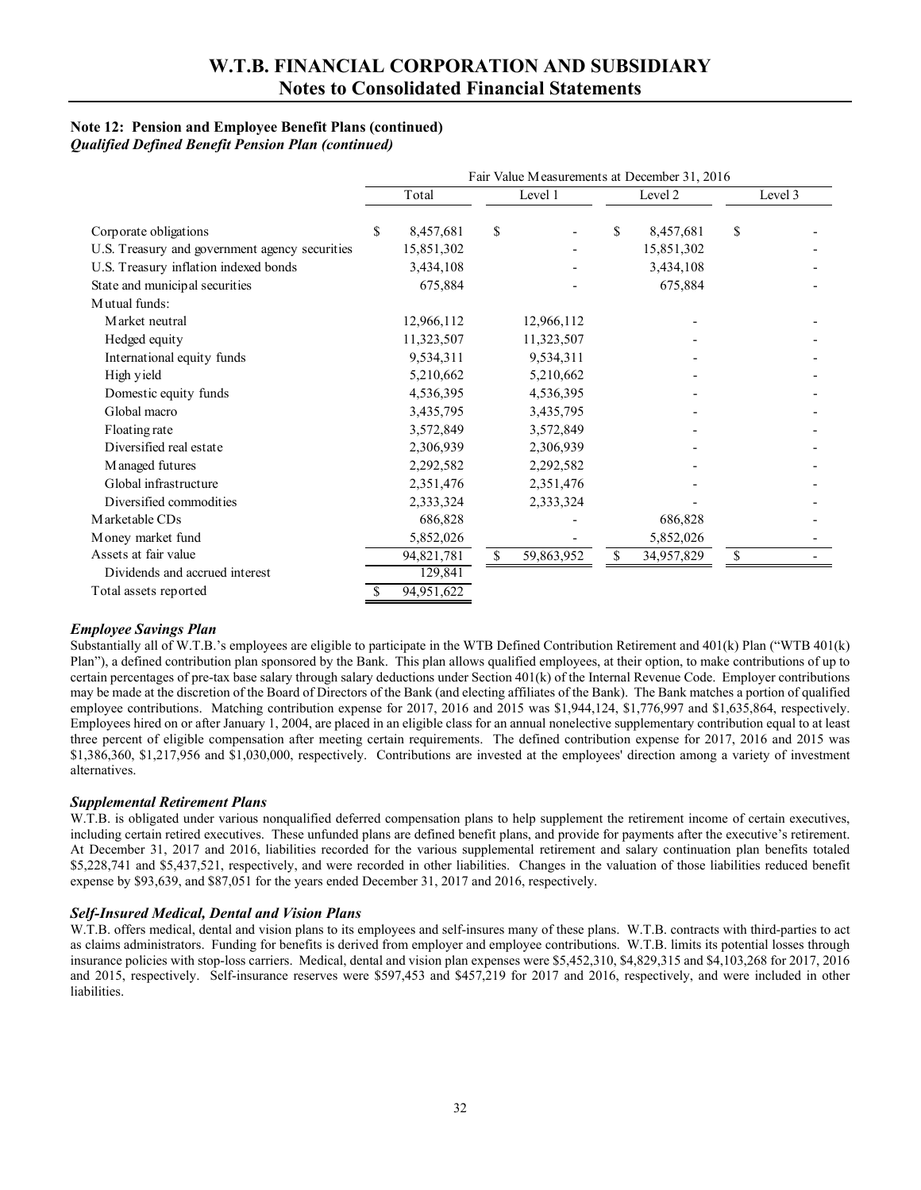**Note 12: Pension and Employee Benefit Plans (continued)**
***Qualified Defined Benefit Pension Plan (continued)***

| | Fair Value Measurements at December 31, 2016 | | | |
|---|---|---|---|---|
| | Total | Level 1 | Level 2 | Level 3 |
| Corporate obligations | $ 8,457,681 | $ - | $ 8,457,681 | $ - |
| U.S. Treasury and government agency securities | 15,851,302 | - | 15,851,302 | - |
| U.S. Treasury inflation indexed bonds | 3,434,108 | - | 3,434,108 | - |
| State and municipal securities | 675,884 | - | 675,884 | - |
| Mutual funds: | | | | |
| Market neutral | 12,966,112 | 12,966,112 | - | - |
| Hedged equity | 11,323,507 | 11,323,507 | - | - |
| International equity funds | 9,534,311 | 9,534,311 | - | - |
| High yield | 5,210,662 | 5,210,662 | - | - |
| Domestic equity funds | 4,536,395 | 4,536,395 | - | - |
| Global macro | 3,435,795 | 3,435,795 | - | - |
| Floating rate | 3,572,849 | 3,572,849 | - | - |
| Diversified real estate | 2,306,939 | 2,306,939 | - | - |
| Managed futures | 2,292,582 | 2,292,582 | - | - |
| Global infrastructure | 2,351,476 | 2,351,476 | - | - |
| Diversified commodities | 2,333,324 | 2,333,324 | - | - |
| Marketable CDs | 686,828 | - | 686,828 | - |
| Money market fund | 5,852,026 | - | 5,852,026 | - |
| Assets at fair value | 94,821,781 | $ 59,863,952 | $ 34,957,829 | $ - |
| Dividends and accrued interest | 129,841 | | | |
| Total assets reported | $ 94,951,622 | | | |

### *Employee Savings Plan*

Substantially all of W.T.B.'s employees are eligible to participate in the WTB Defined Contribution Retirement and 401(k) Plan ("WTB 401(k) Plan"), a defined contribution plan sponsored by the Bank. This plan allows qualified employees, at their option, to make contributions of up to certain percentages of pre-tax base salary through salary deductions under Section 401(k) of the Internal Revenue Code. Employer contributions may be made at the discretion of the Board of Directors of the Bank (and electing affiliates of the Bank). The Bank matches a portion of qualified employee contributions. Matching contribution expense for 2017, 2016 and 2015 was $1,944,124, $1,776,997 and $1,635,864, respectively. Employees hired on or after January 1, 2004, are placed in an eligible class for an annual nonelective supplementary contribution equal to at least three percent of eligible compensation after meeting certain requirements. The defined contribution expense for 2017, 2016 and 2015 was $1,386,360, $1,217,956 and $1,030,000, respectively. Contributions are invested at the employees' direction among a variety of investment alternatives.

### *Supplemental Retirement Plans*

W.T.B. is obligated under various nonqualified deferred compensation plans to help supplement the retirement income of certain executives, including certain retired executives. These unfunded plans are defined benefit plans, and provide for payments after the executive's retirement. At December 31, 2017 and 2016, liabilities recorded for the various supplemental retirement and salary continuation plan benefits totaled $5,228,741 and $5,437,521, respectively, and were recorded in other liabilities. Changes in the valuation of those liabilities reduced benefit expense by $93,639, and $87,051 for the years ended December 31, 2017 and 2016, respectively.

### *Self-Insured Medical, Dental and Vision Plans*

W.T.B. offers medical, dental and vision plans to its employees and self-insures many of these plans. W.T.B. contracts with third-parties to act as claims administrators. Funding for benefits is derived from employer and employee contributions. W.T.B. limits its potential losses through insurance policies with stop-loss carriers. Medical, dental and vision plan expenses were $5,452,310, $4,829,315 and $4,103,268 for 2017, 2016 and 2015, respectively. Self-insurance reserves were $597,453 and $457,219 for 2017 and 2016, respectively, and were included in other liabilities.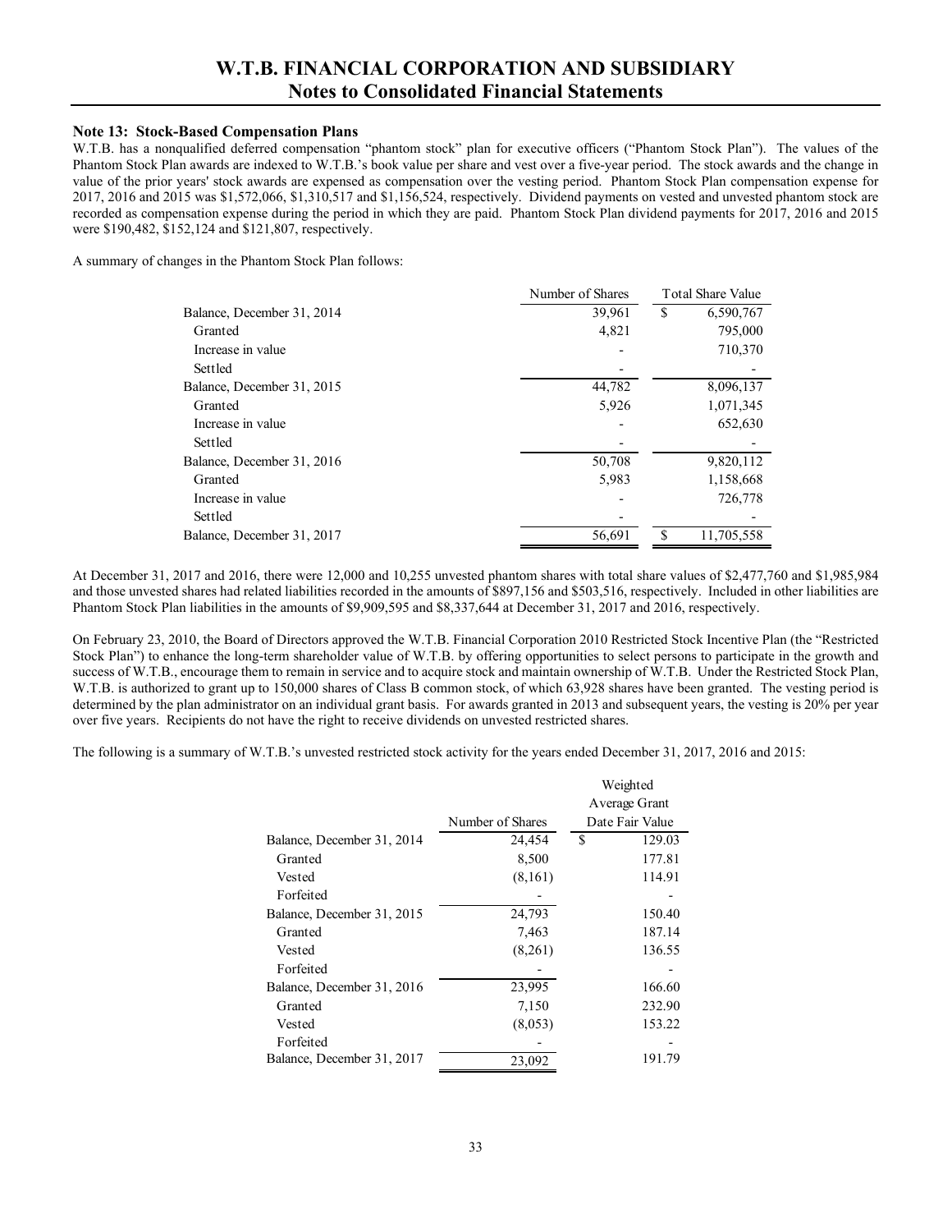### Note 13: Stock-Based Compensation Plans

W.T.B. has a nonqualified deferred compensation "phantom stock" plan for executive officers ("Phantom Stock Plan"). The values of the Phantom Stock Plan awards are indexed to W.T.B.'s book value per share and vest over a five-year period. The stock awards and the change in value of the prior years' stock awards are expensed as compensation over the vesting period. Phantom Stock Plan compensation expense for 2017, 2016 and 2015 was $1,572,066, $1,310,517 and $1,156,524, respectively. Dividend payments on vested and unvested phantom stock are recorded as compensation expense during the period in which they are paid. Phantom Stock Plan dividend payments for 2017, 2016 and 2015 were $190,482, $152,124 and $121,807, respectively.

A summary of changes in the Phantom Stock Plan follows:

| | Number of Shares | Total Share Value |
|---|---|---|
| Balance, December 31, 2014 | 39,961 | $ 6,590,767 |
| Granted | 4,821 | 795,000 |
| Increase in value | - | 710,370 |
| Settled | - | - |
| Balance, December 31, 2015 | 44,782 | 8,096,137 |
| Granted | 5,926 | 1,071,345 |
| Increase in value | - | 652,630 |
| Settled | - | - |
| Balance, December 31, 2016 | 50,708 | 9,820,112 |
| Granted | 5,983 | 1,158,668 |
| Increase in value | - | 726,778 |
| Settled | - | - |
| Balance, December 31, 2017 | 56,691 | $ 11,705,558 |

At December 31, 2017 and 2016, there were 12,000 and 10,255 unvested phantom shares with total share values of $2,477,760 and $1,985,984 and those unvested shares had related liabilities recorded in the amounts of $897,156 and $503,516, respectively. Included in other liabilities are Phantom Stock Plan liabilities in the amounts of $9,909,595 and $8,337,644 at December 31, 2017 and 2016, respectively.

On February 23, 2010, the Board of Directors approved the W.T.B. Financial Corporation 2010 Restricted Stock Incentive Plan (the "Restricted Stock Plan") to enhance the long-term shareholder value of W.T.B. by offering opportunities to select persons to participate in the growth and success of W.T.B., encourage them to remain in service and to acquire stock and maintain ownership of W.T.B. Under the Restricted Stock Plan, W.T.B. is authorized to grant up to 150,000 shares of Class B common stock, of which 63,928 shares have been granted. The vesting period is determined by the plan administrator on an individual grant basis. For awards granted in 2013 and subsequent years, the vesting is 20% per year over five years. Recipients do not have the right to receive dividends on unvested restricted shares.

The following is a summary of W.T.B.'s unvested restricted stock activity for the years ended December 31, 2017, 2016 and 2015:

| | Number of Shares | Weighted Average Grant Date Fair Value |
|---|---|---|
| Balance, December 31, 2014 | 24,454 | $ 129.03 |
| Granted | 8,500 | 177.81 |
| Vested | (8,161) | 114.91 |
| Forfeited | - | - |
| Balance, December 31, 2015 | 24,793 | 150.40 |
| Granted | 7,463 | 187.14 |
| Vested | (8,261) | 136.55 |
| Forfeited | - | - |
| Balance, December 31, 2016 | 23,995 | 166.60 |
| Granted | 7,150 | 232.90 |
| Vested | (8,053) | 153.22 |
| Forfeited | - | - |
| Balance, December 31, 2017 | 23,092 | 191.79 |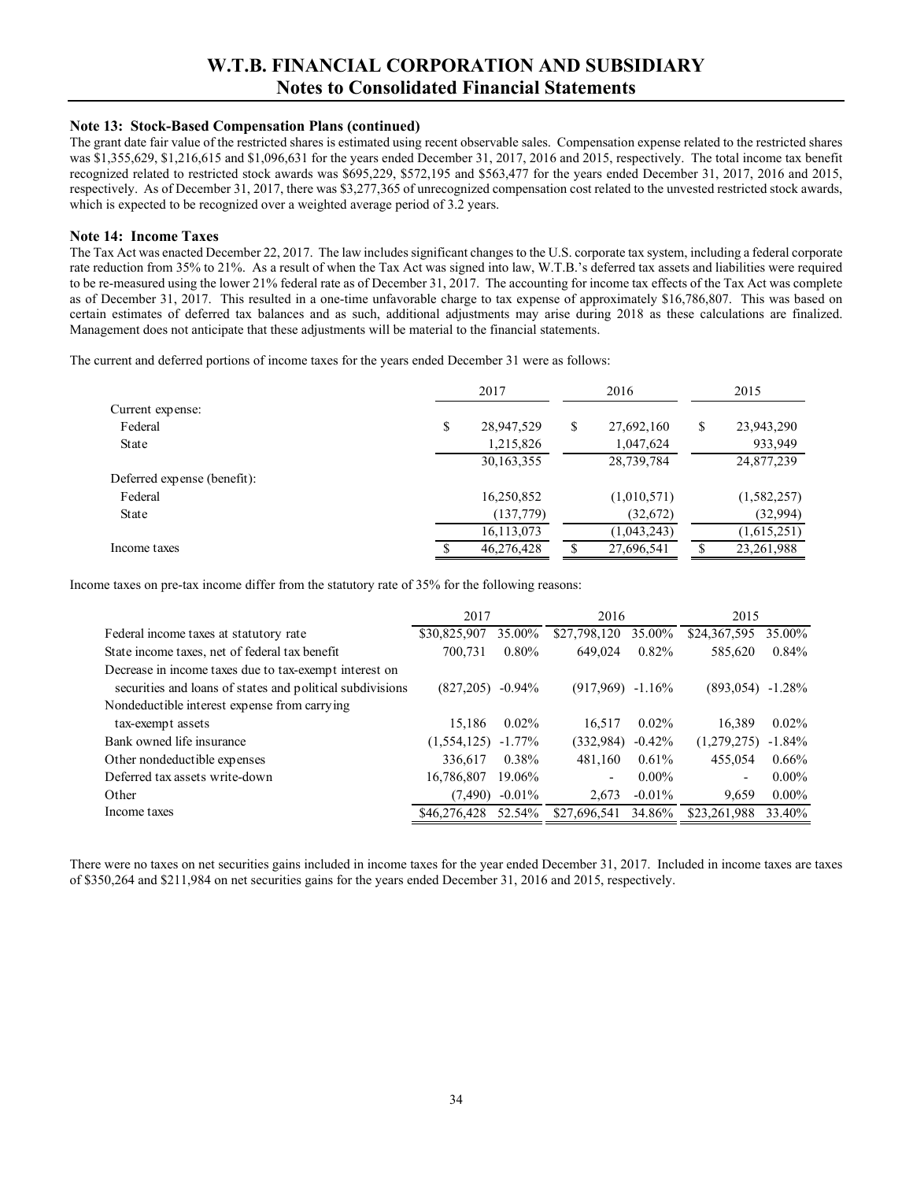### Note 13: Stock-Based Compensation Plans (continued)

The grant date fair value of the restricted shares is estimated using recent observable sales. Compensation expense related to the restricted shares was $1,355,629, $1,216,615 and $1,096,631 for the years ended December 31, 2017, 2016 and 2015, respectively. The total income tax benefit recognized related to restricted stock awards was $695,229, $572,195 and $563,477 for the years ended December 31, 2017, 2016 and 2015, respectively. As of December 31, 2017, there was $3,277,365 of unrecognized compensation cost related to the unvested restricted stock awards, which is expected to be recognized over a weighted average period of 3.2 years.

### Note 14: Income Taxes

The Tax Act was enacted December 22, 2017. The law includes significant changes to the U.S. corporate tax system, including a federal corporate rate reduction from 35% to 21%. As a result of when the Tax Act was signed into law, W.T.B.'s deferred tax assets and liabilities were required to be re-measured using the lower 21% federal rate as of December 31, 2017. The accounting for income tax effects of the Tax Act was complete as of December 31, 2017. This resulted in a one-time unfavorable charge to tax expense of approximately $16,786,807. This was based on certain estimates of deferred tax balances and as such, additional adjustments may arise during 2018 as these calculations are finalized. Management does not anticipate that these adjustments will be material to the financial statements.

The current and deferred portions of income taxes for the years ended December 31 were as follows:

| | 2017 | 2016 | 2015 |
|---|---|---|---|
| Current expense: | | | |
| Federal | $ 28,947,529 | $ 27,692,160 | $ 23,943,290 |
| State | 1,215,826 | 1,047,624 | 933,949 |
| | 30,163,355 | 28,739,784 | 24,877,239 |
| Deferred expense (benefit): | | | |
| Federal | 16,250,852 | (1,010,571) | (1,582,257) |
| State | (137,779) | (32,672) | (32,994) |
| | 16,113,073 | (1,043,243) | (1,615,251) |
| Income taxes | $ 46,276,428 | $ 27,696,541 | $ 23,261,988 |

Income taxes on pre-tax income differ from the statutory rate of 35% for the following reasons:

| | 2017 | | 2016 | | 2015 | |
|---|---|---|---|---|---|---|
| Federal income taxes at statutory rate | $30,825,907 | 35.00% | $27,798,120 | 35.00% | $24,367,595 | 35.00% |
| State income taxes, net of federal tax benefit | 700,731 | 0.80% | 649,024 | 0.82% | 585,620 | 0.84% |
| Decrease in income taxes due to tax-exempt interest on securities and loans of states and political subdivisions | (827,205) | -0.94% | (917,969) | -1.16% | (893,054) | -1.28% |
| Nondeductible interest expense from carrying tax-exempt assets | 15,186 | 0.02% | 16,517 | 0.02% | 16,389 | 0.02% |
| Bank owned life insurance | (1,554,125) | -1.77% | (332,984) | -0.42% | (1,279,275) | -1.84% |
| Other nondeductible expenses | 336,617 | 0.38% | 481,160 | 0.61% | 455,054 | 0.66% |
| Deferred tax assets write-down | 16,786,807 | 19.06% | - | 0.00% | - | 0.00% |
| Other | (7,490) | -0.01% | 2,673 | -0.01% | 9,659 | 0.00% |
| Income taxes | $46,276,428 | 52.54% | $27,696,541 | 34.86% | $23,261,988 | 33.40% |

There were no taxes on net securities gains included in income taxes for the year ended December 31, 2017. Included in income taxes are taxes of $350,264 and $211,984 on net securities gains for the years ended December 31, 2016 and 2015, respectively.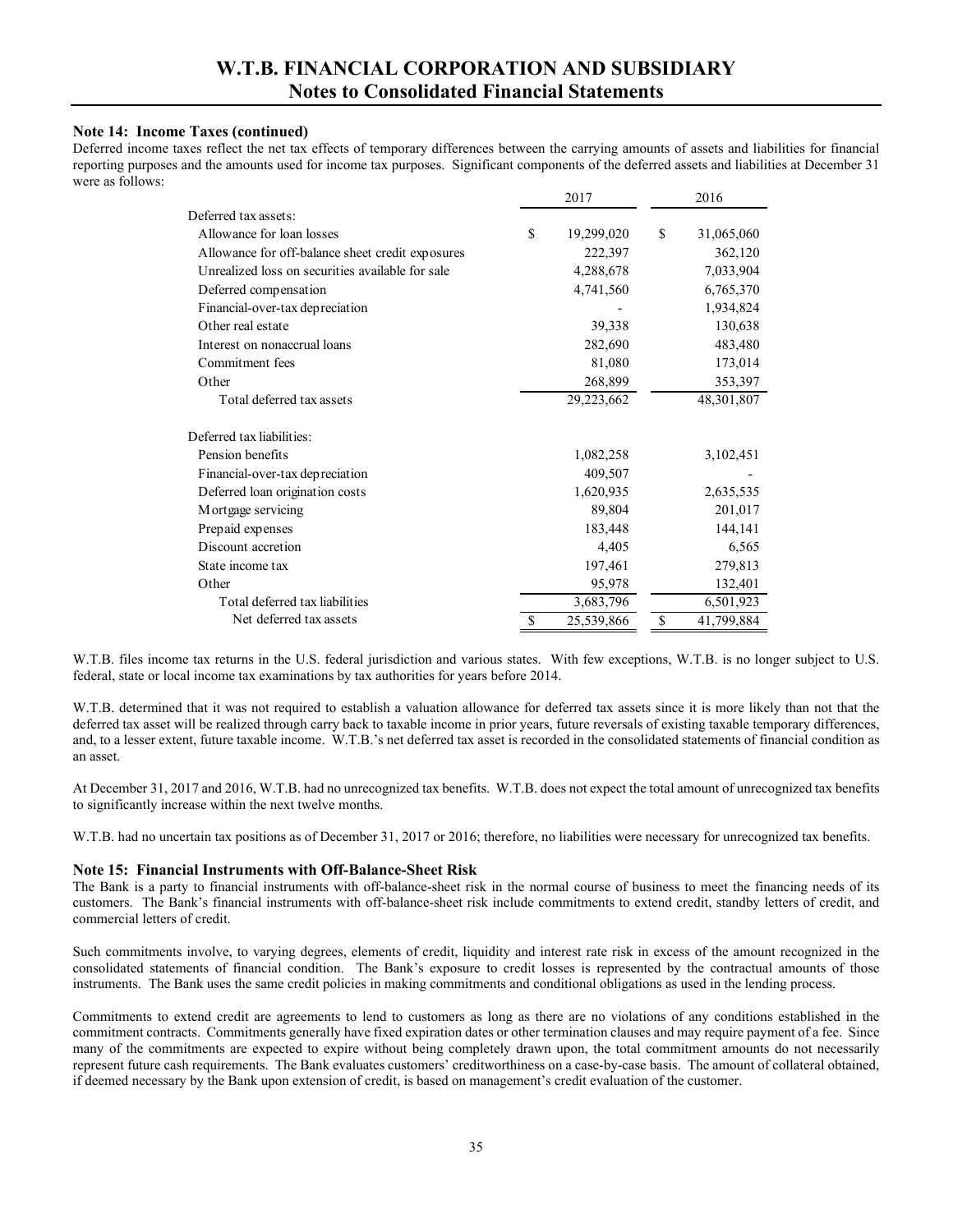### Note 14: Income Taxes (continued)

Deferred income taxes reflect the net tax effects of temporary differences between the carrying amounts of assets and liabilities for financial reporting purposes and the amounts used for income tax purposes. Significant components of the deferred assets and liabilities at December 31 were as follows:

| | 2017 | 2016 |
|---|---|---|
| Deferred tax assets: | | |
| Allowance for loan losses | $ 19,299,020 | $ 31,065,060 |
| Allowance for off-balance sheet credit exposures | 222,397 | 362,120 |
| Unrealized loss on securities available for sale | 4,288,678 | 7,033,904 |
| Deferred compensation | 4,741,560 | 6,765,370 |
| Financial-over-tax depreciation | - | 1,934,824 |
| Other real estate | 39,338 | 130,638 |
| Interest on nonaccrual loans | 282,690 | 483,480 |
| Commitment fees | 81,080 | 173,014 |
| Other | 268,899 | 353,397 |
| Total deferred tax assets | 29,223,662 | 48,301,807 |
| | | |
| Deferred tax liabilities: | | |
| Pension benefits | 1,082,258 | 3,102,451 |
| Financial-over-tax depreciation | 409,507 | - |
| Deferred loan origination costs | 1,620,935 | 2,635,535 |
| Mortgage servicing | 89,804 | 201,017 |
| Prepaid expenses | 183,448 | 144,141 |
| Discount accretion | 4,405 | 6,565 |
| State income tax | 197,461 | 279,813 |
| Other | 95,978 | 132,401 |
| Total deferred tax liabilities | 3,683,796 | 6,501,923 |
| Net deferred tax assets | $ 25,539,866 | $ 41,799,884 |

W.T.B. files income tax returns in the U.S. federal jurisdiction and various states. With few exceptions, W.T.B. is no longer subject to U.S. federal, state or local income tax examinations by tax authorities for years before 2014.

W.T.B. determined that it was not required to establish a valuation allowance for deferred tax assets since it is more likely than not that the deferred tax asset will be realized through carry back to taxable income in prior years, future reversals of existing taxable temporary differences, and, to a lesser extent, future taxable income. W.T.B.'s net deferred tax asset is recorded in the consolidated statements of financial condition as an asset.

At December 31, 2017 and 2016, W.T.B. had no unrecognized tax benefits. W.T.B. does not expect the total amount of unrecognized tax benefits to significantly increase within the next twelve months.

W.T.B. had no uncertain tax positions as of December 31, 2017 or 2016; therefore, no liabilities were necessary for unrecognized tax benefits.

### Note 15: Financial Instruments with Off-Balance-Sheet Risk

The Bank is a party to financial instruments with off-balance-sheet risk in the normal course of business to meet the financing needs of its customers. The Bank's financial instruments with off-balance-sheet risk include commitments to extend credit, standby letters of credit, and commercial letters of credit.

Such commitments involve, to varying degrees, elements of credit, liquidity and interest rate risk in excess of the amount recognized in the consolidated statements of financial condition. The Bank's exposure to credit losses is represented by the contractual amounts of those instruments. The Bank uses the same credit policies in making commitments and conditional obligations as used in the lending process.

Commitments to extend credit are agreements to lend to customers as long as there are no violations of any conditions established in the commitment contracts. Commitments generally have fixed expiration dates or other termination clauses and may require payment of a fee. Since many of the commitments are expected to expire without being completely drawn upon, the total commitment amounts do not necessarily represent future cash requirements. The Bank evaluates customers' creditworthiness on a case-by-case basis. The amount of collateral obtained, if deemed necessary by the Bank upon extension of credit, is based on management's credit evaluation of the customer.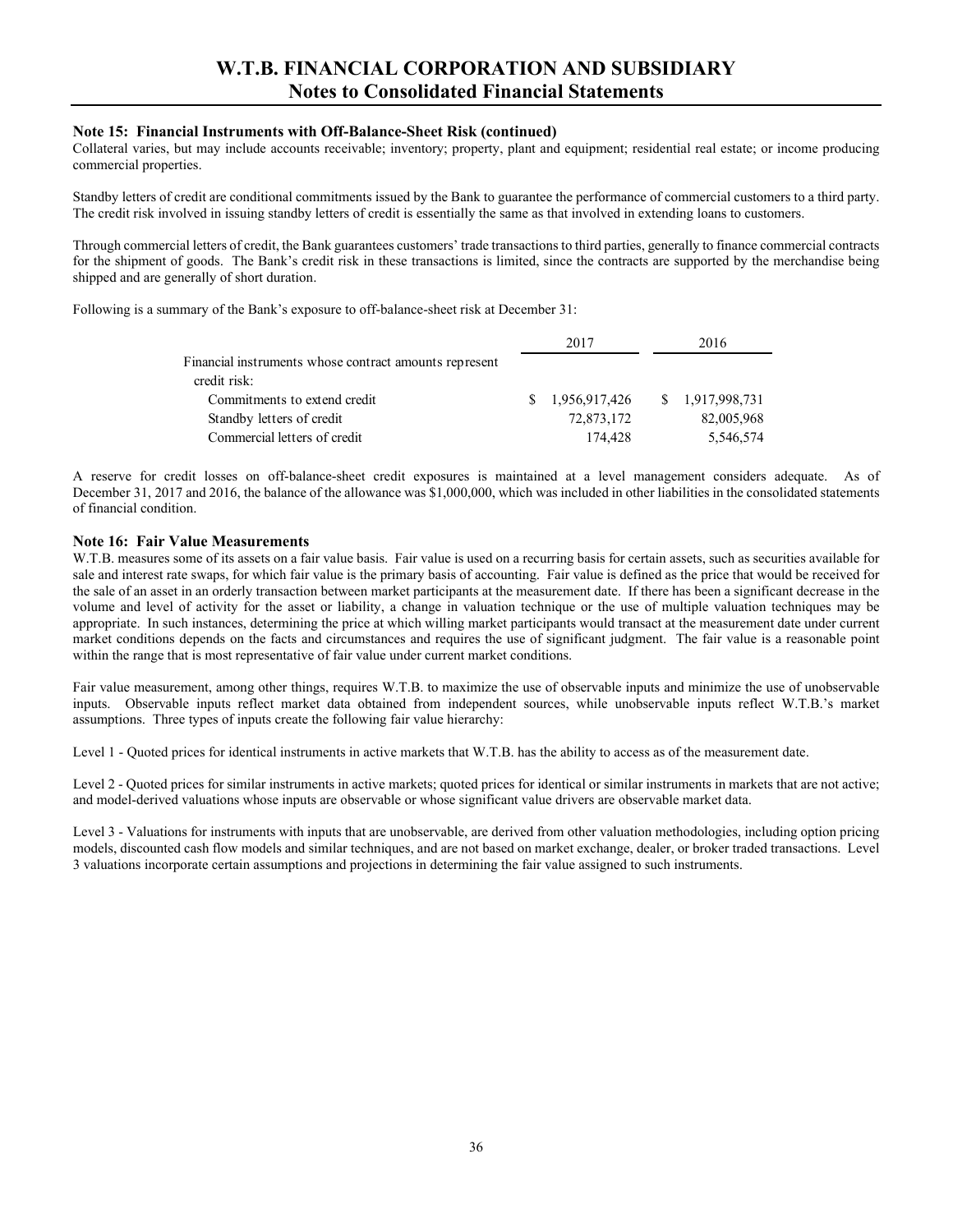### Note 15: Financial Instruments with Off-Balance-Sheet Risk (continued)

Collateral varies, but may include accounts receivable; inventory; property, plant and equipment; residential real estate; or income producing commercial properties.

Standby letters of credit are conditional commitments issued by the Bank to guarantee the performance of commercial customers to a third party. The credit risk involved in issuing standby letters of credit is essentially the same as that involved in extending loans to customers.

Through commercial letters of credit, the Bank guarantees customers' trade transactions to third parties, generally to finance commercial contracts for the shipment of goods. The Bank's credit risk in these transactions is limited, since the contracts are supported by the merchandise being shipped and are generally of short duration.

Following is a summary of the Bank's exposure to off-balance-sheet risk at December 31:

| | 2017 | 2016 |
|---|---|---|
| Financial instruments whose contract amounts represent credit risk: | | |
| Commitments to extend credit | $ 1,956,917,426 | $ 1,917,998,731 |
| Standby letters of credit | 72,873,172 | 82,005,968 |
| Commercial letters of credit | 174,428 | 5,546,574 |

A reserve for credit losses on off-balance-sheet credit exposures is maintained at a level management considers adequate. As of December 31, 2017 and 2016, the balance of the allowance was $1,000,000, which was included in other liabilities in the consolidated statements of financial condition.

### Note 16: Fair Value Measurements

W.T.B. measures some of its assets on a fair value basis. Fair value is used on a recurring basis for certain assets, such as securities available for sale and interest rate swaps, for which fair value is the primary basis of accounting. Fair value is defined as the price that would be received for the sale of an asset in an orderly transaction between market participants at the measurement date. If there has been a significant decrease in the volume and level of activity for the asset or liability, a change in valuation technique or the use of multiple valuation techniques may be appropriate. In such instances, determining the price at which willing market participants would transact at the measurement date under current market conditions depends on the facts and circumstances and requires the use of significant judgment. The fair value is a reasonable point within the range that is most representative of fair value under current market conditions.

Fair value measurement, among other things, requires W.T.B. to maximize the use of observable inputs and minimize the use of unobservable inputs. Observable inputs reflect market data obtained from independent sources, while unobservable inputs reflect W.T.B.'s market assumptions. Three types of inputs create the following fair value hierarchy:

Level 1 - Quoted prices for identical instruments in active markets that W.T.B. has the ability to access as of the measurement date.

Level 2 - Quoted prices for similar instruments in active markets; quoted prices for identical or similar instruments in markets that are not active; and model-derived valuations whose inputs are observable or whose significant value drivers are observable market data.

Level 3 - Valuations for instruments with inputs that are unobservable, are derived from other valuation methodologies, including option pricing models, discounted cash flow models and similar techniques, and are not based on market exchange, dealer, or broker traded transactions. Level 3 valuations incorporate certain assumptions and projections in determining the fair value assigned to such instruments.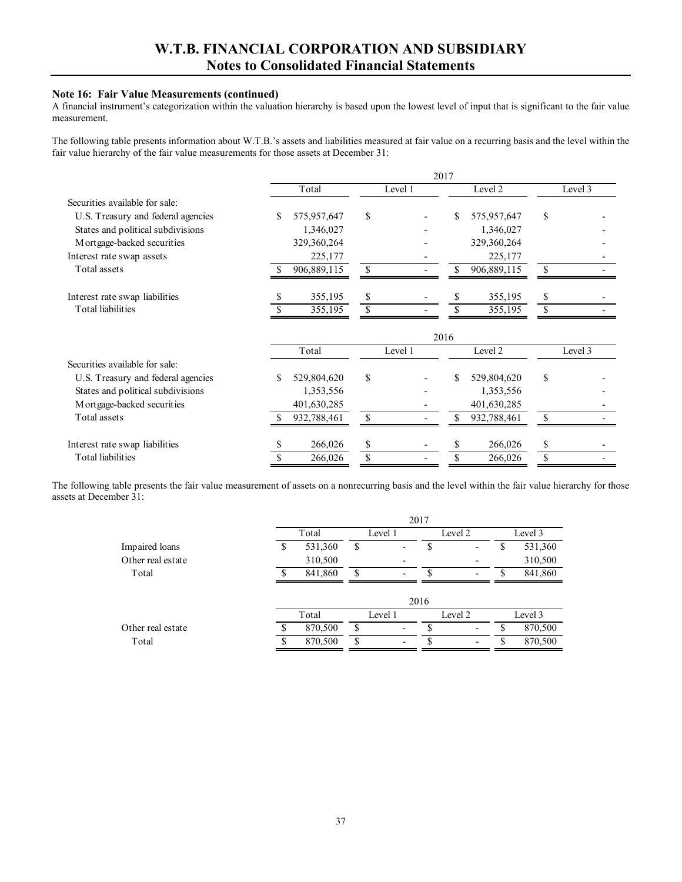# W.T.B. FINANCIAL CORPORATION AND SUBSIDIARY
## Notes to Consolidated Financial Statements

**Note 16: Fair Value Measurements (continued)**

A financial instrument's categorization within the valuation hierarchy is based upon the lowest level of input that is significant to the fair value measurement.

The following table presents information about W.T.B.'s assets and liabilities measured at fair value on a recurring basis and the level within the fair value hierarchy of the fair value measurements for those assets at December 31:

| | 2017 | | | |
|---|---|---|---|---|
| | Total | Level 1 | Level 2 | Level 3 |
| Securities available for sale: | | | | |
| U.S. Treasury and federal agencies | $ 575,957,647 | $ - | $ 575,957,647 | $ - |
| States and political subdivisions | 1,346,027 | - | 1,346,027 | - |
| Mortgage-backed securities | 329,360,264 | - | 329,360,264 | - |
| Interest rate swap assets | 225,177 | - | 225,177 | - |
| Total assets | $ 906,889,115 | $ - | $ 906,889,115 | $ - |
| Interest rate swap liabilities | $ 355,195 | $ - | $ 355,195 | $ - |
| Total liabilities | $ 355,195 | $ - | $ 355,195 | $ - |

| | 2016 | | | |
|---|---|---|---|---|
| | Total | Level 1 | Level 2 | Level 3 |
| Securities available for sale: | | | | |
| U.S. Treasury and federal agencies | $ 529,804,620 | $ - | $ 529,804,620 | $ - |
| States and political subdivisions | 1,353,556 | - | 1,353,556 | - |
| Mortgage-backed securities | 401,630,285 | - | 401,630,285 | - |
| Total assets | $ 932,788,461 | $ - | $ 932,788,461 | $ - |
| Interest rate swap liabilities | $ 266,026 | $ - | $ 266,026 | $ - |
| Total liabilities | $ 266,026 | $ - | $ 266,026 | $ - |

The following table presents the fair value measurement of assets on a nonrecurring basis and the level within the fair value hierarchy for those assets at December 31:

| | 2017 | | | |
|---|---|---|---|---|
| | Total | Level 1 | Level 2 | Level 3 |
| Impaired loans | $ 531,360 | $ - | $ - | $ 531,360 |
| Other real estate | 310,500 | - | - | 310,500 |
| Total | $ 841,860 | $ - | $ - | $ 841,860 |

| | 2016 | | | |
|---|---|---|---|---|
| | Total | Level 1 | Level 2 | Level 3 |
| Other real estate | $ 870,500 | $ - | $ - | $ 870,500 |
| Total | $ 870,500 | $ - | $ - | $ 870,500 |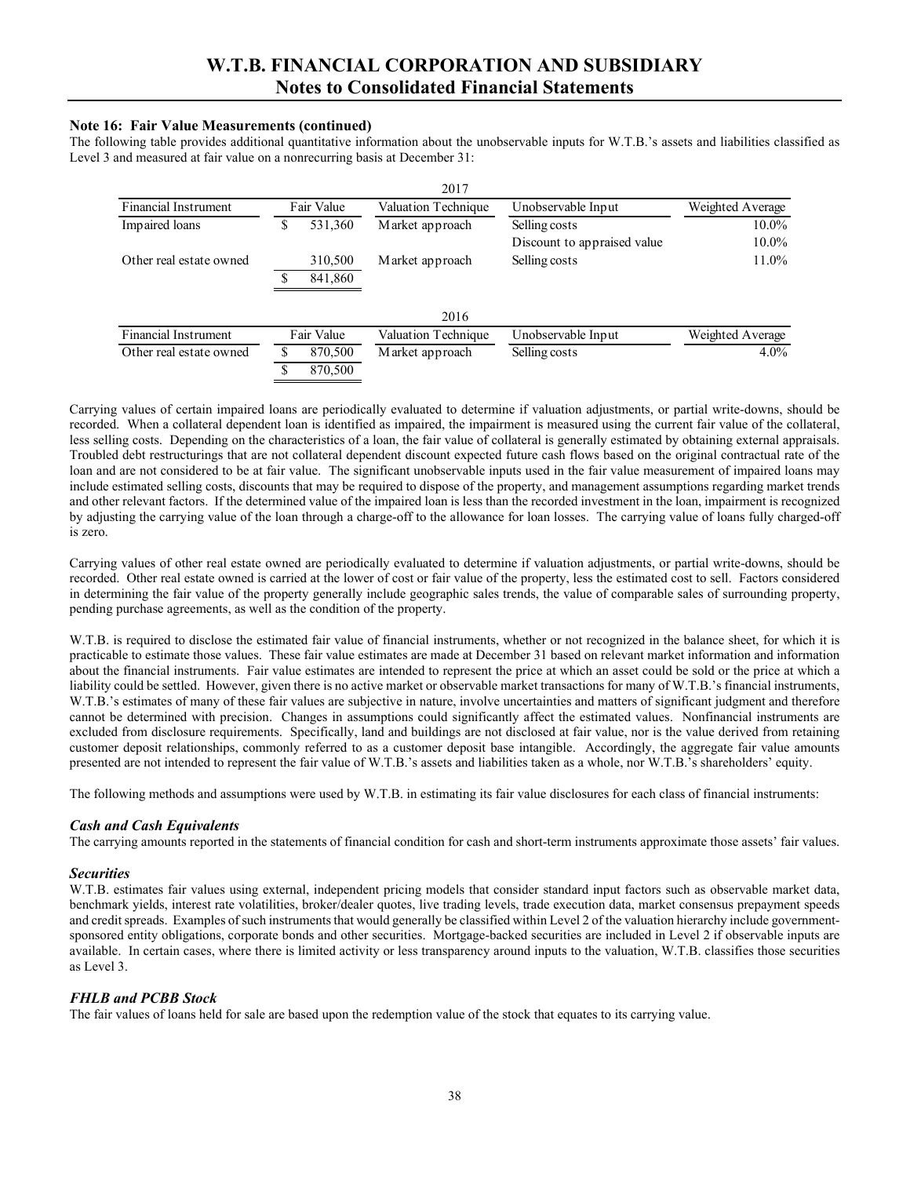## Note 16: Fair Value Measurements (continued)

The following table provides additional quantitative information about the unobservable inputs for W.T.B.'s assets and liabilities classified as Level 3 and measured at fair value on a nonrecurring basis at December 31:

| 2017 | | | | |
|---|---|---|---|---|
| Financial Instrument | Fair Value | Valuation Technique | Unobservable Input | Weighted Average |
| Impaired loans | $ 531,360 | Market approach | Selling costs | 10.0% |
| | | | Discount to appraised value | 10.0% |
| Other real estate owned | 310,500 | Market approach | Selling costs | 11.0% |
| | $ 841,860 | | | |

| 2016 | | | | |
|---|---|---|---|---|
| Financial Instrument | Fair Value | Valuation Technique | Unobservable Input | Weighted Average |
| Other real estate owned | $ 870,500 | Market approach | Selling costs | 4.0% |
| | $ 870,500 | | | |

Carrying values of certain impaired loans are periodically evaluated to determine if valuation adjustments, or partial write-downs, should be recorded. When a collateral dependent loan is identified as impaired, the impairment is measured using the current fair value of the collateral, less selling costs. Depending on the characteristics of a loan, the fair value of collateral is generally estimated by obtaining external appraisals. Troubled debt restructurings that are not collateral dependent discount expected future cash flows based on the original contractual rate of the loan and are not considered to be at fair value. The significant unobservable inputs used in the fair value measurement of impaired loans may include estimated selling costs, discounts that may be required to dispose of the property, and management assumptions regarding market trends and other relevant factors. If the determined value of the impaired loan is less than the recorded investment in the loan, impairment is recognized by adjusting the carrying value of the loan through a charge-off to the allowance for loan losses. The carrying value of loans fully charged-off is zero.

Carrying values of other real estate owned are periodically evaluated to determine if valuation adjustments, or partial write-downs, should be recorded. Other real estate owned is carried at the lower of cost or fair value of the property, less the estimated cost to sell. Factors considered in determining the fair value of the property generally include geographic sales trends, the value of comparable sales of surrounding property, pending purchase agreements, as well as the condition of the property.

W.T.B. is required to disclose the estimated fair value of financial instruments, whether or not recognized in the balance sheet, for which it is practicable to estimate those values. These fair value estimates are made at December 31 based on relevant market information and information about the financial instruments. Fair value estimates are intended to represent the price at which an asset could be sold or the price at which a liability could be settled. However, given there is no active market or observable market transactions for many of W.T.B.'s financial instruments, W.T.B.'s estimates of many of these fair values are subjective in nature, involve uncertainties and matters of significant judgment and therefore cannot be determined with precision. Changes in assumptions could significantly affect the estimated values. Nonfinancial instruments are excluded from disclosure requirements. Specifically, land and buildings are not disclosed at fair value, nor is the value derived from retaining customer deposit relationships, commonly referred to as a customer deposit base intangible. Accordingly, the aggregate fair value amounts presented are not intended to represent the fair value of W.T.B.'s assets and liabilities taken as a whole, nor W.T.B.'s shareholders' equity.

The following methods and assumptions were used by W.T.B. in estimating its fair value disclosures for each class of financial instruments:

### *Cash and Cash Equivalents*

The carrying amounts reported in the statements of financial condition for cash and short-term instruments approximate those assets' fair values.

### *Securities*

W.T.B. estimates fair values using external, independent pricing models that consider standard input factors such as observable market data, benchmark yields, interest rate volatilities, broker/dealer quotes, live trading levels, trade execution data, market consensus prepayment speeds and credit spreads. Examples of such instruments that would generally be classified within Level 2 of the valuation hierarchy include government-sponsored entity obligations, corporate bonds and other securities. Mortgage-backed securities are included in Level 2 if observable inputs are available. In certain cases, where there is limited activity or less transparency around inputs to the valuation, W.T.B. classifies those securities as Level 3.

### *FHLB and PCBB Stock*

The fair values of loans held for sale are based upon the redemption value of the stock that equates to its carrying value.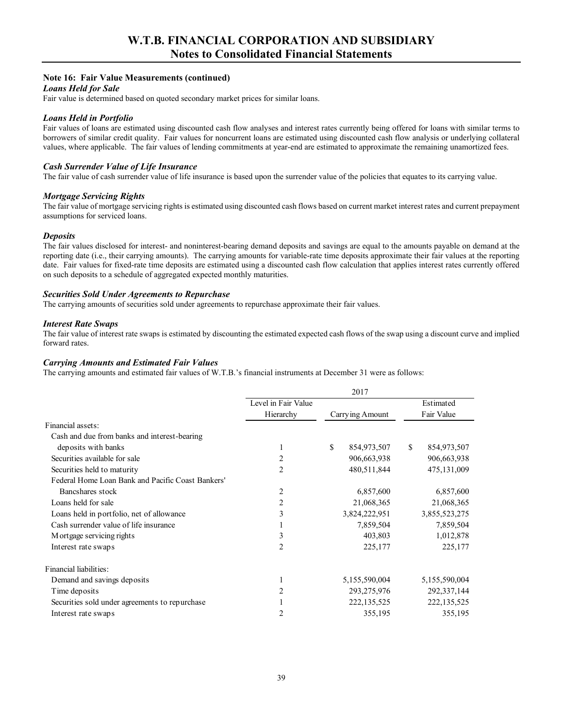### Note 16: Fair Value Measurements (continued)

***Loans Held for Sale***

Fair value is determined based on quoted secondary market prices for similar loans.

***Loans Held in Portfolio***

Fair values of loans are estimated using discounted cash flow analyses and interest rates currently being offered for loans with similar terms to borrowers of similar credit quality. Fair values for noncurrent loans are estimated using discounted cash flow analysis or underlying collateral values, where applicable. The fair values of lending commitments at year-end are estimated to approximate the remaining unamortized fees.

***Cash Surrender Value of Life Insurance***

The fair value of cash surrender value of life insurance is based upon the surrender value of the policies that equates to its carrying value.

***Mortgage Servicing Rights***

The fair value of mortgage servicing rights is estimated using discounted cash flows based on current market interest rates and current prepayment assumptions for serviced loans.

***Deposits***

The fair values disclosed for interest- and noninterest-bearing demand deposits and savings are equal to the amounts payable on demand at the reporting date (i.e., their carrying amounts). The carrying amounts for variable-rate time deposits approximate their fair values at the reporting date. Fair values for fixed-rate time deposits are estimated using a discounted cash flow calculation that applies interest rates currently offered on such deposits to a schedule of aggregated expected monthly maturities.

***Securities Sold Under Agreements to Repurchase***

The carrying amounts of securities sold under agreements to repurchase approximate their fair values.

***Interest Rate Swaps***

The fair value of interest rate swaps is estimated by discounting the estimated expected cash flows of the swap using a discount curve and implied forward rates.

***Carrying Amounts and Estimated Fair Values***

The carrying amounts and estimated fair values of W.T.B.'s financial instruments at December 31 were as follows:

| | 2017 | | |
|---|---|---|---|
| | Level in Fair Value Hierarchy | Carrying Amount | Estimated Fair Value |
| Financial assets: | | | |
| Cash and due from banks and interest-bearing deposits with banks | 1 | $ 854,973,507 | $ 854,973,507 |
| Securities available for sale | 2 | 906,663,938 | 906,663,938 |
| Securities held to maturity | 2 | 480,511,844 | 475,131,009 |
| Federal Home Loan Bank and Pacific Coast Bankers' Bancshares stock | 2 | 6,857,600 | 6,857,600 |
| Loans held for sale | 2 | 21,068,365 | 21,068,365 |
| Loans held in portfolio, net of allowance | 3 | 3,824,222,951 | 3,855,523,275 |
| Cash surrender value of life insurance | 1 | 7,859,504 | 7,859,504 |
| Mortgage servicing rights | 3 | 403,803 | 1,012,878 |
| Interest rate swaps | 2 | 225,177 | 225,177 |
| Financial liabilities: | | | |
| Demand and savings deposits | 1 | 5,155,590,004 | 5,155,590,004 |
| Time deposits | 2 | 293,275,976 | 292,337,144 |
| Securities sold under agreements to repurchase | 1 | 222,135,525 | 222,135,525 |
| Interest rate swaps | 2 | 355,195 | 355,195 |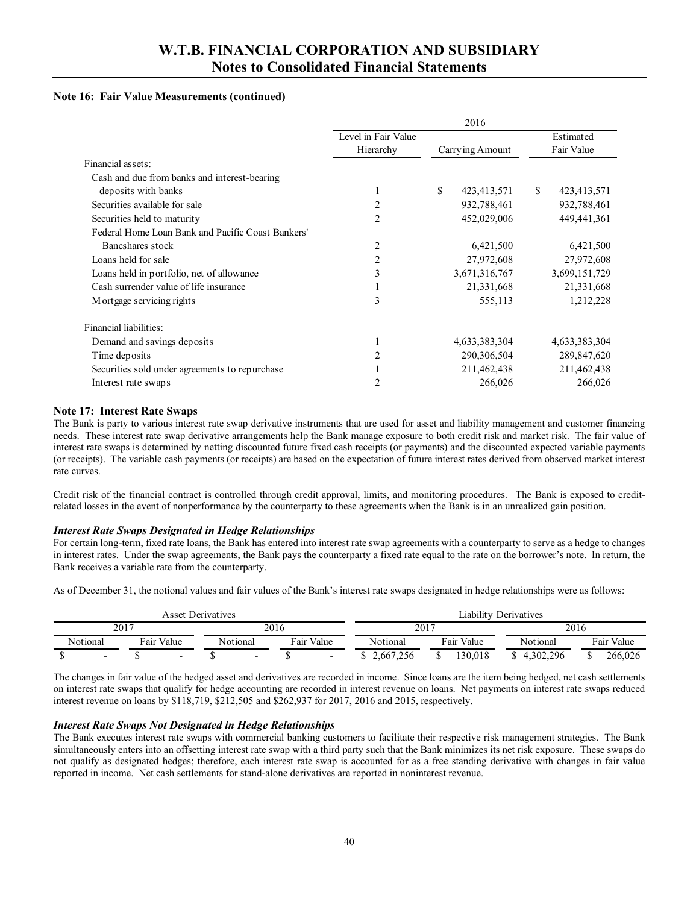#### Note 16: Fair Value Measurements (continued)

| | 2016 | | |
|---|---|---|---|
| | Level in Fair Value Hierarchy | Carrying Amount | Estimated Fair Value |
| Financial assets: | | | |
| Cash and due from banks and interest-bearing deposits with banks | 1 | $ 423,413,571 | $ 423,413,571 |
| Securities available for sale | 2 | 932,788,461 | 932,788,461 |
| Securities held to maturity | 2 | 452,029,006 | 449,441,361 |
| Federal Home Loan Bank and Pacific Coast Bankers' Bancshares stock | 2 | 6,421,500 | 6,421,500 |
| Loans held for sale | 2 | 27,972,608 | 27,972,608 |
| Loans held in portfolio, net of allowance | 3 | 3,671,316,767 | 3,699,151,729 |
| Cash surrender value of life insurance | 1 | 21,331,668 | 21,331,668 |
| Mortgage servicing rights | 3 | 555,113 | 1,212,228 |
| Financial liabilities: | | | |
| Demand and savings deposits | 1 | 4,633,383,304 | 4,633,383,304 |
| Time deposits | 2 | 290,306,504 | 289,847,620 |
| Securities sold under agreements to repurchase | 1 | 211,462,438 | 211,462,438 |
| Interest rate swaps | 2 | 266,026 | 266,026 |

#### Note 17: Interest Rate Swaps

The Bank is party to various interest rate swap derivative instruments that are used for asset and liability management and customer financing needs. These interest rate swap derivative arrangements help the Bank manage exposure to both credit risk and market risk. The fair value of interest rate swaps is determined by netting discounted future fixed cash receipts (or payments) and the discounted expected variable payments (or receipts). The variable cash payments (or receipts) are based on the expectation of future interest rates derived from observed market interest rate curves.

Credit risk of the financial contract is controlled through credit approval, limits, and monitoring procedures. The Bank is exposed to credit-related losses in the event of nonperformance by the counterparty to these agreements when the Bank is in an unrealized gain position.

***Interest Rate Swaps Designated in Hedge Relationships***

For certain long-term, fixed rate loans, the Bank has entered into interest rate swap agreements with a counterparty to serve as a hedge to changes in interest rates. Under the swap agreements, the Bank pays the counterparty a fixed rate equal to the rate on the borrower's note. In return, the Bank receives a variable rate from the counterparty.

As of December 31, the notional values and fair values of the Bank's interest rate swaps designated in hedge relationships were as follows:

| Asset Derivatives | | | | Liability Derivatives | | | |
|---|---|---|---|---|---|---|---|
| 2017 | | 2016 | | 2017 | | 2016 | |
| Notional | Fair Value | Notional | Fair Value | Notional | Fair Value | Notional | Fair Value |
| $ - | $ - | $ - | $ - | $ 2,667,256 | $ 130,018 | $ 4,302,296 | $ 266,026 |

The changes in fair value of the hedged asset and derivatives are recorded in income. Since loans are the item being hedged, net cash settlements on interest rate swaps that qualify for hedge accounting are recorded in interest revenue on loans. Net payments on interest rate swaps reduced interest revenue on loans by $118,719, $212,505 and $262,937 for 2017, 2016 and 2015, respectively.

***Interest Rate Swaps Not Designated in Hedge Relationships***

The Bank executes interest rate swaps with commercial banking customers to facilitate their respective risk management strategies. The Bank simultaneously enters into an offsetting interest rate swap with a third party such that the Bank minimizes its net risk exposure. These swaps do not qualify as designated hedges; therefore, each interest rate swap is accounted for as a free standing derivative with changes in fair value reported in income. Net cash settlements for stand-alone derivatives are reported in noninterest revenue.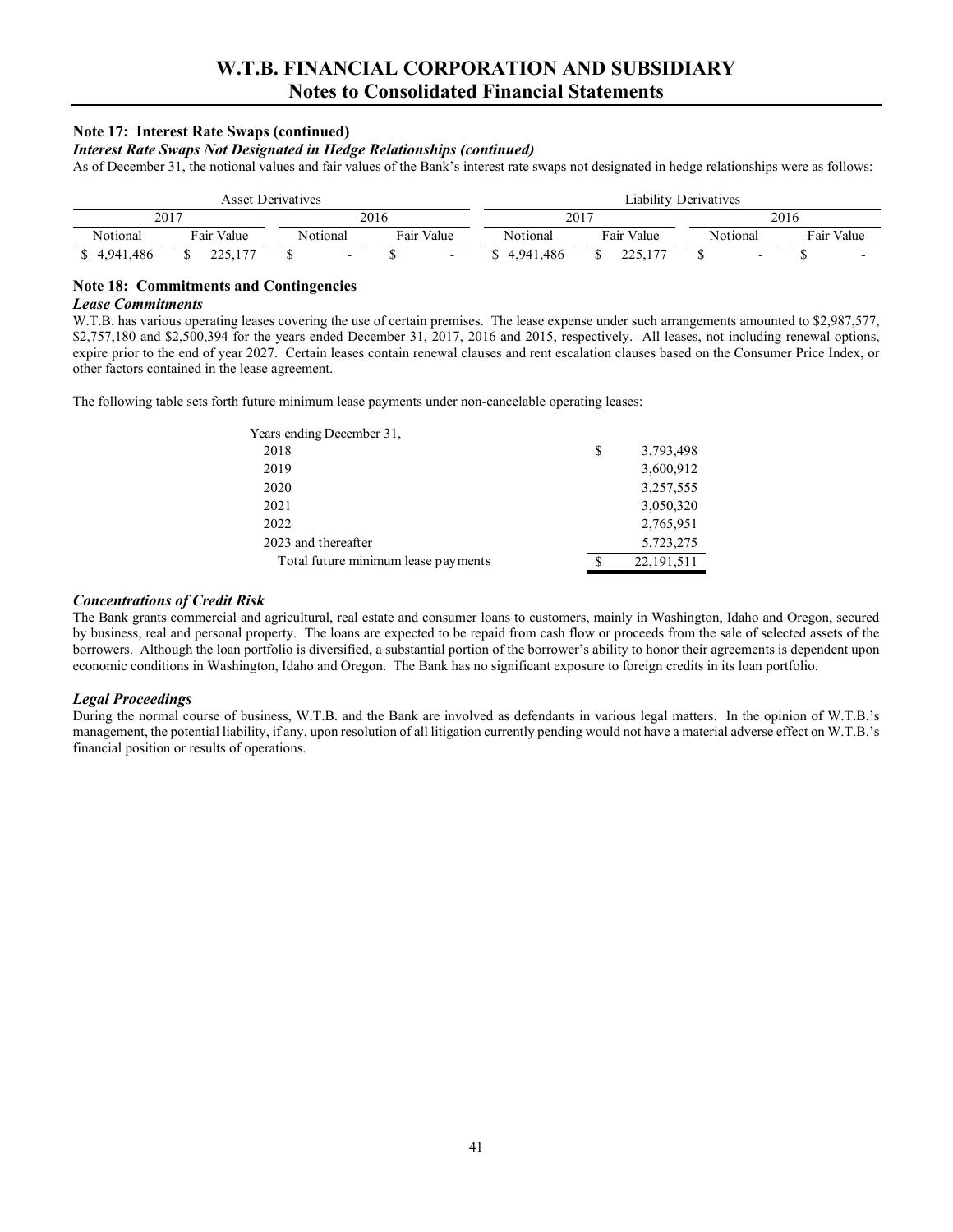### Note 17: Interest Rate Swaps (continued)

***Interest Rate Swaps Not Designated in Hedge Relationships (continued)***

As of December 31, the notional values and fair values of the Bank's interest rate swaps not designated in hedge relationships were as follows:

| Asset Derivatives | | | | Liability Derivatives | | | |
|---|---|---|---|---|---|---|---|
| 2017 | | 2016 | | 2017 | | 2016 | |
| Notional | Fair Value | Notional | Fair Value | Notional | Fair Value | Notional | Fair Value |
| $ 4,941,486 | $ 225,177 | $ - | $ - | $ 4,941,486 | $ 225,177 | $ - | $ - |

### Note 18: Commitments and Contingencies

***Lease Commitments***

W.T.B. has various operating leases covering the use of certain premises. The lease expense under such arrangements amounted to $2,987,577, $2,757,180 and $2,500,394 for the years ended December 31, 2017, 2016 and 2015, respectively. All leases, not including renewal options, expire prior to the end of year 2027. Certain leases contain renewal clauses and rent escalation clauses based on the Consumer Price Index, or other factors contained in the lease agreement.

The following table sets forth future minimum lease payments under non-cancelable operating leases:

| Years ending December 31, | |
|---|---|
| 2018 | $ 3,793,498 |
| 2019 | 3,600,912 |
| 2020 | 3,257,555 |
| 2021 | 3,050,320 |
| 2022 | 2,765,951 |
| 2023 and thereafter | 5,723,275 |
| Total future minimum lease payments | $ 22,191,511 |

***Concentrations of Credit Risk***

The Bank grants commercial and agricultural, real estate and consumer loans to customers, mainly in Washington, Idaho and Oregon, secured by business, real and personal property. The loans are expected to be repaid from cash flow or proceeds from the sale of selected assets of the borrowers. Although the loan portfolio is diversified, a substantial portion of the borrower's ability to honor their agreements is dependent upon economic conditions in Washington, Idaho and Oregon. The Bank has no significant exposure to foreign credits in its loan portfolio.

***Legal Proceedings***

During the normal course of business, W.T.B. and the Bank are involved as defendants in various legal matters. In the opinion of W.T.B.'s management, the potential liability, if any, upon resolution of all litigation currently pending would not have a material adverse effect on W.T.B.'s financial position or results of operations.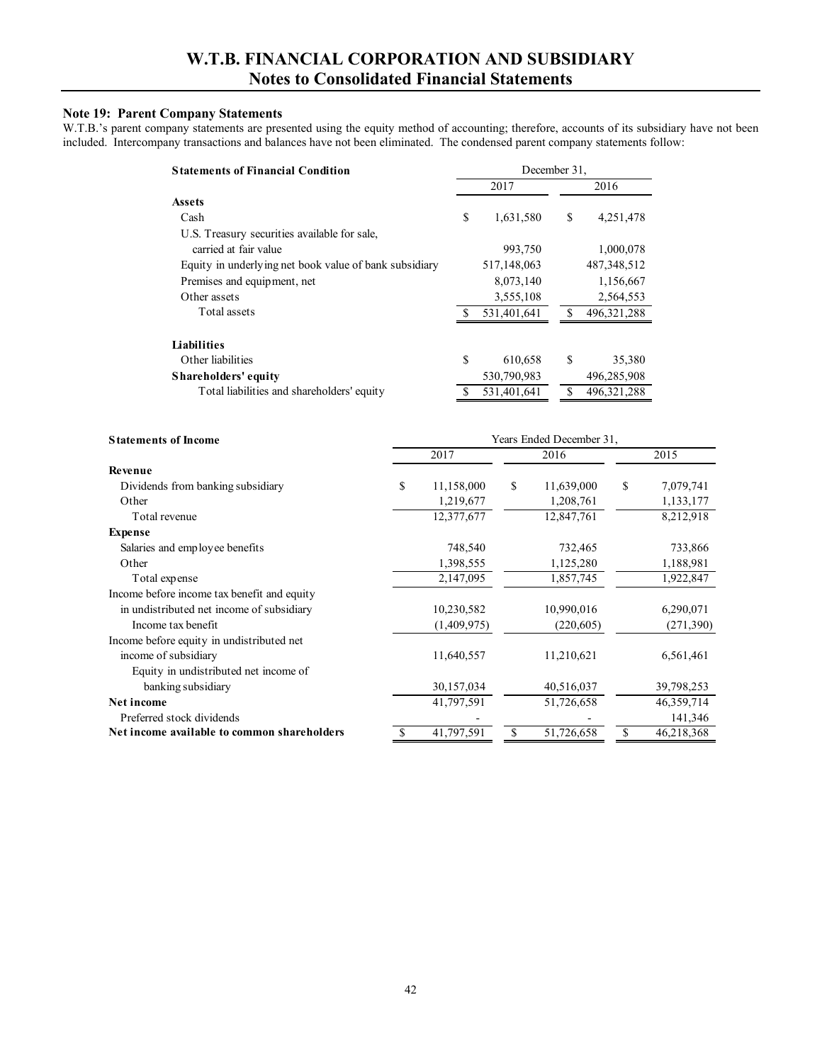# W.T.B. FINANCIAL CORPORATION AND SUBSIDIARY
## Notes to Consolidated Financial Statements

**Note 19: Parent Company Statements**

W.T.B.'s parent company statements are presented using the equity method of accounting; therefore, accounts of its subsidiary have not been included. Intercompany transactions and balances have not been eliminated. The condensed parent company statements follow:

| **Statements of Financial Condition** | December 31, | |
|---|---|---|
| | 2017 | 2016 |
| **Assets** | | |
| Cash | $ 1,631,580 | $ 4,251,478 |
| U.S. Treasury securities available for sale, carried at fair value | 993,750 | 1,000,078 |
| Equity in underlying net book value of bank subsidiary | 517,148,063 | 487,348,512 |
| Premises and equipment, net | 8,073,140 | 1,156,667 |
| Other assets | 3,555,108 | 2,564,553 |
| Total assets | $ 531,401,641 | $ 496,321,288 |
| **Liabilities** | | |
| Other liabilities | $ 610,658 | $ 35,380 |
| **Shareholders' equity** | 530,790,983 | 496,285,908 |
| Total liabilities and shareholders' equity | $ 531,401,641 | $ 496,321,288 |

| **Statements of Income** | Years Ended December 31, | | |
|---|---|---|---|
| | 2017 | 2016 | 2015 |
| **Revenue** | | | |
| Dividends from banking subsidiary | $ 11,158,000 | $ 11,639,000 | $ 7,079,741 |
| Other | 1,219,677 | 1,208,761 | 1,133,177 |
| Total revenue | 12,377,677 | 12,847,761 | 8,212,918 |
| **Expense** | | | |
| Salaries and employee benefits | 748,540 | 732,465 | 733,866 |
| Other | 1,398,555 | 1,125,280 | 1,188,981 |
| Total expense | 2,147,095 | 1,857,745 | 1,922,847 |
| Income before income tax benefit and equity in undistributed net income of subsidiary | 10,230,582 | 10,990,016 | 6,290,071 |
| Income tax benefit | (1,409,975) | (220,605) | (271,390) |
| Income before equity in undistributed net income of subsidiary | 11,640,557 | 11,210,621 | 6,561,461 |
| Equity in undistributed net income of banking subsidiary | 30,157,034 | 40,516,037 | 39,798,253 |
| **Net income** | 41,797,591 | 51,726,658 | 46,359,714 |
| Preferred stock dividends | - | - | 141,346 |
| **Net income available to common shareholders** | $ 41,797,591 | $ 51,726,658 | $ 46,218,368 |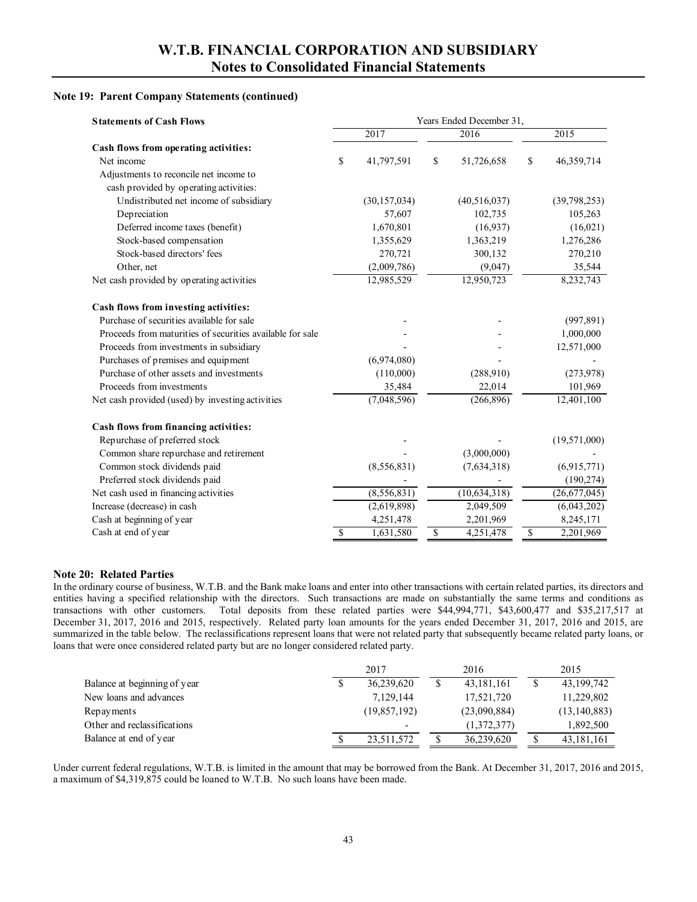## Note 19: Parent Company Statements (continued)

| Statements of Cash Flows | 2017 | 2016 | 2015 |
|---|---|---|---|
| **Cash flows from operating activities:** | | | |
| Net income | $ 41,797,591 | $ 51,726,658 | $ 46,359,714 |
| Adjustments to reconcile net income to cash provided by operating activities: | | | |
| Undistributed net income of subsidiary | (30,157,034) | (40,516,037) | (39,798,253) |
| Depreciation | 57,607 | 102,735 | 105,263 |
| Deferred income taxes (benefit) | 1,670,801 | (16,937) | (16,021) |
| Stock-based compensation | 1,355,629 | 1,363,219 | 1,276,286 |
| Stock-based directors' fees | 270,721 | 300,132 | 270,210 |
| Other, net | (2,009,786) | (9,047) | 35,544 |
| Net cash provided by operating activities | 12,985,529 | 12,950,723 | 8,232,743 |
| **Cash flows from investing activities:** | | | |
| Purchase of securities available for sale | - | - | (997,891) |
| Proceeds from maturities of securities available for sale | - | - | 1,000,000 |
| Proceeds from investments in subsidiary | - | - | 12,571,000 |
| Purchases of premises and equipment | (6,974,080) | - | - |
| Purchase of other assets and investments | (110,000) | (288,910) | (273,978) |
| Proceeds from investments | 35,484 | 22,014 | 101,969 |
| Net cash provided (used) by investing activities | (7,048,596) | (266,896) | 12,401,100 |
| **Cash flows from financing activities:** | | | |
| Repurchase of preferred stock | - | - | (19,571,000) |
| Common share repurchase and retirement | - | (3,000,000) | - |
| Common stock dividends paid | (8,556,831) | (7,634,318) | (6,915,771) |
| Preferred stock dividends paid | - | - | (190,274) |
| Net cash used in financing activities | (8,556,831) | (10,634,318) | (26,677,045) |
| Increase (decrease) in cash | (2,619,898) | 2,049,509 | (6,043,202) |
| Cash at beginning of year | 4,251,478 | 2,201,969 | 8,245,171 |
| Cash at end of year | $ 1,631,580 | $ 4,251,478 | $ 2,201,969 |

## Note 20: Related Parties

In the ordinary course of business, W.T.B. and the Bank make loans and enter into other transactions with certain related parties, its directors and entities having a specified relationship with the directors. Such transactions are made on substantially the same terms and conditions as transactions with other customers. Total deposits from these related parties were $44,994,771, $43,600,477 and $35,217,517 at December 31, 2017, 2016 and 2015, respectively. Related party loan amounts for the years ended December 31, 2017, 2016 and 2015, are summarized in the table below. The reclassifications represent loans that were not related party that subsequently became related party loans, or loans that were once considered related party but are no longer considered related party.

| | 2017 | 2016 | 2015 |
|---|---|---|---|
| Balance at beginning of year | $ 36,239,620 | $ 43,181,161 | $ 43,199,742 |
| New loans and advances | 7,129,144 | 17,521,720 | 11,229,802 |
| Repayments | (19,857,192) | (23,090,884) | (13,140,883) |
| Other and reclassifications | - | (1,372,377) | 1,892,500 |
| Balance at end of year | $ 23,511,572 | $ 36,239,620 | $ 43,181,161 |

Under current federal regulations, W.T.B. is limited in the amount that may be borrowed from the Bank. At December 31, 2017, 2016 and 2015, a maximum of $4,319,875 could be loaned to W.T.B. No such loans have been made.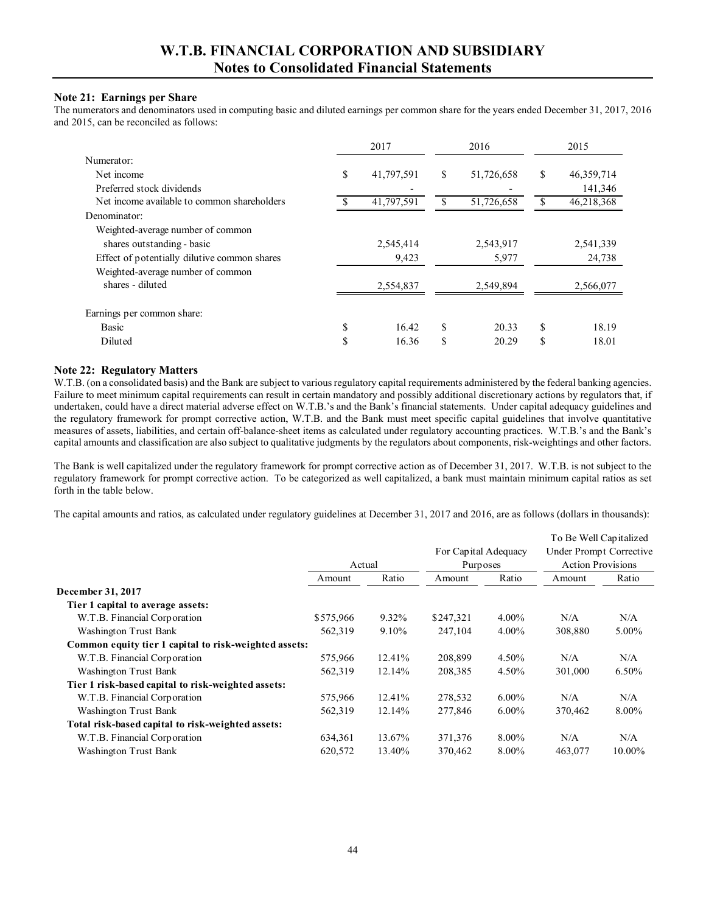## Note 21: Earnings per Share

The numerators and denominators used in computing basic and diluted earnings per common share for the years ended December 31, 2017, 2016 and 2015, can be reconciled as follows:

| | 2017 | 2016 | 2015 |
|---|---|---|---|
| Numerator: | | | |
| Net income | $ 41,797,591 | $ 51,726,658 | $ 46,359,714 |
| Preferred stock dividends | - | - | 141,346 |
| Net income available to common shareholders | $ 41,797,591 | $ 51,726,658 | $ 46,218,368 |
| Denominator: | | | |
| Weighted-average number of common shares outstanding - basic | 2,545,414 | 2,543,917 | 2,541,339 |
| Effect of potentially dilutive common shares | 9,423 | 5,977 | 24,738 |
| Weighted-average number of common shares - diluted | 2,554,837 | 2,549,894 | 2,566,077 |
| Earnings per common share: | | | |
| Basic | $ 16.42 | $ 20.33 | $ 18.19 |
| Diluted | $ 16.36 | $ 20.29 | $ 18.01 |

## Note 22: Regulatory Matters

W.T.B. (on a consolidated basis) and the Bank are subject to various regulatory capital requirements administered by the federal banking agencies. Failure to meet minimum capital requirements can result in certain mandatory and possibly additional discretionary actions by regulators that, if undertaken, could have a direct material adverse effect on W.T.B.'s and the Bank's financial statements. Under capital adequacy guidelines and the regulatory framework for prompt corrective action, W.T.B. and the Bank must meet specific capital guidelines that involve quantitative measures of assets, liabilities, and certain off-balance-sheet items as calculated under regulatory accounting practices. W.T.B.'s and the Bank's capital amounts and classification are also subject to qualitative judgments by the regulators about components, risk-weightings and other factors.

The Bank is well capitalized under the regulatory framework for prompt corrective action as of December 31, 2017. W.T.B. is not subject to the regulatory framework for prompt corrective action. To be categorized as well capitalized, a bank must maintain minimum capital ratios as set forth in the table below.

The capital amounts and ratios, as calculated under regulatory guidelines at December 31, 2017 and 2016, are as follows (dollars in thousands):

| | Actual | | For Capital Adequacy Purposes | | To Be Well Capitalized Under Prompt Corrective Action Provisions | |
|---|---|---|---|---|---|---|
| | Amount | Ratio | Amount | Ratio | Amount | Ratio |
| **December 31, 2017** | | | | | | |
| **Tier 1 capital to average assets:** | | | | | | |
| W.T.B. Financial Corporation | $575,966 | 9.32% | $247,321 | 4.00% | N/A | N/A |
| Washington Trust Bank | 562,319 | 9.10% | 247,104 | 4.00% | 308,880 | 5.00% |
| **Common equity tier 1 capital to risk-weighted assets:** | | | | | | |
| W.T.B. Financial Corporation | 575,966 | 12.41% | 208,899 | 4.50% | N/A | N/A |
| Washington Trust Bank | 562,319 | 12.14% | 208,385 | 4.50% | 301,000 | 6.50% |
| **Tier 1 risk-based capital to risk-weighted assets:** | | | | | | |
| W.T.B. Financial Corporation | 575,966 | 12.41% | 278,532 | 6.00% | N/A | N/A |
| Washington Trust Bank | 562,319 | 12.14% | 277,846 | 6.00% | 370,462 | 8.00% |
| **Total risk-based capital to risk-weighted assets:** | | | | | | |
| W.T.B. Financial Corporation | 634,361 | 13.67% | 371,376 | 8.00% | N/A | N/A |
| Washington Trust Bank | 620,572 | 13.40% | 370,462 | 8.00% | 463,077 | 10.00% |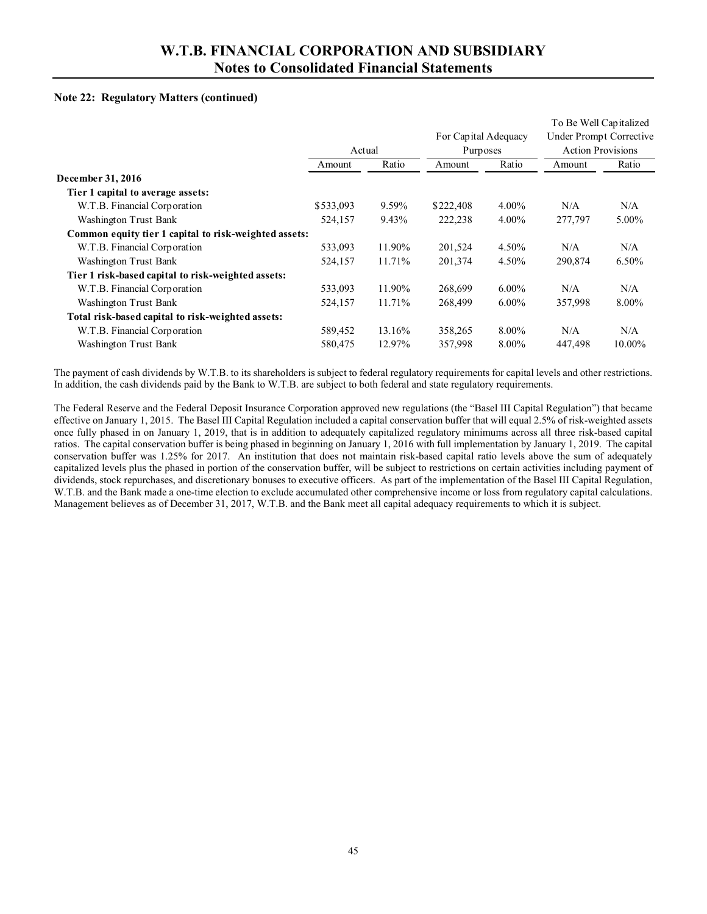#### Note 22: Regulatory Matters (continued)

| | Actual | | For Capital Adequacy Purposes | | To Be Well Capitalized Under Prompt Corrective Action Provisions | |
|---|---|---|---|---|---|---|
| | Amount | Ratio | Amount | Ratio | Amount | Ratio |
| **December 31, 2016** | | | | | | |
| **Tier 1 capital to average assets:** | | | | | | |
| W.T.B. Financial Corporation | $533,093 | 9.59% | $222,408 | 4.00% | N/A | N/A |
| Washington Trust Bank | 524,157 | 9.43% | 222,238 | 4.00% | 277,797 | 5.00% |
| **Common equity tier 1 capital to risk-weighted assets:** | | | | | | |
| W.T.B. Financial Corporation | 533,093 | 11.90% | 201,524 | 4.50% | N/A | N/A |
| Washington Trust Bank | 524,157 | 11.71% | 201,374 | 4.50% | 290,874 | 6.50% |
| **Tier 1 risk-based capital to risk-weighted assets:** | | | | | | |
| W.T.B. Financial Corporation | 533,093 | 11.90% | 268,699 | 6.00% | N/A | N/A |
| Washington Trust Bank | 524,157 | 11.71% | 268,499 | 6.00% | 357,998 | 8.00% |
| **Total risk-based capital to risk-weighted assets:** | | | | | | |
| W.T.B. Financial Corporation | 589,452 | 13.16% | 358,265 | 8.00% | N/A | N/A |
| Washington Trust Bank | 580,475 | 12.97% | 357,998 | 8.00% | 447,498 | 10.00% |

The payment of cash dividends by W.T.B. to its shareholders is subject to federal regulatory requirements for capital levels and other restrictions. In addition, the cash dividends paid by the Bank to W.T.B. are subject to both federal and state regulatory requirements.

The Federal Reserve and the Federal Deposit Insurance Corporation approved new regulations (the "Basel III Capital Regulation") that became effective on January 1, 2015. The Basel III Capital Regulation included a capital conservation buffer that will equal 2.5% of risk-weighted assets once fully phased in on January 1, 2019, that is in addition to adequately capitalized regulatory minimums across all three risk-based capital ratios. The capital conservation buffer is being phased in beginning on January 1, 2016 with full implementation by January 1, 2019. The capital conservation buffer was 1.25% for 2017. An institution that does not maintain risk-based capital ratio levels above the sum of adequately capitalized levels plus the phased in portion of the conservation buffer, will be subject to restrictions on certain activities including payment of dividends, stock repurchases, and discretionary bonuses to executive officers. As part of the implementation of the Basel III Capital Regulation, W.T.B. and the Bank made a one-time election to exclude accumulated other comprehensive income or loss from regulatory capital calculations. Management believes as of December 31, 2017, W.T.B. and the Bank meet all capital adequacy requirements to which it is subject.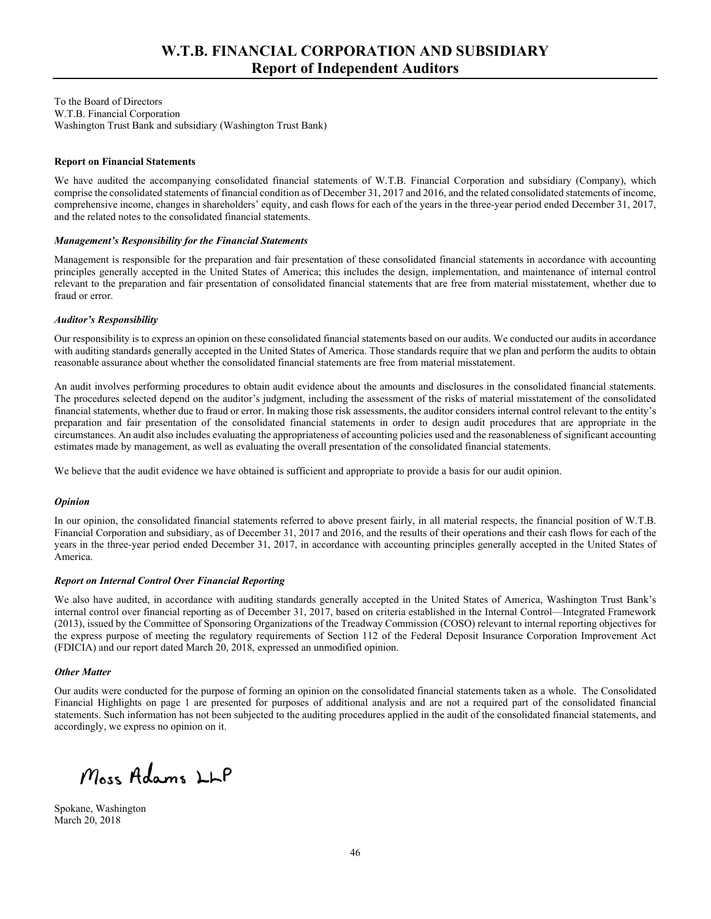# W.T.B. FINANCIAL CORPORATION AND SUBSIDIARY
## Report of Independent Auditors

To the Board of Directors
W.T.B. Financial Corporation
Washington Trust Bank and subsidiary (Washington Trust Bank)

**Report on Financial Statements**

We have audited the accompanying consolidated financial statements of W.T.B. Financial Corporation and subsidiary (Company), which comprise the consolidated statements of financial condition as of December 31, 2017 and 2016, and the related consolidated statements of income, comprehensive income, changes in shareholders' equity, and cash flows for each of the years in the three-year period ended December 31, 2017, and the related notes to the consolidated financial statements.

***Management's Responsibility for the Financial Statements***

Management is responsible for the preparation and fair presentation of these consolidated financial statements in accordance with accounting principles generally accepted in the United States of America; this includes the design, implementation, and maintenance of internal control relevant to the preparation and fair presentation of consolidated financial statements that are free from material misstatement, whether due to fraud or error.

***Auditor's Responsibility***

Our responsibility is to express an opinion on these consolidated financial statements based on our audits. We conducted our audits in accordance with auditing standards generally accepted in the United States of America. Those standards require that we plan and perform the audits to obtain reasonable assurance about whether the consolidated financial statements are free from material misstatement.

An audit involves performing procedures to obtain audit evidence about the amounts and disclosures in the consolidated financial statements. The procedures selected depend on the auditor's judgment, including the assessment of the risks of material misstatement of the consolidated financial statements, whether due to fraud or error. In making those risk assessments, the auditor considers internal control relevant to the entity's preparation and fair presentation of the consolidated financial statements in order to design audit procedures that are appropriate in the circumstances. An audit also includes evaluating the appropriateness of accounting policies used and the reasonableness of significant accounting estimates made by management, as well as evaluating the overall presentation of the consolidated financial statements.

We believe that the audit evidence we have obtained is sufficient and appropriate to provide a basis for our audit opinion.

***Opinion***

In our opinion, the consolidated financial statements referred to above present fairly, in all material respects, the financial position of W.T.B. Financial Corporation and subsidiary, as of December 31, 2017 and 2016, and the results of their operations and their cash flows for each of the years in the three-year period ended December 31, 2017, in accordance with accounting principles generally accepted in the United States of America.

***Report on Internal Control Over Financial Reporting***

We also have audited, in accordance with auditing standards generally accepted in the United States of America, Washington Trust Bank's internal control over financial reporting as of December 31, 2017, based on criteria established in the Internal Control—Integrated Framework (2013), issued by the Committee of Sponsoring Organizations of the Treadway Commission (COSO) relevant to internal reporting objectives for the express purpose of meeting the regulatory requirements of Section 112 of the Federal Deposit Insurance Corporation Improvement Act (FDICIA) and our report dated March 20, 2018, expressed an unmodified opinion.

***Other Matter***

Our audits were conducted for the purpose of forming an opinion on the consolidated financial statements taken as a whole. The Consolidated Financial Highlights on page 1 are presented for purposes of additional analysis and are not a required part of the consolidated financial statements. Such information has not been subjected to the auditing procedures applied in the audit of the consolidated financial statements, and accordingly, we express no opinion on it.

Moss Adams LLP

Spokane, Washington
March 20, 2018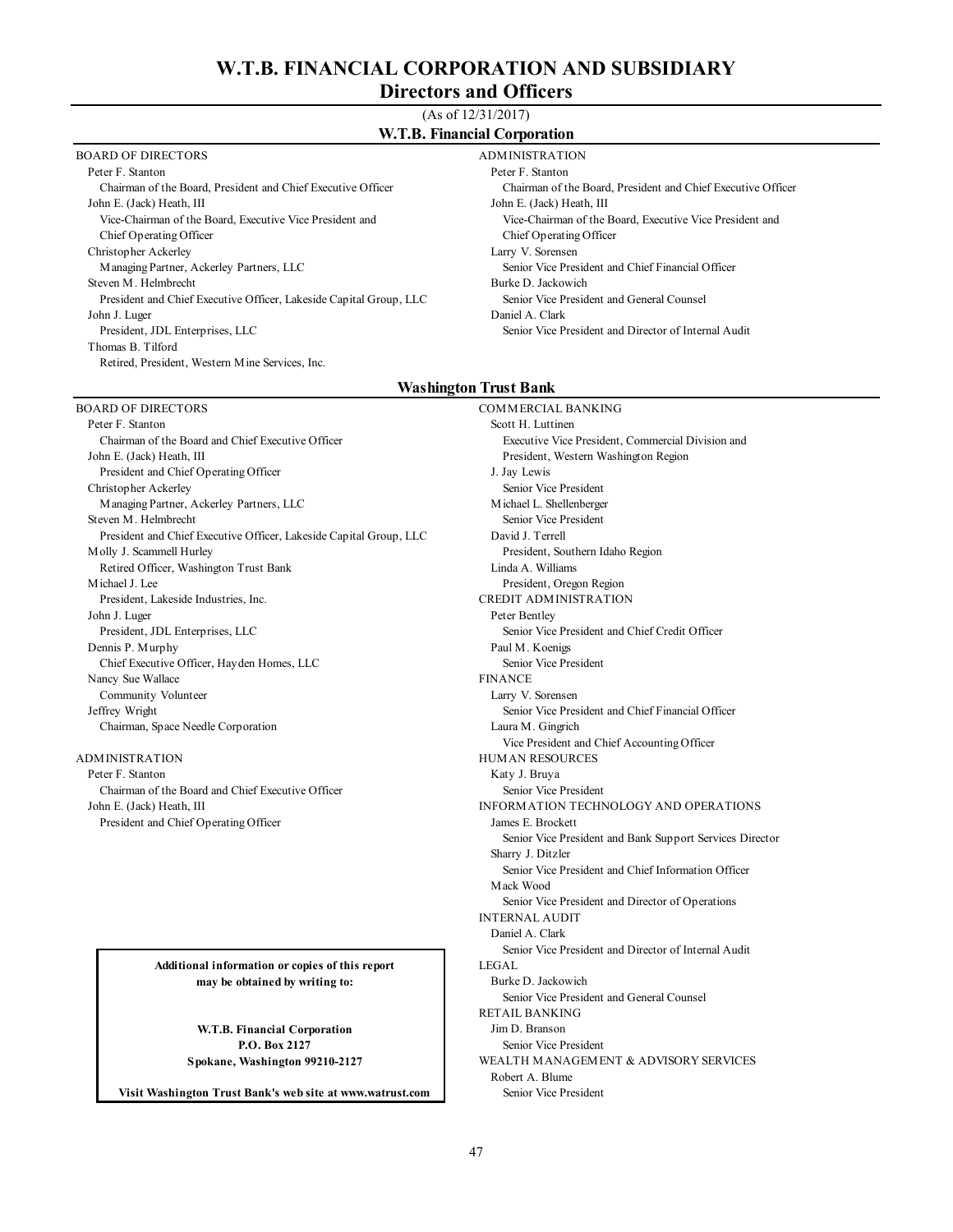# W.T.B. FINANCIAL CORPORATION AND SUBSIDIARY

## Directors and Officers

(As of 12/31/2017)

### W.T.B. Financial Corporation

**BOARD OF DIRECTORS**

Peter F. Stanton
Chairman of the Board, President and Chief Executive Officer

John E. (Jack) Heath, III
Vice-Chairman of the Board, Executive Vice President and Chief Operating Officer

Christopher Ackerley
Managing Partner, Ackerley Partners, LLC

Steven M. Helmbrecht
President and Chief Executive Officer, Lakeside Capital Group, LLC

John J. Luger
President, JDL Enterprises, LLC

Thomas B. Tilford
Retired, President, Western Mine Services, Inc.

**ADMINISTRATION**

Peter F. Stanton
Chairman of the Board, President and Chief Executive Officer

John E. (Jack) Heath, III
Vice-Chairman of the Board, Executive Vice President and Chief Operating Officer

Larry V. Sorensen
Senior Vice President and Chief Financial Officer

Burke D. Jackowich
Senior Vice President and General Counsel

Daniel A. Clark
Senior Vice President and Director of Internal Audit

### Washington Trust Bank

**BOARD OF DIRECTORS**

Peter F. Stanton
Chairman of the Board and Chief Executive Officer

John E. (Jack) Heath, III
President and Chief Operating Officer

Christopher Ackerley
Managing Partner, Ackerley Partners, LLC

Steven M. Helmbrecht
President and Chief Executive Officer, Lakeside Capital Group, LLC

Molly J. Scammell Hurley
Retired Officer, Washington Trust Bank

Michael J. Lee
President, Lakeside Industries, Inc.

John J. Luger
President, JDL Enterprises, LLC

Dennis P. Murphy
Chief Executive Officer, Hayden Homes, LLC

Nancy Sue Wallace
Community Volunteer

Jeffrey Wright
Chairman, Space Needle Corporation

**ADMINISTRATION**

Peter F. Stanton
Chairman of the Board and Chief Executive Officer

John E. (Jack) Heath, III
President and Chief Operating Officer

**COMMERCIAL BANKING**

Scott H. Luttinen
Executive Vice President, Commercial Division and President, Western Washington Region

J. Jay Lewis
Senior Vice President

Michael L. Shellenberger
Senior Vice President

David J. Terrell
President, Southern Idaho Region

Linda A. Williams
President, Oregon Region

**CREDIT ADMINISTRATION**

Peter Bentley
Senior Vice President and Chief Credit Officer

Paul M. Koenigs
Senior Vice President

**FINANCE**

Larry V. Sorensen
Senior Vice President and Chief Financial Officer

Laura M. Gingrich
Vice President and Chief Accounting Officer

**HUMAN RESOURCES**

Katy J. Bruya
Senior Vice President

**INFORMATION TECHNOLOGY AND OPERATIONS**

James E. Brockett
Senior Vice President and Bank Support Services Director

Sharry J. Ditzler
Senior Vice President and Chief Information Officer

Mack Wood
Senior Vice President and Director of Operations

**INTERNAL AUDIT**

Daniel A. Clark
Senior Vice President and Director of Internal Audit

**LEGAL**

Burke D. Jackowich
Senior Vice President and General Counsel

**RETAIL BANKING**

Jim D. Branson
Senior Vice President

**WEALTH MANAGEMENT & ADVISORY SERVICES**

Robert A. Blume
Senior Vice President

---

**Additional information or copies of this report may be obtained by writing to:**

**W.T.B. Financial Corporation**
**P.O. Box 2127**
**Spokane, Washington 99210-2127**

**Visit Washington Trust Bank's web site at www.watrust.com**